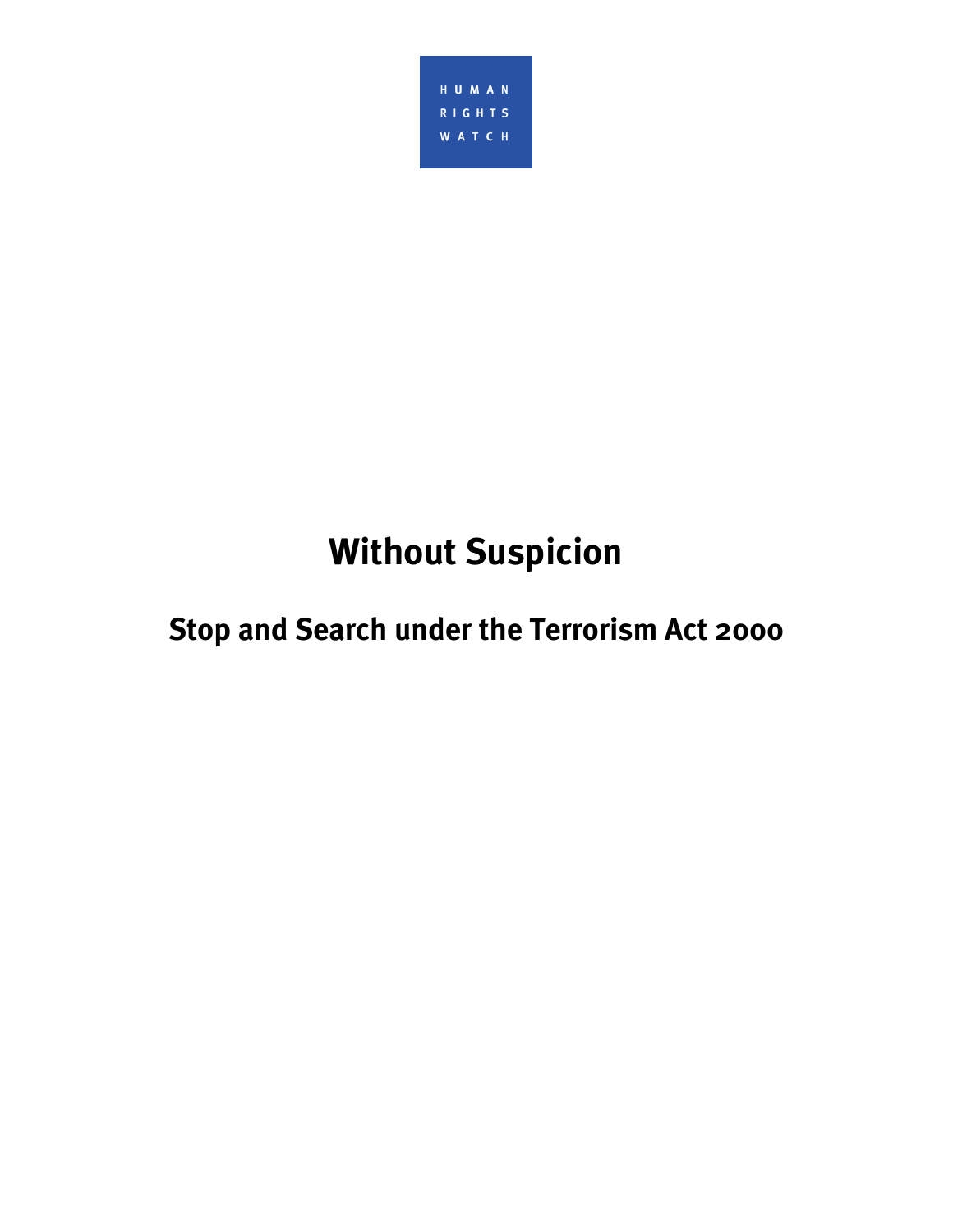HUMAN RIGHTS WATCH

# Without Suspicion

## Stop and Search under the Terrorism Act 2000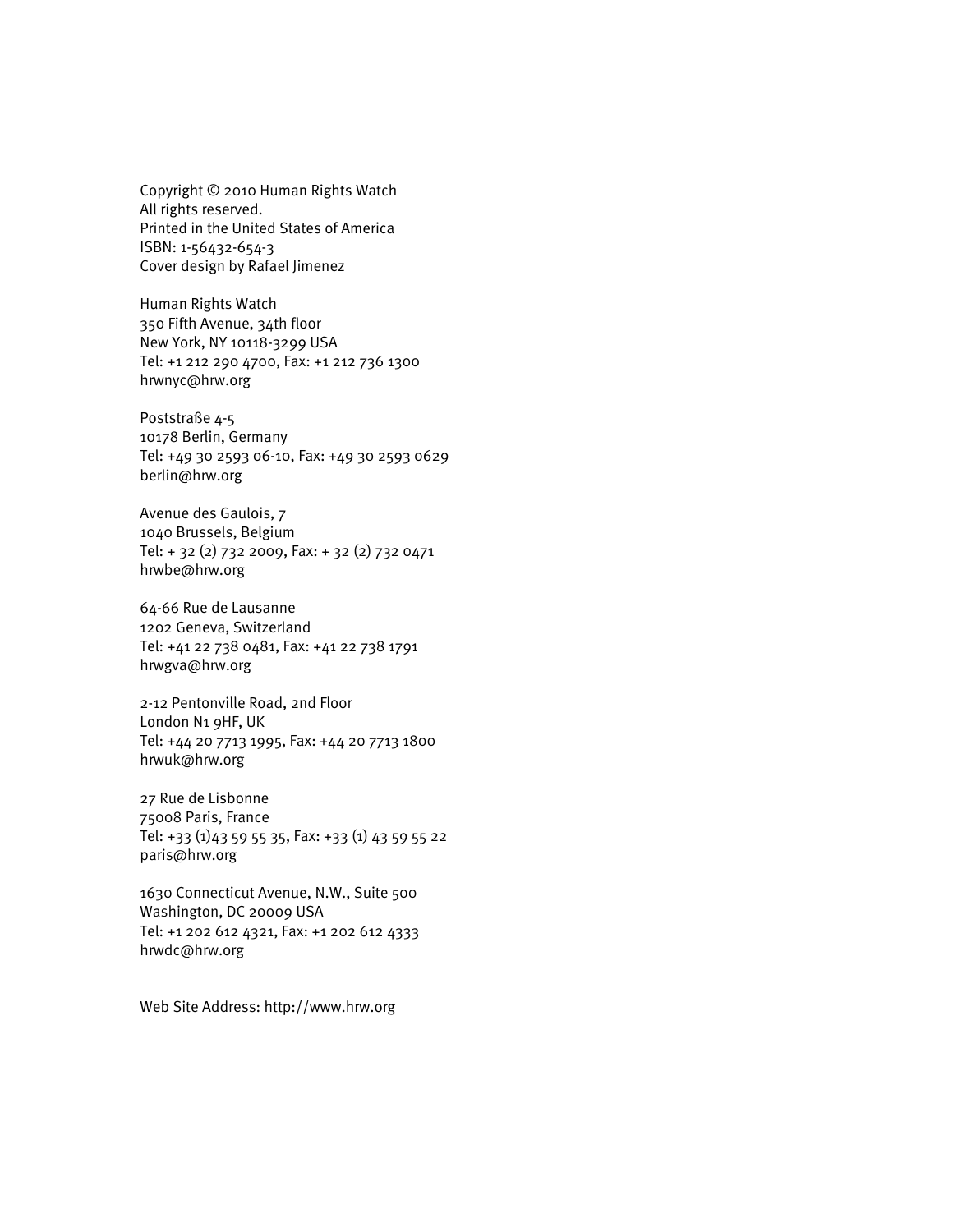Copyright © 2010 Human Rights Watch
All rights reserved.
Printed in the United States of America
ISBN: 1-56432-654-3
Cover design by Rafael Jimenez

Human Rights Watch
350 Fifth Avenue, 34th floor
New York, NY 10118-3299 USA
Tel: +1 212 290 4700, Fax: +1 212 736 1300
hrwnyc@hrw.org

Poststraße 4-5
10178 Berlin, Germany
Tel: +49 30 2593 06-10, Fax: +49 30 2593 0629
berlin@hrw.org

Avenue des Gaulois, 7
1040 Brussels, Belgium
Tel: + 32 (2) 732 2009, Fax: + 32 (2) 732 0471
hrwbe@hrw.org

64-66 Rue de Lausanne
1202 Geneva, Switzerland
Tel: +41 22 738 0481, Fax: +41 22 738 1791
hrwgva@hrw.org

2-12 Pentonville Road, 2nd Floor
London N1 9HF, UK
Tel: +44 20 7713 1995, Fax: +44 20 7713 1800
hrwuk@hrw.org

27 Rue de Lisbonne
75008 Paris, France
Tel: +33 (1)43 59 55 35, Fax: +33 (1) 43 59 55 22
paris@hrw.org

1630 Connecticut Avenue, N.W., Suite 500
Washington, DC 20009 USA
Tel: +1 202 612 4321, Fax: +1 202 612 4333
hrwdc@hrw.org

Web Site Address: http://www.hrw.org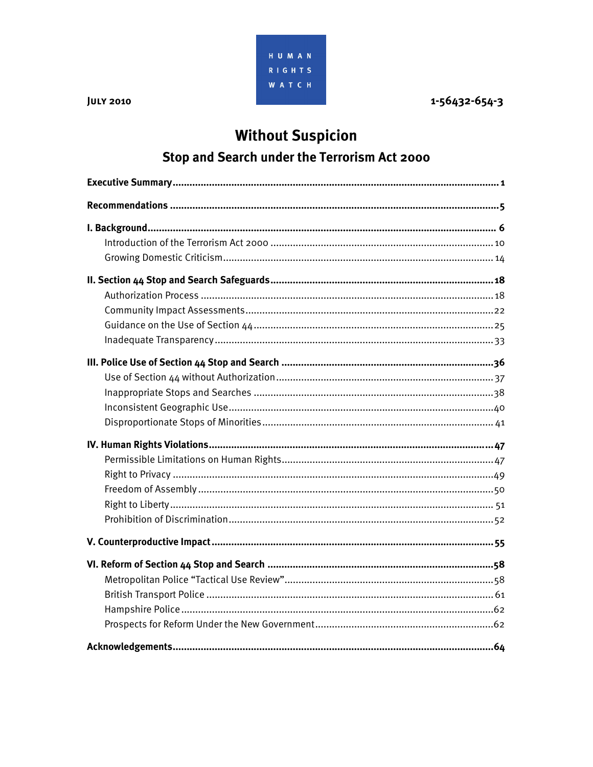HUMAN RIGHTS WATCH

JULY 2010 | 1-56432-654-3

# Without Suspicion

## Stop and Search under the Terrorism Act 2000

**Executive Summary** .......... 1

**Recommendations** .......... 5

**I. Background** .......... 6

- Introduction of the Terrorism Act 2000 .......... 10
- Growing Domestic Criticism .......... 14

**II. Section 44 Stop and Search Safeguards** .......... 18

- Authorization Process .......... 18
- Community Impact Assessments .......... 22
- Guidance on the Use of Section 44 .......... 25
- Inadequate Transparency .......... 33

**III. Police Use of Section 44 Stop and Search** .......... 36

- Use of Section 44 without Authorization .......... 37
- Inappropriate Stops and Searches .......... 38
- Inconsistent Geographic Use .......... 40
- Disproportionate Stops of Minorities .......... 41

**IV. Human Rights Violations** .......... 47

- Permissible Limitations on Human Rights .......... 47
- Right to Privacy .......... 49
- Freedom of Assembly .......... 50
- Right to Liberty .......... 51
- Prohibition of Discrimination .......... 52

**V. Counterproductive Impact** .......... 55

**VI. Reform of Section 44 Stop and Search** .......... 58

- Metropolitan Police "Tactical Use Review" .......... 58
- British Transport Police .......... 61
- Hampshire Police .......... 62
- Prospects for Reform Under the New Government .......... 62

**Acknowledgements** .......... 64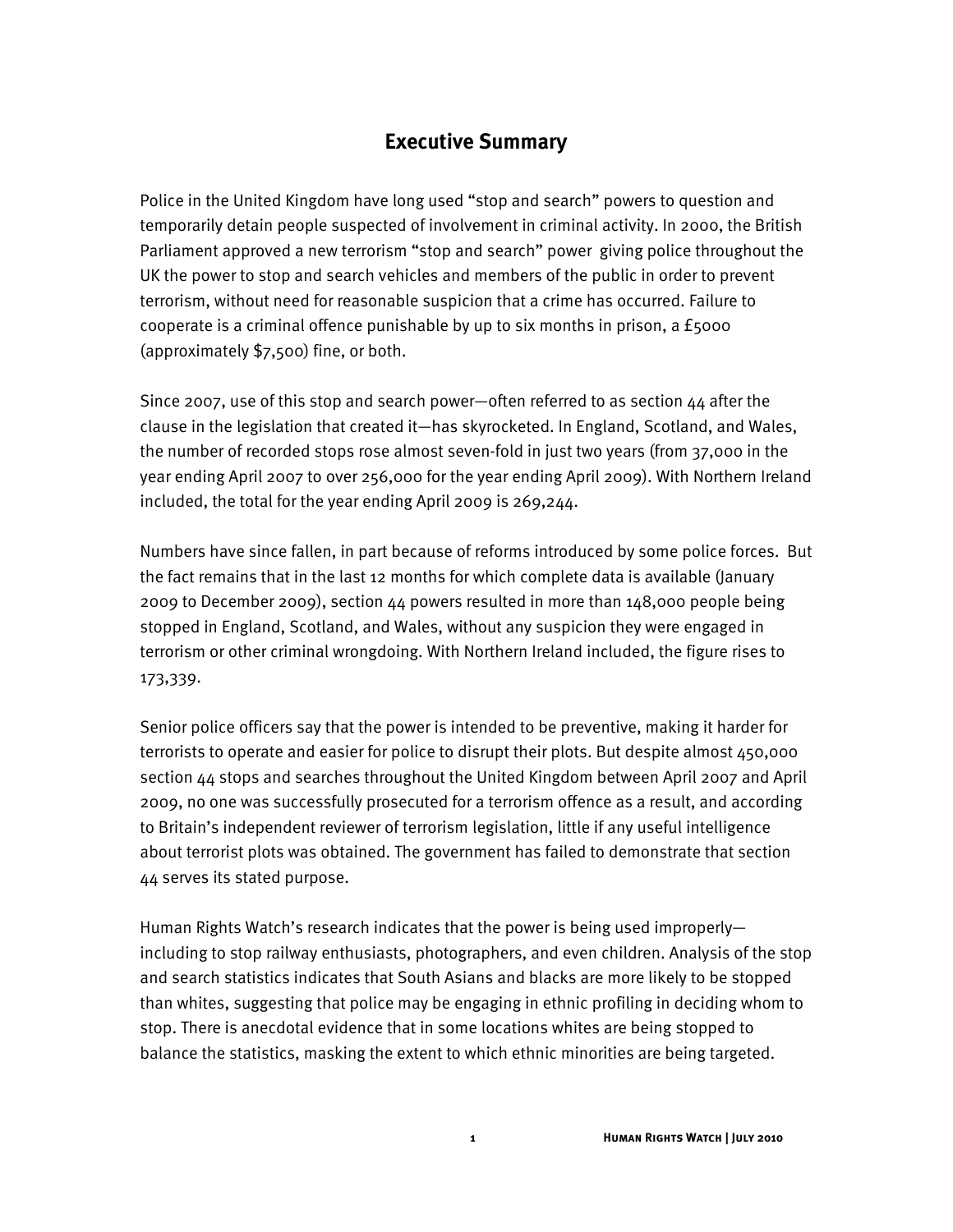## Executive Summary

Police in the United Kingdom have long used "stop and search" powers to question and temporarily detain people suspected of involvement in criminal activity. In 2000, the British Parliament approved a new terrorism "stop and search" power giving police throughout the UK the power to stop and search vehicles and members of the public in order to prevent terrorism, without need for reasonable suspicion that a crime has occurred. Failure to cooperate is a criminal offence punishable by up to six months in prison, a £5000 (approximately $7,500) fine, or both.

Since 2007, use of this stop and search power—often referred to as section 44 after the clause in the legislation that created it—has skyrocketed. In England, Scotland, and Wales, the number of recorded stops rose almost seven-fold in just two years (from 37,000 in the year ending April 2007 to over 256,000 for the year ending April 2009). With Northern Ireland included, the total for the year ending April 2009 is 269,244.

Numbers have since fallen, in part because of reforms introduced by some police forces. But the fact remains that in the last 12 months for which complete data is available (January 2009 to December 2009), section 44 powers resulted in more than 148,000 people being stopped in England, Scotland, and Wales, without any suspicion they were engaged in terrorism or other criminal wrongdoing. With Northern Ireland included, the figure rises to 173,339.

Senior police officers say that the power is intended to be preventive, making it harder for terrorists to operate and easier for police to disrupt their plots. But despite almost 450,000 section 44 stops and searches throughout the United Kingdom between April 2007 and April 2009, no one was successfully prosecuted for a terrorism offence as a result, and according to Britain's independent reviewer of terrorism legislation, little if any useful intelligence about terrorist plots was obtained. The government has failed to demonstrate that section 44 serves its stated purpose.

Human Rights Watch's research indicates that the power is being used improperly—including to stop railway enthusiasts, photographers, and even children. Analysis of the stop and search statistics indicates that South Asians and blacks are more likely to be stopped than whites, suggesting that police may be engaging in ethnic profiling in deciding whom to stop. There is anecdotal evidence that in some locations whites are being stopped to balance the statistics, masking the extent to which ethnic minorities are being targeted.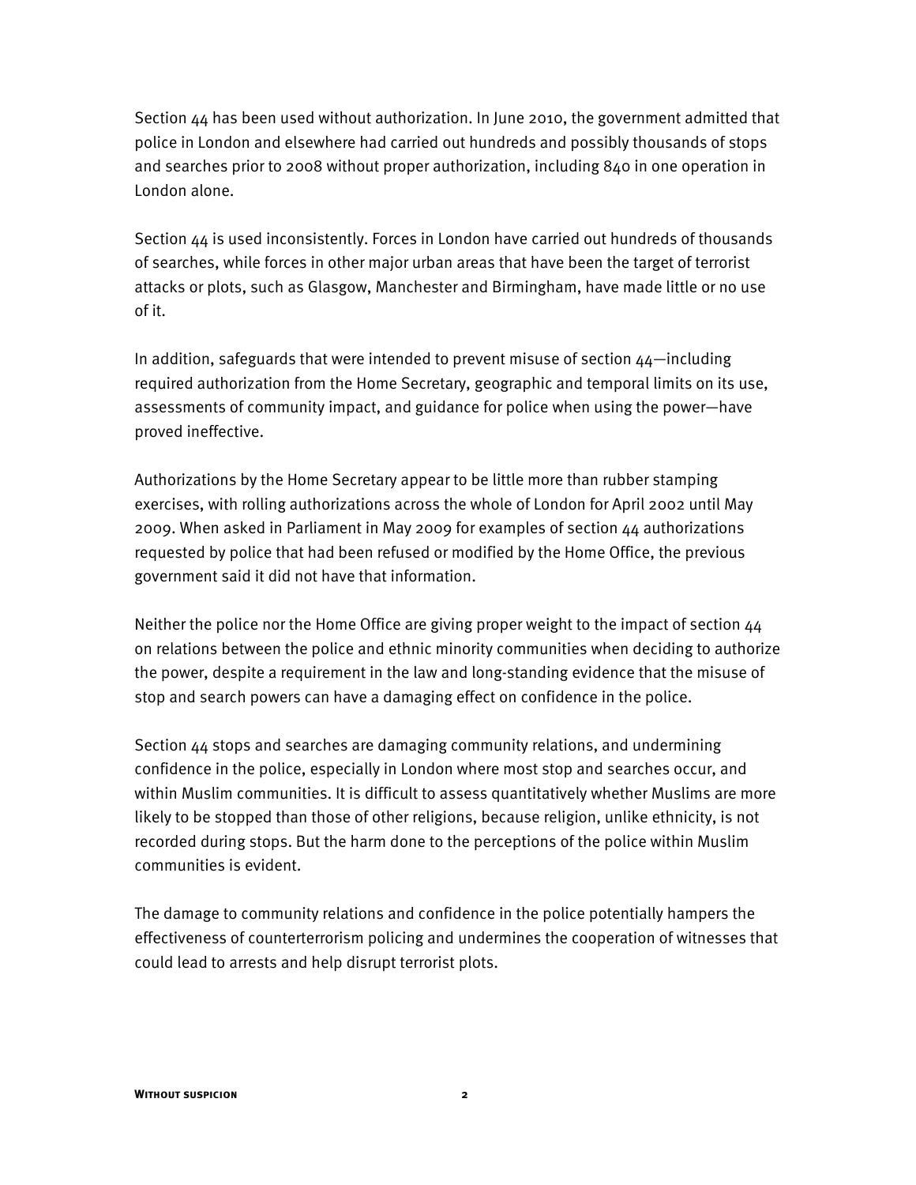Section 44 has been used without authorization. In June 2010, the government admitted that police in London and elsewhere had carried out hundreds and possibly thousands of stops and searches prior to 2008 without proper authorization, including 840 in one operation in London alone.

Section 44 is used inconsistently. Forces in London have carried out hundreds of thousands of searches, while forces in other major urban areas that have been the target of terrorist attacks or plots, such as Glasgow, Manchester and Birmingham, have made little or no use of it.

In addition, safeguards that were intended to prevent misuse of section 44—including required authorization from the Home Secretary, geographic and temporal limits on its use, assessments of community impact, and guidance for police when using the power—have proved ineffective.

Authorizations by the Home Secretary appear to be little more than rubber stamping exercises, with rolling authorizations across the whole of London for April 2002 until May 2009. When asked in Parliament in May 2009 for examples of section 44 authorizations requested by police that had been refused or modified by the Home Office, the previous government said it did not have that information.

Neither the police nor the Home Office are giving proper weight to the impact of section 44 on relations between the police and ethnic minority communities when deciding to authorize the power, despite a requirement in the law and long-standing evidence that the misuse of stop and search powers can have a damaging effect on confidence in the police.

Section 44 stops and searches are damaging community relations, and undermining confidence in the police, especially in London where most stop and searches occur, and within Muslim communities. It is difficult to assess quantitatively whether Muslims are more likely to be stopped than those of other religions, because religion, unlike ethnicity, is not recorded during stops. But the harm done to the perceptions of the police within Muslim communities is evident.

The damage to community relations and confidence in the police potentially hampers the effectiveness of counterterrorism policing and undermines the cooperation of witnesses that could lead to arrests and help disrupt terrorist plots.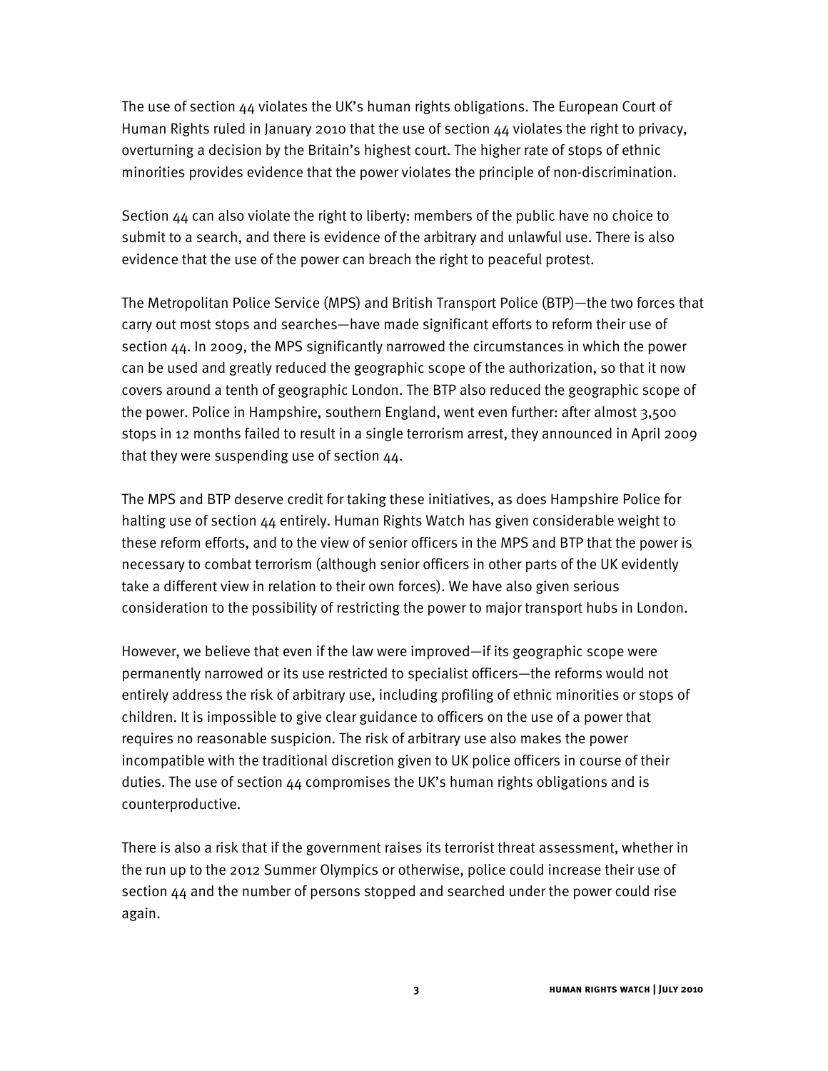The use of section 44 violates the UK's human rights obligations. The European Court of Human Rights ruled in January 2010 that the use of section 44 violates the right to privacy, overturning a decision by the Britain's highest court. The higher rate of stops of ethnic minorities provides evidence that the power violates the principle of non-discrimination.

Section 44 can also violate the right to liberty: members of the public have no choice to submit to a search, and there is evidence of the arbitrary and unlawful use. There is also evidence that the use of the power can breach the right to peaceful protest.

The Metropolitan Police Service (MPS) and British Transport Police (BTP)—the two forces that carry out most stops and searches—have made significant efforts to reform their use of section 44. In 2009, the MPS significantly narrowed the circumstances in which the power can be used and greatly reduced the geographic scope of the authorization, so that it now covers around a tenth of geographic London. The BTP also reduced the geographic scope of the power. Police in Hampshire, southern England, went even further: after almost 3,500 stops in 12 months failed to result in a single terrorism arrest, they announced in April 2009 that they were suspending use of section 44.

The MPS and BTP deserve credit for taking these initiatives, as does Hampshire Police for halting use of section 44 entirely. Human Rights Watch has given considerable weight to these reform efforts, and to the view of senior officers in the MPS and BTP that the power is necessary to combat terrorism (although senior officers in other parts of the UK evidently take a different view in relation to their own forces). We have also given serious consideration to the possibility of restricting the power to major transport hubs in London.

However, we believe that even if the law were improved—if its geographic scope were permanently narrowed or its use restricted to specialist officers—the reforms would not entirely address the risk of arbitrary use, including profiling of ethnic minorities or stops of children. It is impossible to give clear guidance to officers on the use of a power that requires no reasonable suspicion. The risk of arbitrary use also makes the power incompatible with the traditional discretion given to UK police officers in course of their duties. The use of section 44 compromises the UK's human rights obligations and is counterproductive.

There is also a risk that if the government raises its terrorist threat assessment, whether in the run up to the 2012 Summer Olympics or otherwise, police could increase their use of section 44 and the number of persons stopped and searched under the power could rise again.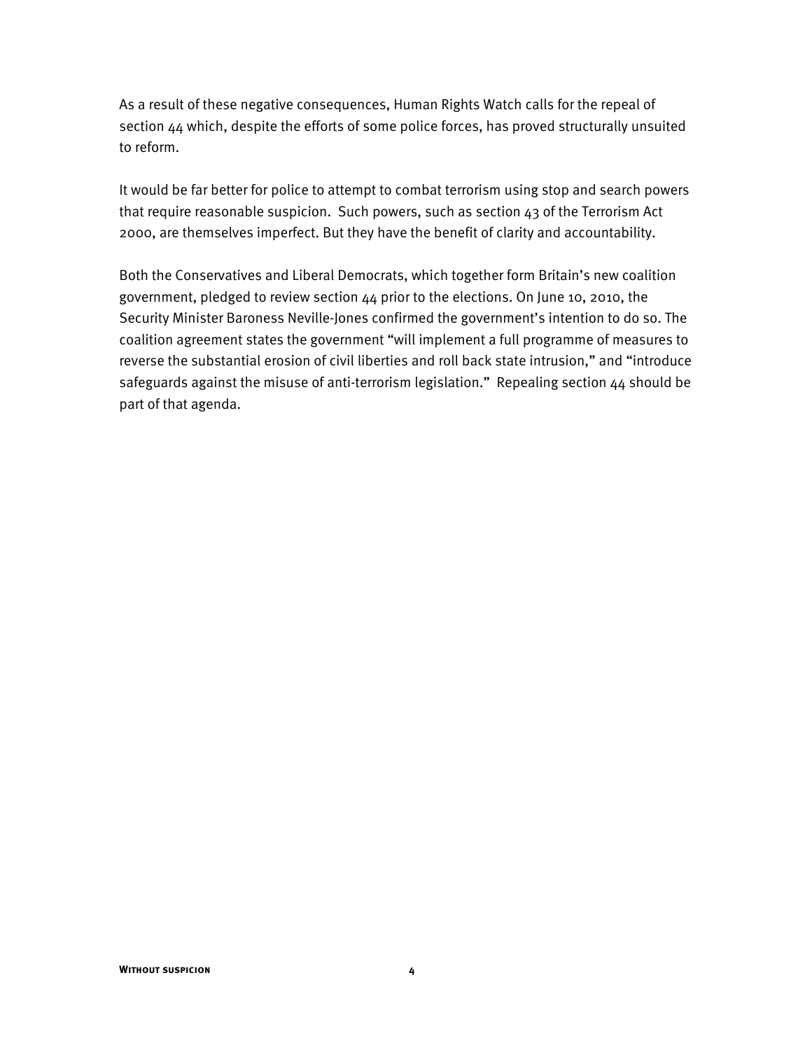As a result of these negative consequences, Human Rights Watch calls for the repeal of section 44 which, despite the efforts of some police forces, has proved structurally unsuited to reform.

It would be far better for police to attempt to combat terrorism using stop and search powers that require reasonable suspicion. Such powers, such as section 43 of the Terrorism Act 2000, are themselves imperfect. But they have the benefit of clarity and accountability.

Both the Conservatives and Liberal Democrats, which together form Britain's new coalition government, pledged to review section 44 prior to the elections. On June 10, 2010, the Security Minister Baroness Neville-Jones confirmed the government's intention to do so. The coalition agreement states the government "will implement a full programme of measures to reverse the substantial erosion of civil liberties and roll back state intrusion," and "introduce safeguards against the misuse of anti-terrorism legislation." Repealing section 44 should be part of that agenda.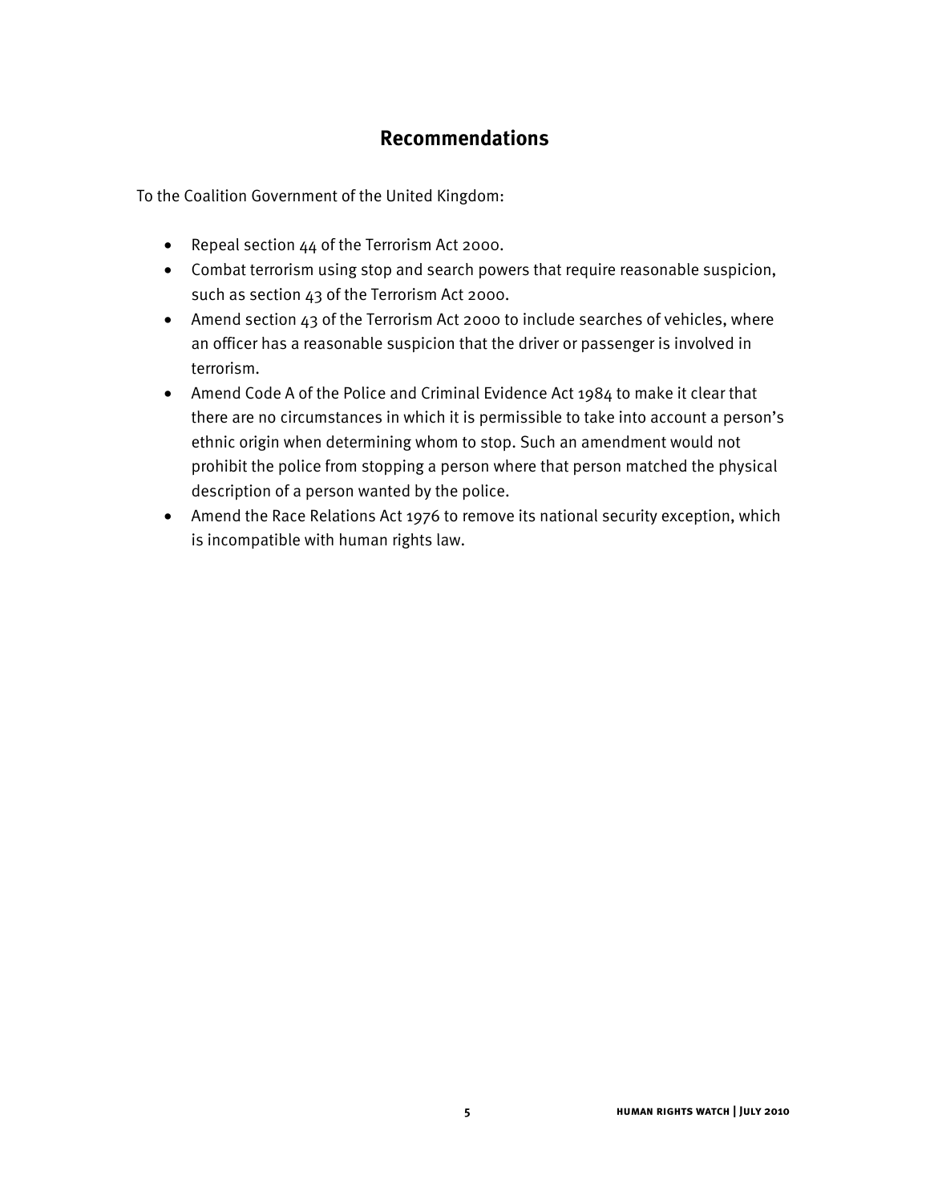## Recommendations

To the Coalition Government of the United Kingdom:

- Repeal section 44 of the Terrorism Act 2000.
- Combat terrorism using stop and search powers that require reasonable suspicion, such as section 43 of the Terrorism Act 2000.
- Amend section 43 of the Terrorism Act 2000 to include searches of vehicles, where an officer has a reasonable suspicion that the driver or passenger is involved in terrorism.
- Amend Code A of the Police and Criminal Evidence Act 1984 to make it clear that there are no circumstances in which it is permissible to take into account a person's ethnic origin when determining whom to stop. Such an amendment would not prohibit the police from stopping a person where that person matched the physical description of a person wanted by the police.
- Amend the Race Relations Act 1976 to remove its national security exception, which is incompatible with human rights law.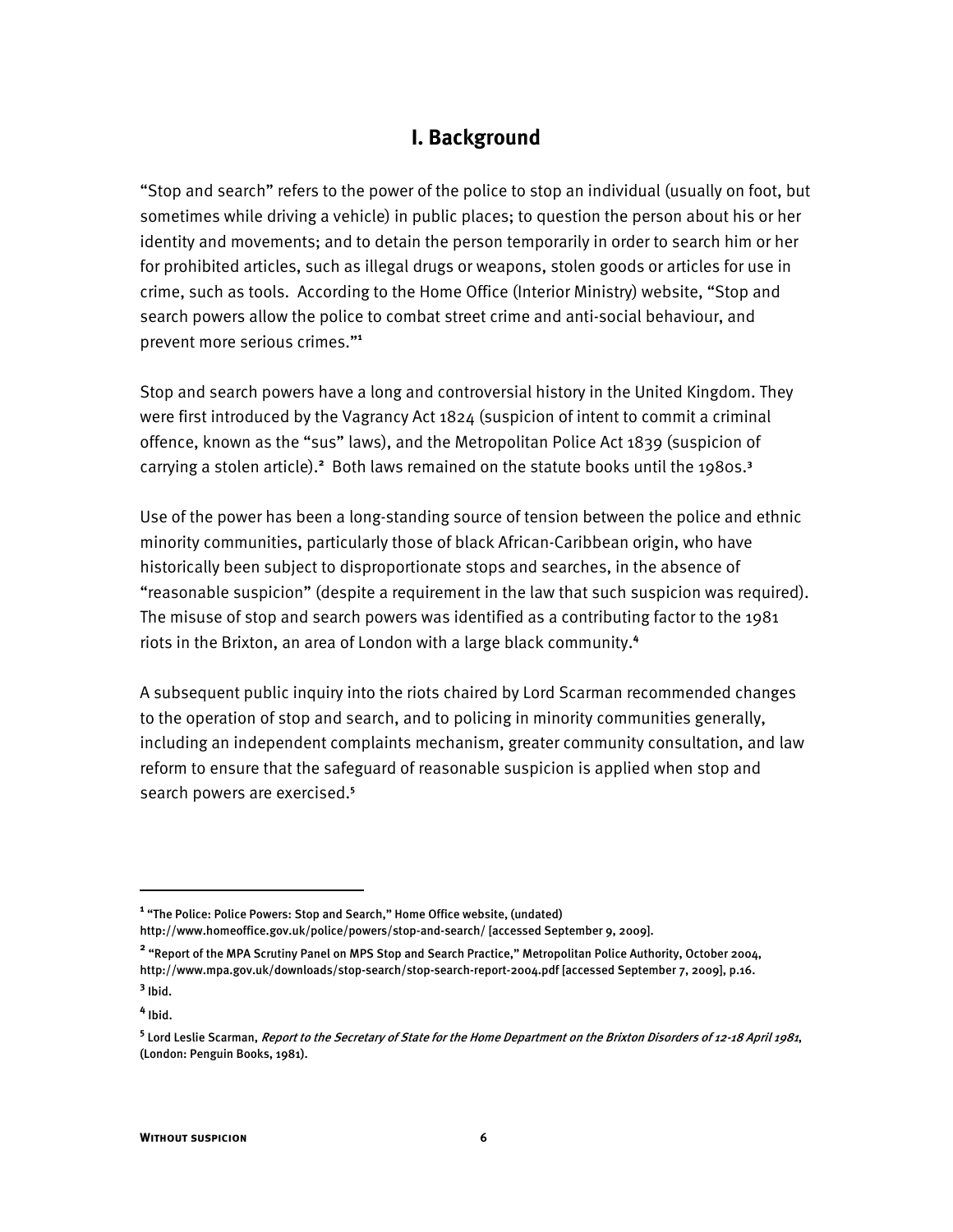## I. Background

"Stop and search" refers to the power of the police to stop an individual (usually on foot, but sometimes while driving a vehicle) in public places; to question the person about his or her identity and movements; and to detain the person temporarily in order to search him or her for prohibited articles, such as illegal drugs or weapons, stolen goods or articles for use in crime, such as tools. According to the Home Office (Interior Ministry) website, "Stop and search powers allow the police to combat street crime and anti-social behaviour, and prevent more serious crimes."[1]

Stop and search powers have a long and controversial history in the United Kingdom. They were first introduced by the Vagrancy Act 1824 (suspicion of intent to commit a criminal offence, known as the "sus" laws), and the Metropolitan Police Act 1839 (suspicion of carrying a stolen article).[2] Both laws remained on the statute books until the 1980s.[3]

Use of the power has been a long-standing source of tension between the police and ethnic minority communities, particularly those of black African-Caribbean origin, who have historically been subject to disproportionate stops and searches, in the absence of "reasonable suspicion" (despite a requirement in the law that such suspicion was required). The misuse of stop and search powers was identified as a contributing factor to the 1981 riots in the Brixton, an area of London with a large black community.[4]

A subsequent public inquiry into the riots chaired by Lord Scarman recommended changes to the operation of stop and search, and to policing in minority communities generally, including an independent complaints mechanism, greater community consultation, and law reform to ensure that the safeguard of reasonable suspicion is applied when stop and search powers are exercised.[5]

---

[1] "The Police: Police Powers: Stop and Search," Home Office website, (undated) http://www.homeoffice.gov.uk/police/powers/stop-and-search/ [accessed September 9, 2009].

[2] "Report of the MPA Scrutiny Panel on MPS Stop and Search Practice," Metropolitan Police Authority, October 2004, http://www.mpa.gov.uk/downloads/stop-search/stop-search-report-2004.pdf [accessed September 7, 2009], p.16.

[3] Ibid.

[4] Ibid.

[5] Lord Leslie Scarman, *Report to the Secretary of State for the Home Department on the Brixton Disorders of 12-18 April 1981*, (London: Penguin Books, 1981).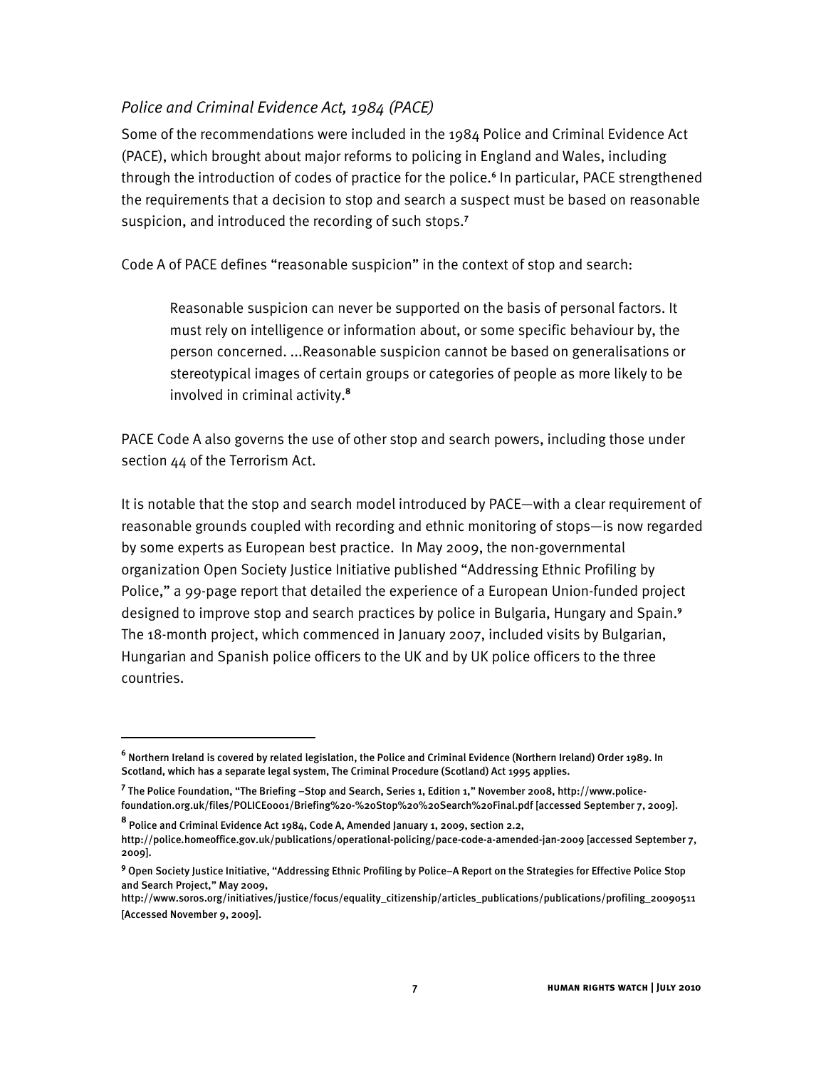### *Police and Criminal Evidence Act, 1984 (PACE)*

Some of the recommendations were included in the 1984 Police and Criminal Evidence Act (PACE), which brought about major reforms to policing in England and Wales, including through the introduction of codes of practice for the police.[6] In particular, PACE strengthened the requirements that a decision to stop and search a suspect must be based on reasonable suspicion, and introduced the recording of such stops.[7]

Code A of PACE defines "reasonable suspicion" in the context of stop and search:

> Reasonable suspicion can never be supported on the basis of personal factors. It must rely on intelligence or information about, or some specific behaviour by, the person concerned. ...Reasonable suspicion cannot be based on generalisations or stereotypical images of certain groups or categories of people as more likely to be involved in criminal activity.[8]

PACE Code A also governs the use of other stop and search powers, including those under section 44 of the Terrorism Act.

It is notable that the stop and search model introduced by PACE—with a clear requirement of reasonable grounds coupled with recording and ethnic monitoring of stops—is now regarded by some experts as European best practice. In May 2009, the non-governmental organization Open Society Justice Initiative published "Addressing Ethnic Profiling by Police," a 99-page report that detailed the experience of a European Union-funded project designed to improve stop and search practices by police in Bulgaria, Hungary and Spain.[9] The 18-month project, which commenced in January 2007, included visits by Bulgarian, Hungarian and Spanish police officers to the UK and by UK police officers to the three countries.

---

[6] Northern Ireland is covered by related legislation, the Police and Criminal Evidence (Northern Ireland) Order 1989. In Scotland, which has a separate legal system, The Criminal Procedure (Scotland) Act 1995 applies.

[7] The Police Foundation, "The Briefing –Stop and Search, Series 1, Edition 1," November 2008, http://www.police-foundation.org.uk/files/POLICE0001/Briefing%20-%20Stop%20%20Search%20Final.pdf [accessed September 7, 2009].

[8] Police and Criminal Evidence Act 1984, Code A, Amended January 1, 2009, section 2.2, http://police.homeoffice.gov.uk/publications/operational-policing/pace-code-a-amended-jan-2009 [accessed September 7, 2009].

[9] Open Society Justice Initiative, "Addressing Ethnic Profiling by Police–A Report on the Strategies for Effective Police Stop and Search Project," May 2009, http://www.soros.org/initiatives/justice/focus/equality_citizenship/articles_publications/publications/profiling_20090511 [Accessed November 9, 2009].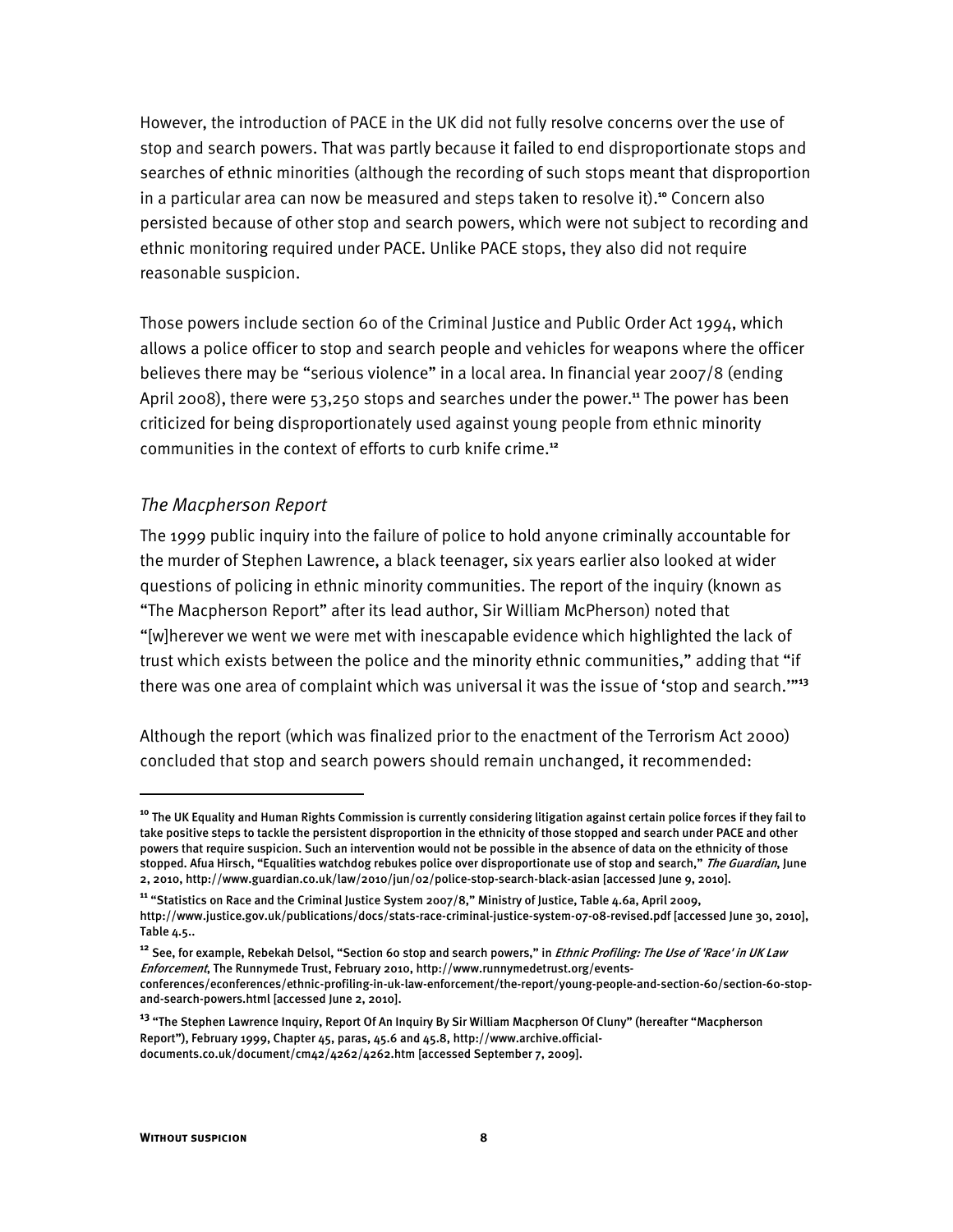However, the introduction of PACE in the UK did not fully resolve concerns over the use of stop and search powers. That was partly because it failed to end disproportionate stops and searches of ethnic minorities (although the recording of such stops meant that disproportion in a particular area can now be measured and steps taken to resolve it).[10] Concern also persisted because of other stop and search powers, which were not subject to recording and ethnic monitoring required under PACE. Unlike PACE stops, they also did not require reasonable suspicion.

Those powers include section 60 of the Criminal Justice and Public Order Act 1994, which allows a police officer to stop and search people and vehicles for weapons where the officer believes there may be "serious violence" in a local area. In financial year 2007/8 (ending April 2008), there were 53,250 stops and searches under the power.[11] The power has been criticized for being disproportionately used against young people from ethnic minority communities in the context of efforts to curb knife crime.[12]

### *The Macpherson Report*

The 1999 public inquiry into the failure of police to hold anyone criminally accountable for the murder of Stephen Lawrence, a black teenager, six years earlier also looked at wider questions of policing in ethnic minority communities. The report of the inquiry (known as "The Macpherson Report" after its lead author, Sir William McPherson) noted that "[w]herever we went we were met with inescapable evidence which highlighted the lack of trust which exists between the police and the minority ethnic communities," adding that "if there was one area of complaint which was universal it was the issue of 'stop and search.'"[13]

Although the report (which was finalized prior to the enactment of the Terrorism Act 2000) concluded that stop and search powers should remain unchanged, it recommended:

---

[10] The UK Equality and Human Rights Commission is currently considering litigation against certain police forces if they fail to take positive steps to tackle the persistent disproportion in the ethnicity of those stopped and search under PACE and other powers that require suspicion. Such an intervention would not be possible in the absence of data on the ethnicity of those stopped. Afua Hirsch, "Equalities watchdog rebukes police over disproportionate use of stop and search," *The Guardian*, June 2, 2010, http://www.guardian.co.uk/law/2010/jun/02/police-stop-search-black-asian [accessed June 9, 2010].

[11] "Statistics on Race and the Criminal Justice System 2007/8," Ministry of Justice, Table 4.6a, April 2009, http://www.justice.gov.uk/publications/docs/stats-race-criminal-justice-system-07-08-revised.pdf [accessed June 30, 2010], Table 4.5..

[12] See, for example, Rebekah Delsol, "Section 60 stop and search powers," in *Ethnic Profiling: The Use of 'Race' in UK Law Enforcement*, The Runnymede Trust, February 2010, http://www.runnymedetrust.org/events-conferences/econferences/ethnic-profiling-in-uk-law-enforcement/the-report/young-people-and-section-60/section-60-stop-and-search-powers.html [accessed June 2, 2010].

[13] "The Stephen Lawrence Inquiry, Report Of An Inquiry By Sir William Macpherson Of Cluny" (hereafter "Macpherson Report"), February 1999, Chapter 45, paras, 45.6 and 45.8, http://www.archive.official-documents.co.uk/document/cm42/4262/4262.htm [accessed September 7, 2009].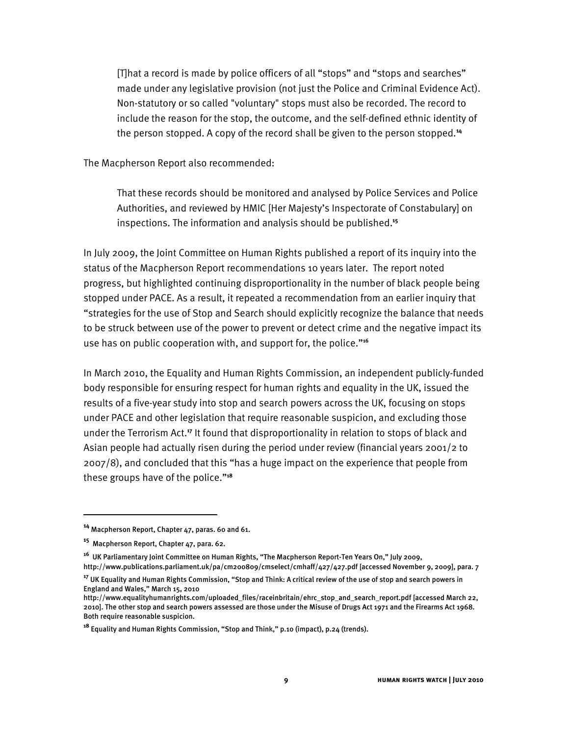> [T]hat a record is made by police officers of all "stops" and "stops and searches" made under any legislative provision (not just the Police and Criminal Evidence Act). Non-statutory or so called "voluntary" stops must also be recorded. The record to include the reason for the stop, the outcome, and the self-defined ethnic identity of the person stopped. A copy of the record shall be given to the person stopped.[14]

The Macpherson Report also recommended:

> That these records should be monitored and analysed by Police Services and Police Authorities, and reviewed by HMIC [Her Majesty's Inspectorate of Constabulary] on inspections. The information and analysis should be published.[15]

In July 2009, the Joint Committee on Human Rights published a report of its inquiry into the status of the Macpherson Report recommendations 10 years later. The report noted progress, but highlighted continuing disproportionality in the number of black people being stopped under PACE. As a result, it repeated a recommendation from an earlier inquiry that "strategies for the use of Stop and Search should explicitly recognize the balance that needs to be struck between use of the power to prevent or detect crime and the negative impact its use has on public cooperation with, and support for, the police."[16]

In March 2010, the Equality and Human Rights Commission, an independent publicly-funded body responsible for ensuring respect for human rights and equality in the UK, issued the results of a five-year study into stop and search powers across the UK, focusing on stops under PACE and other legislation that require reasonable suspicion, and excluding those under the Terrorism Act.[17] It found that disproportionality in relation to stops of black and Asian people had actually risen during the period under review (financial years 2001/2 to 2007/8), and concluded that this "has a huge impact on the experience that people from these groups have of the police."[18]

---

[14] Macpherson Report, Chapter 47, paras. 60 and 61.

[15] Macpherson Report, Chapter 47, para. 62.

[16] UK Parliamentary Joint Committee on Human Rights, "The Macpherson Report-Ten Years On," July 2009, http://www.publications.parliament.uk/pa/cm200809/cmselect/cmhaff/427/427.pdf [accessed November 9, 2009], para. 7

[17] UK Equality and Human Rights Commission, "Stop and Think: A critical review of the use of stop and search powers in England and Wales," March 15, 2010 http://www.equalityhumanrights.com/uploaded_files/raceinbritain/ehrc_stop_and_search_report.pdf [accessed March 22, 2010]. The other stop and search powers assessed are those under the Misuse of Drugs Act 1971 and the Firearms Act 1968. Both require reasonable suspicion.

[18] Equality and Human Rights Commission, "Stop and Think," p.10 (impact), p.24 (trends).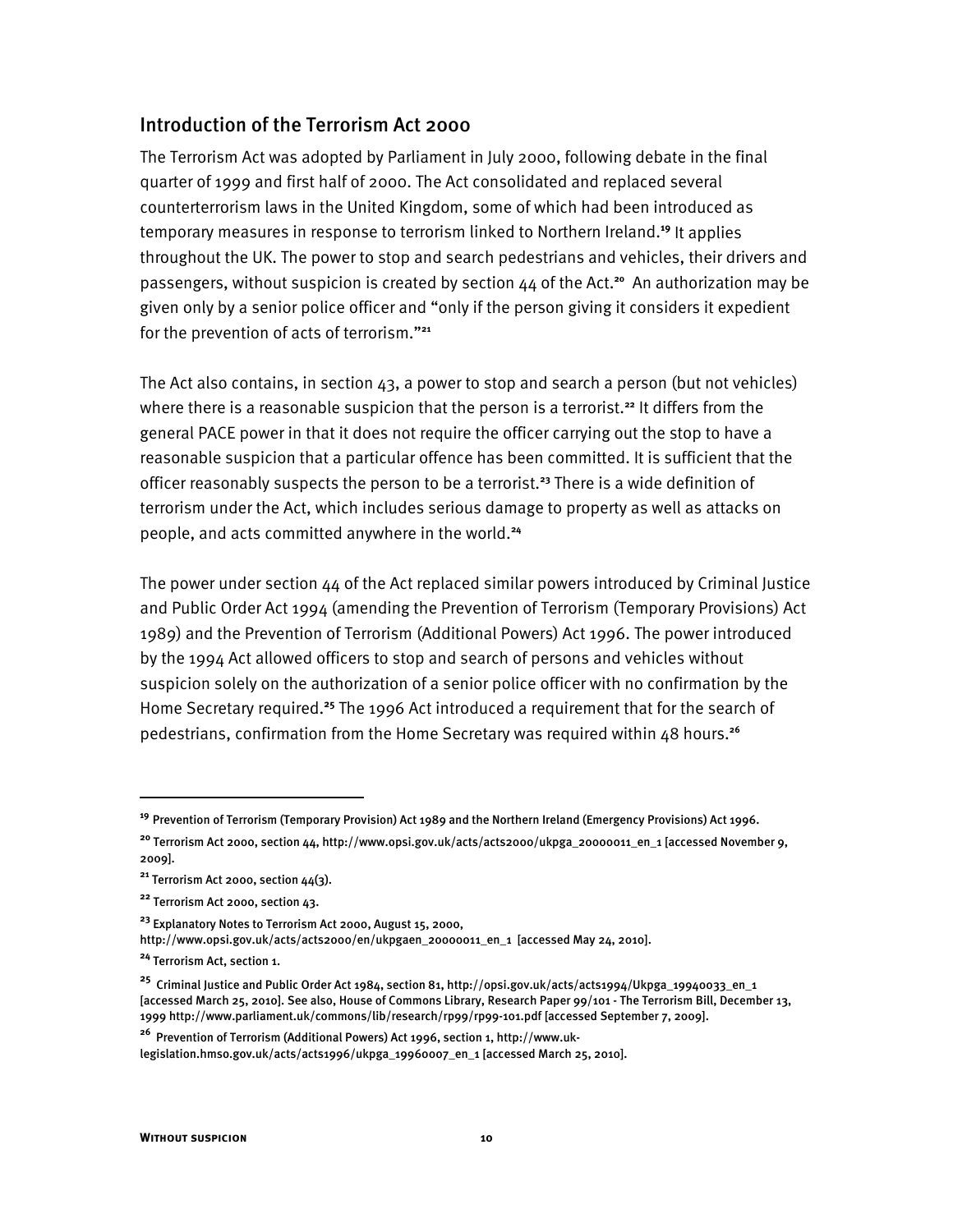## Introduction of the Terrorism Act 2000

The Terrorism Act was adopted by Parliament in July 2000, following debate in the final quarter of 1999 and first half of 2000. The Act consolidated and replaced several counterterrorism laws in the United Kingdom, some of which had been introduced as temporary measures in response to terrorism linked to Northern Ireland.[19] It applies throughout the UK. The power to stop and search pedestrians and vehicles, their drivers and passengers, without suspicion is created by section 44 of the Act.[20] An authorization may be given only by a senior police officer and "only if the person giving it considers it expedient for the prevention of acts of terrorism."[21]

The Act also contains, in section 43, a power to stop and search a person (but not vehicles) where there is a reasonable suspicion that the person is a terrorist.[22] It differs from the general PACE power in that it does not require the officer carrying out the stop to have a reasonable suspicion that a particular offence has been committed. It is sufficient that the officer reasonably suspects the person to be a terrorist.[23] There is a wide definition of terrorism under the Act, which includes serious damage to property as well as attacks on people, and acts committed anywhere in the world.[24]

The power under section 44 of the Act replaced similar powers introduced by Criminal Justice and Public Order Act 1994 (amending the Prevention of Terrorism (Temporary Provisions) Act 1989) and the Prevention of Terrorism (Additional Powers) Act 1996. The power introduced by the 1994 Act allowed officers to stop and search of persons and vehicles without suspicion solely on the authorization of a senior police officer with no confirmation by the Home Secretary required.[25] The 1996 Act introduced a requirement that for the search of pedestrians, confirmation from the Home Secretary was required within 48 hours.[26]

---

[19] Prevention of Terrorism (Temporary Provision) Act 1989 and the Northern Ireland (Emergency Provisions) Act 1996.

[20] Terrorism Act 2000, section 44, http://www.opsi.gov.uk/acts/acts2000/ukpga_20000011_en_1 [accessed November 9, 2009].

[21] Terrorism Act 2000, section 44(3).

[22] Terrorism Act 2000, section 43.

[23] Explanatory Notes to Terrorism Act 2000, August 15, 2000, http://www.opsi.gov.uk/acts/acts2000/en/ukpgaen_20000011_en_1 [accessed May 24, 2010].

[24] Terrorism Act, section 1.

[25] Criminal Justice and Public Order Act 1984, section 81, http://opsi.gov.uk/acts/acts1994/Ukpga_19940033_en_1 [accessed March 25, 2010]. See also, House of Commons Library, Research Paper 99/101 - The Terrorism Bill, December 13, 1999 http://www.parliament.uk/commons/lib/research/rp99/rp99-101.pdf [accessed September 7, 2009].

[26] Prevention of Terrorism (Additional Powers) Act 1996, section 1, http://www.uk-legislation.hmso.gov.uk/acts/acts1996/ukpga_19960007_en_1 [accessed March 25, 2010].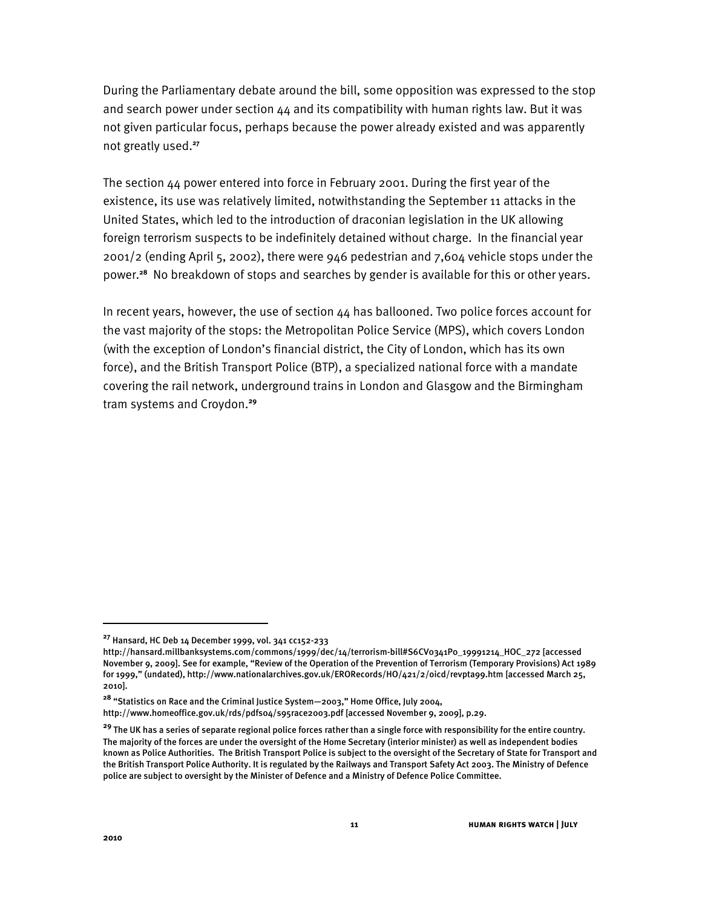During the Parliamentary debate around the bill, some opposition was expressed to the stop and search power under section 44 and its compatibility with human rights law. But it was not given particular focus, perhaps because the power already existed and was apparently not greatly used.[27]

The section 44 power entered into force in February 2001. During the first year of the existence, its use was relatively limited, notwithstanding the September 11 attacks in the United States, which led to the introduction of draconian legislation in the UK allowing foreign terrorism suspects to be indefinitely detained without charge. In the financial year 2001/2 (ending April 5, 2002), there were 946 pedestrian and 7,604 vehicle stops under the power.[28] No breakdown of stops and searches by gender is available for this or other years.

In recent years, however, the use of section 44 has ballooned. Two police forces account for the vast majority of the stops: the Metropolitan Police Service (MPS), which covers London (with the exception of London's financial district, the City of London, which has its own force), and the British Transport Police (BTP), a specialized national force with a mandate covering the rail network, underground trains in London and Glasgow and the Birmingham tram systems and Croydon.[29]

---

[27] Hansard, HC Deb 14 December 1999, vol. 341 cc152-233 http://hansard.millbanksystems.com/commons/1999/dec/14/terrorism-bill#S6CV0341P0_19991214_HOC_272 [accessed November 9, 2009]. See for example, "Review of the Operation of the Prevention of Terrorism (Temporary Provisions) Act 1989 for 1999," (undated), http://www.nationalarchives.gov.uk/ERORecords/HO/421/2/oicd/revpta99.htm [accessed March 25, 2010].

[28] "Statistics on Race and the Criminal Justice System—2003," Home Office, July 2004, http://www.homeoffice.gov.uk/rds/pdfs04/s95race2003.pdf [accessed November 9, 2009], p.29.

[29] The UK has a series of separate regional police forces rather than a single force with responsibility for the entire country. The majority of the forces are under the oversight of the Home Secretary (interior minister) as well as independent bodies known as Police Authorities. The British Transport Police is subject to the oversight of the Secretary of State for Transport and the British Transport Police Authority. It is regulated by the Railways and Transport Safety Act 2003. The Ministry of Defence police are subject to oversight by the Minister of Defence and a Ministry of Defence Police Committee.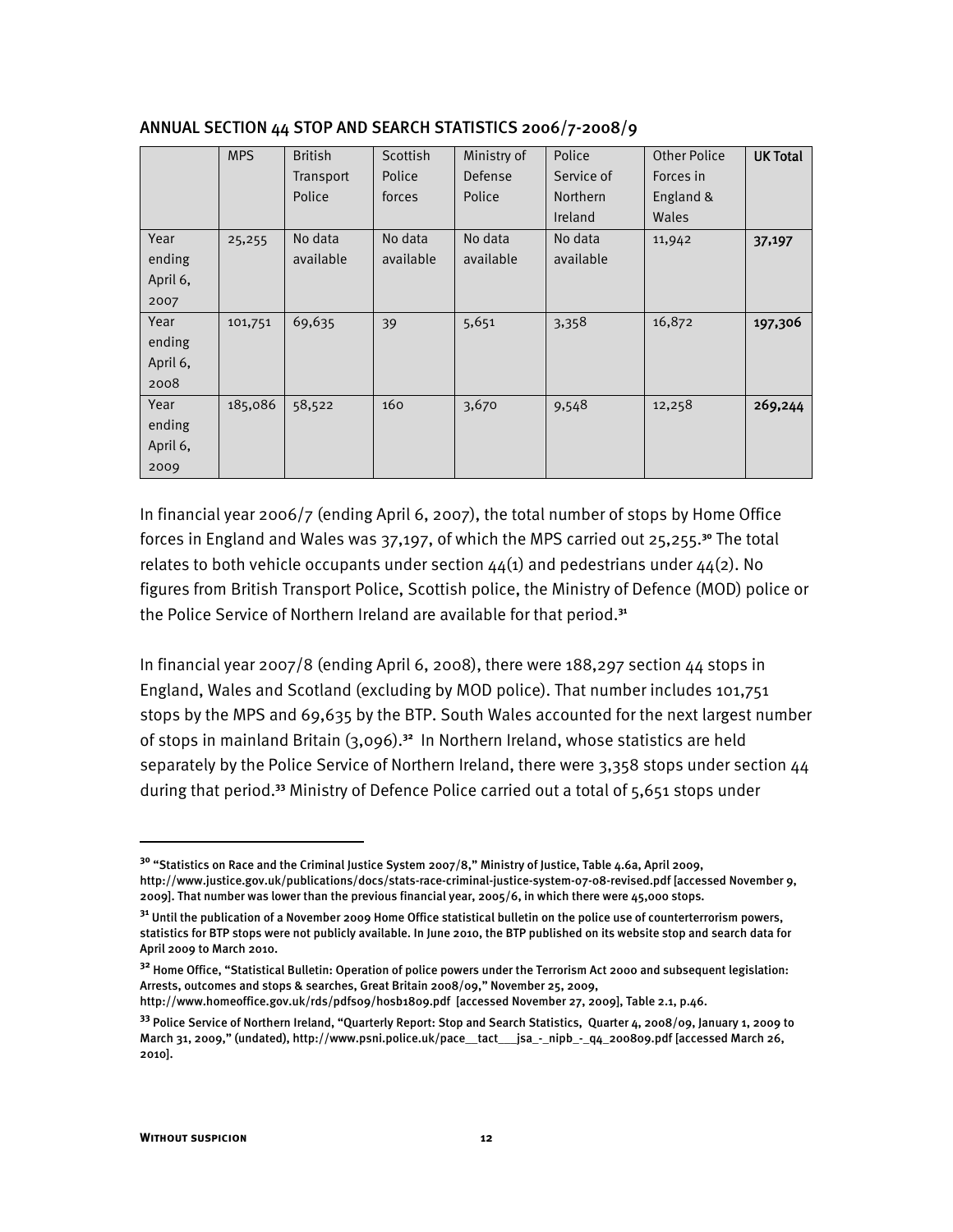ANNUAL SECTION 44 STOP AND SEARCH STATISTICS 2006/7-2008/9

| | MPS | British Transport Police | Scottish Police forces | Ministry of Defense Police | Police Service of Northern Ireland | Other Police Forces in England & Wales | **UK Total** |
|---|---|---|---|---|---|---|---|
| Year ending April 6, 2007 | 25,255 | No data available | No data available | No data available | No data available | 11,942 | **37,197** |
| Year ending April 6, 2008 | 101,751 | 69,635 | 39 | 5,651 | 3,358 | 16,872 | **197,306** |
| Year ending April 6, 2009 | 185,086 | 58,522 | 160 | 3,670 | 9,548 | 12,258 | **269,244** |

In financial year 2006/7 (ending April 6, 2007), the total number of stops by Home Office forces in England and Wales was 37,197, of which the MPS carried out 25,255.[30] The total relates to both vehicle occupants under section 44(1) and pedestrians under 44(2). No figures from British Transport Police, Scottish police, the Ministry of Defence (MOD) police or the Police Service of Northern Ireland are available for that period.[31]

In financial year 2007/8 (ending April 6, 2008), there were 188,297 section 44 stops in England, Wales and Scotland (excluding by MOD police). That number includes 101,751 stops by the MPS and 69,635 by the BTP. South Wales accounted for the next largest number of stops in mainland Britain (3,096).[32] In Northern Ireland, whose statistics are held separately by the Police Service of Northern Ireland, there were 3,358 stops under section 44 during that period.[33] Ministry of Defence Police carried out a total of 5,651 stops under

---

[30] "Statistics on Race and the Criminal Justice System 2007/8," Ministry of Justice, Table 4.6a, April 2009, http://www.justice.gov.uk/publications/docs/stats-race-criminal-justice-system-07-08-revised.pdf [accessed November 9, 2009]. That number was lower than the previous financial year, 2005/6, in which there were 45,000 stops.

[31] Until the publication of a November 2009 Home Office statistical bulletin on the police use of counterterrorism powers, statistics for BTP stops were not publicly available. In June 2010, the BTP published on its website stop and search data for April 2009 to March 2010.

[32] Home Office, "Statistical Bulletin: Operation of police powers under the Terrorism Act 2000 and subsequent legislation: Arrests, outcomes and stops & searches, Great Britain 2008/09," November 25, 2009, http://www.homeoffice.gov.uk/rds/pdfs09/hosb1809.pdf [accessed November 27, 2009], Table 2.1, p.46.

[33] Police Service of Northern Ireland, "Quarterly Report: Stop and Search Statistics, Quarter 4, 2008/09, January 1, 2009 to March 31, 2009," (undated), http://www.psni.police.uk/pace__tact___jsa_-_nipb_-_q4_200809.pdf [accessed March 26, 2010].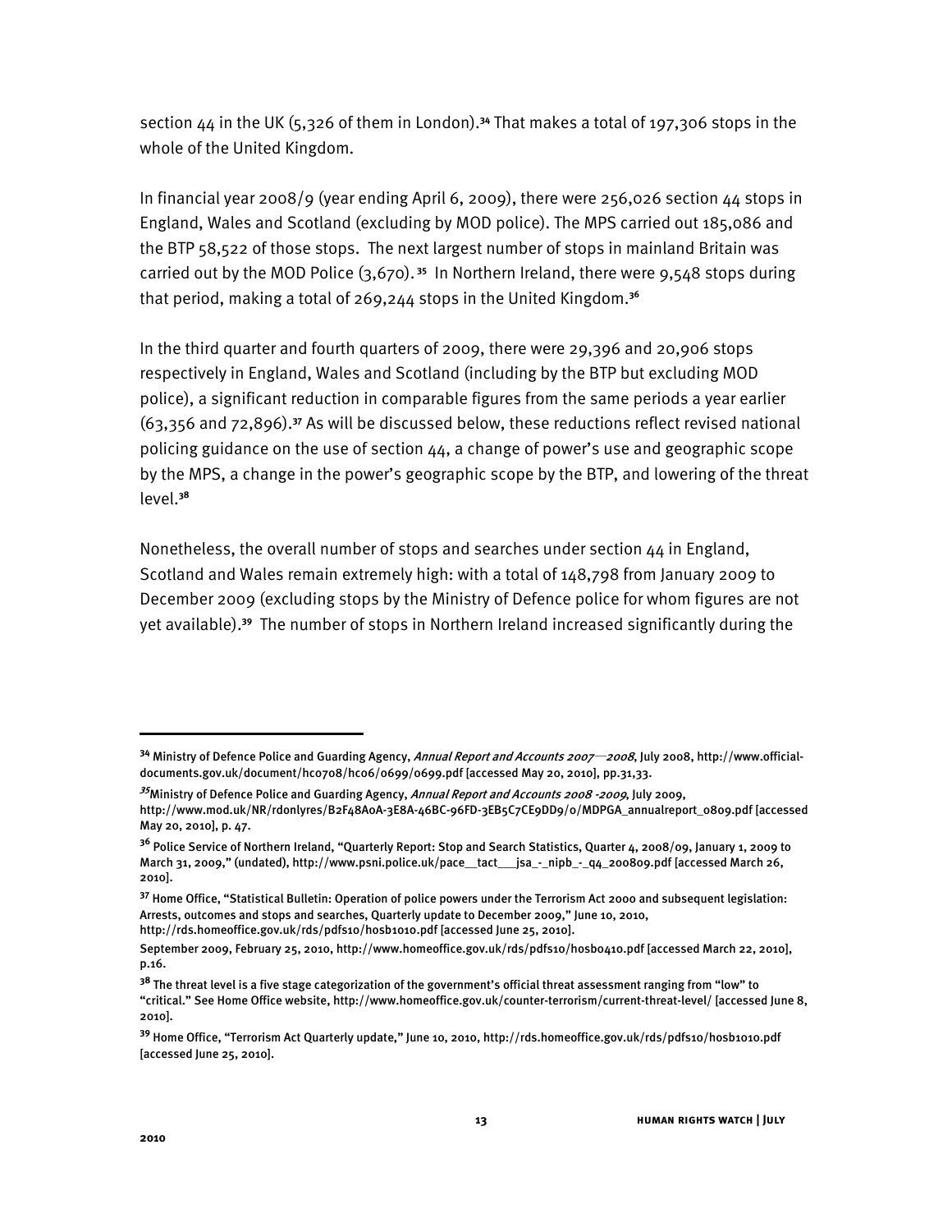section 44 in the UK (5,326 of them in London).[34] That makes a total of 197,306 stops in the whole of the United Kingdom.

In financial year 2008/9 (year ending April 6, 2009), there were 256,026 section 44 stops in England, Wales and Scotland (excluding by MOD police). The MPS carried out 185,086 and the BTP 58,522 of those stops. The next largest number of stops in mainland Britain was carried out by the MOD Police (3,670).[35] In Northern Ireland, there were 9,548 stops during that period, making a total of 269,244 stops in the United Kingdom.[36]

In the third quarter and fourth quarters of 2009, there were 29,396 and 20,906 stops respectively in England, Wales and Scotland (including by the BTP but excluding MOD police), a significant reduction in comparable figures from the same periods a year earlier (63,356 and 72,896).[37] As will be discussed below, these reductions reflect revised national policing guidance on the use of section 44, a change of power's use and geographic scope by the MPS, a change in the power's geographic scope by the BTP, and lowering of the threat level.[38]

Nonetheless, the overall number of stops and searches under section 44 in England, Scotland and Wales remain extremely high: with a total of 148,798 from January 2009 to December 2009 (excluding stops by the Ministry of Defence police for whom figures are not yet available).[39] The number of stops in Northern Ireland increased significantly during the

---

[34] Ministry of Defence Police and Guarding Agency, *Annual Report and Accounts 2007—2008*, July 2008, http://www.official-documents.gov.uk/document/hc0708/hc06/0699/0699.pdf [accessed May 20, 2010], pp.31,33.

[35] Ministry of Defence Police and Guarding Agency, *Annual Report and Accounts 2008 -2009*, July 2009, http://www.mod.uk/NR/rdonlyres/B2F48A0A-3E8A-46BC-96FD-3EB5C7CE9DD9/0/MDPGA_annualreport_0809.pdf [accessed May 20, 2010], p. 47.

[36] Police Service of Northern Ireland, "Quarterly Report: Stop and Search Statistics, Quarter 4, 2008/09, January 1, 2009 to March 31, 2009," (undated), http://www.psni.police.uk/pace__tact___jsa_-_nipb_-_q4_200809.pdf [accessed March 26, 2010].

[37] Home Office, "Statistical Bulletin: Operation of police powers under the Terrorism Act 2000 and subsequent legislation: Arrests, outcomes and stops and searches, Quarterly update to December 2009," June 10, 2010, http://rds.homeoffice.gov.uk/rds/pdfs10/hosb1010.pdf [accessed June 25, 2010].
September 2009, February 25, 2010, http://www.homeoffice.gov.uk/rds/pdfs10/hosb0410.pdf [accessed March 22, 2010], p.16.

[38] The threat level is a five stage categorization of the government's official threat assessment ranging from "low" to "critical." See Home Office website, http://www.homeoffice.gov.uk/counter-terrorism/current-threat-level/ [accessed June 8, 2010].

[39] Home Office, "Terrorism Act Quarterly update," June 10, 2010, http://rds.homeoffice.gov.uk/rds/pdfs10/hosb1010.pdf [accessed June 25, 2010].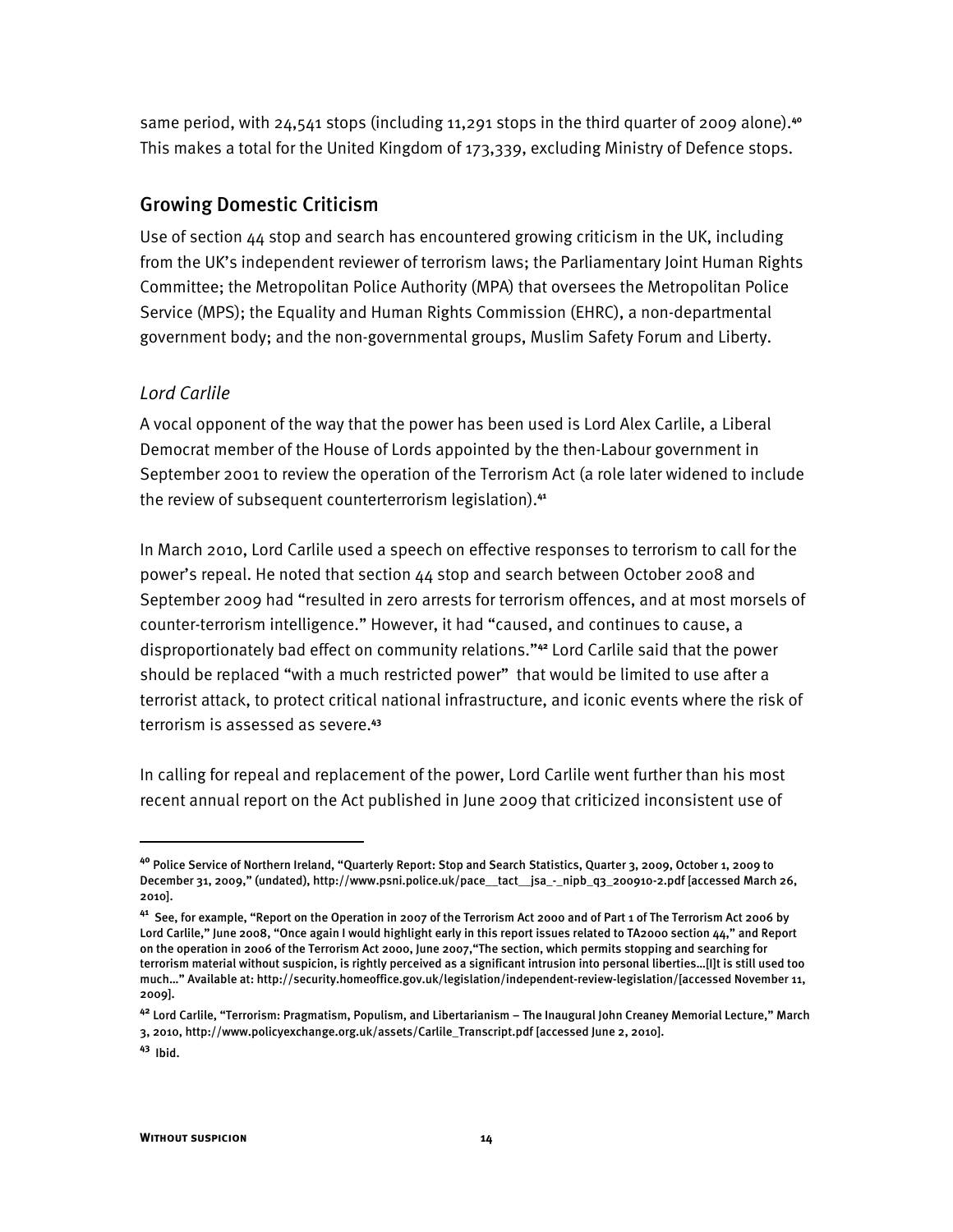same period, with 24,541 stops (including 11,291 stops in the third quarter of 2009 alone).[40] This makes a total for the United Kingdom of 173,339, excluding Ministry of Defence stops.

## Growing Domestic Criticism

Use of section 44 stop and search has encountered growing criticism in the UK, including from the UK's independent reviewer of terrorism laws; the Parliamentary Joint Human Rights Committee; the Metropolitan Police Authority (MPA) that oversees the Metropolitan Police Service (MPS); the Equality and Human Rights Commission (EHRC), a non-departmental government body; and the non-governmental groups, Muslim Safety Forum and Liberty.

### *Lord Carlile*

A vocal opponent of the way that the power has been used is Lord Alex Carlile, a Liberal Democrat member of the House of Lords appointed by the then-Labour government in September 2001 to review the operation of the Terrorism Act (a role later widened to include the review of subsequent counterterrorism legislation).[41]

In March 2010, Lord Carlile used a speech on effective responses to terrorism to call for the power's repeal. He noted that section 44 stop and search between October 2008 and September 2009 had "resulted in zero arrests for terrorism offences, and at most morsels of counter-terrorism intelligence." However, it had "caused, and continues to cause, a disproportionately bad effect on community relations."[42] Lord Carlile said that the power should be replaced "with a much restricted power" that would be limited to use after a terrorist attack, to protect critical national infrastructure, and iconic events where the risk of terrorism is assessed as severe.[43]

In calling for repeal and replacement of the power, Lord Carlile went further than his most recent annual report on the Act published in June 2009 that criticized inconsistent use of

---

[40] Police Service of Northern Ireland, "Quarterly Report: Stop and Search Statistics, Quarter 3, 2009, October 1, 2009 to December 31, 2009," (undated), http://www.psni.police.uk/pace__tact__jsa_-_nipb_q3_200910-2.pdf [accessed March 26, 2010].

[41] See, for example, "Report on the Operation in 2007 of the Terrorism Act 2000 and of Part 1 of The Terrorism Act 2006 by Lord Carlile," June 2008, "Once again I would highlight early in this report issues related to TA2000 section 44," and Report on the operation in 2006 of the Terrorism Act 2000, June 2007,"The section, which permits stopping and searching for terrorism material without suspicion, is rightly perceived as a significant intrusion into personal liberties…[I]t is still used too much…" Available at: http://security.homeoffice.gov.uk/legislation/independent-review-legislation/[accessed November 11, 2009].

[42] Lord Carlile, "Terrorism: Pragmatism, Populism, and Libertarianism – The Inaugural John Creaney Memorial Lecture," March 3, 2010, http://www.policyexchange.org.uk/assets/Carlile_Transcript.pdf [accessed June 2, 2010].

[43] Ibid.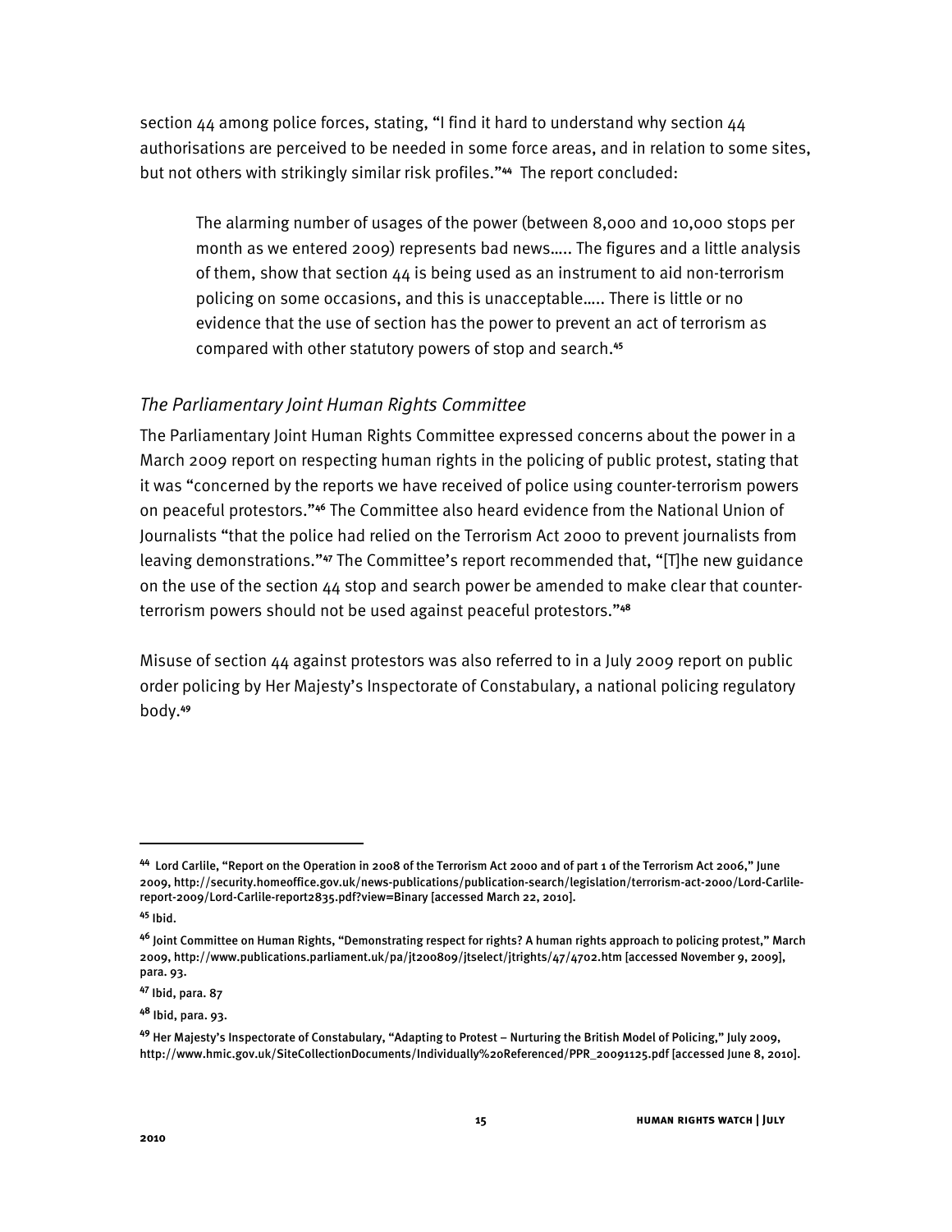section 44 among police forces, stating, "I find it hard to understand why section 44 authorisations are perceived to be needed in some force areas, and in relation to some sites, but not others with strikingly similar risk profiles."[44] The report concluded:

> The alarming number of usages of the power (between 8,000 and 10,000 stops per month as we entered 2009) represents bad news….. The figures and a little analysis of them, show that section 44 is being used as an instrument to aid non-terrorism policing on some occasions, and this is unacceptable….. There is little or no evidence that the use of section has the power to prevent an act of terrorism as compared with other statutory powers of stop and search.[45]

### *The Parliamentary Joint Human Rights Committee*

The Parliamentary Joint Human Rights Committee expressed concerns about the power in a March 2009 report on respecting human rights in the policing of public protest, stating that it was "concerned by the reports we have received of police using counter-terrorism powers on peaceful protestors."[46] The Committee also heard evidence from the National Union of Journalists "that the police had relied on the Terrorism Act 2000 to prevent journalists from leaving demonstrations."[47] The Committee's report recommended that, "[T]he new guidance on the use of the section 44 stop and search power be amended to make clear that counter-terrorism powers should not be used against peaceful protestors."[48]

Misuse of section 44 against protestors was also referred to in a July 2009 report on public order policing by Her Majesty's Inspectorate of Constabulary, a national policing regulatory body.[49]

---

[44] Lord Carlile, "Report on the Operation in 2008 of the Terrorism Act 2000 and of part 1 of the Terrorism Act 2006," June 2009, http://security.homeoffice.gov.uk/news-publications/publication-search/legislation/terrorism-act-2000/Lord-Carlile-report-2009/Lord-Carlile-report2835.pdf?view=Binary [accessed March 22, 2010].

[45] Ibid.

[46] Joint Committee on Human Rights, "Demonstrating respect for rights? A human rights approach to policing protest," March 2009, http://www.publications.parliament.uk/pa/jt200809/jtselect/jtrights/47/4702.htm [accessed November 9, 2009], para. 93.

[47] Ibid, para. 87

[48] Ibid, para. 93.

[49] Her Majesty's Inspectorate of Constabulary, "Adapting to Protest – Nurturing the British Model of Policing," July 2009, http://www.hmic.gov.uk/SiteCollectionDocuments/Individually%20Referenced/PPR_20091125.pdf [accessed June 8, 2010].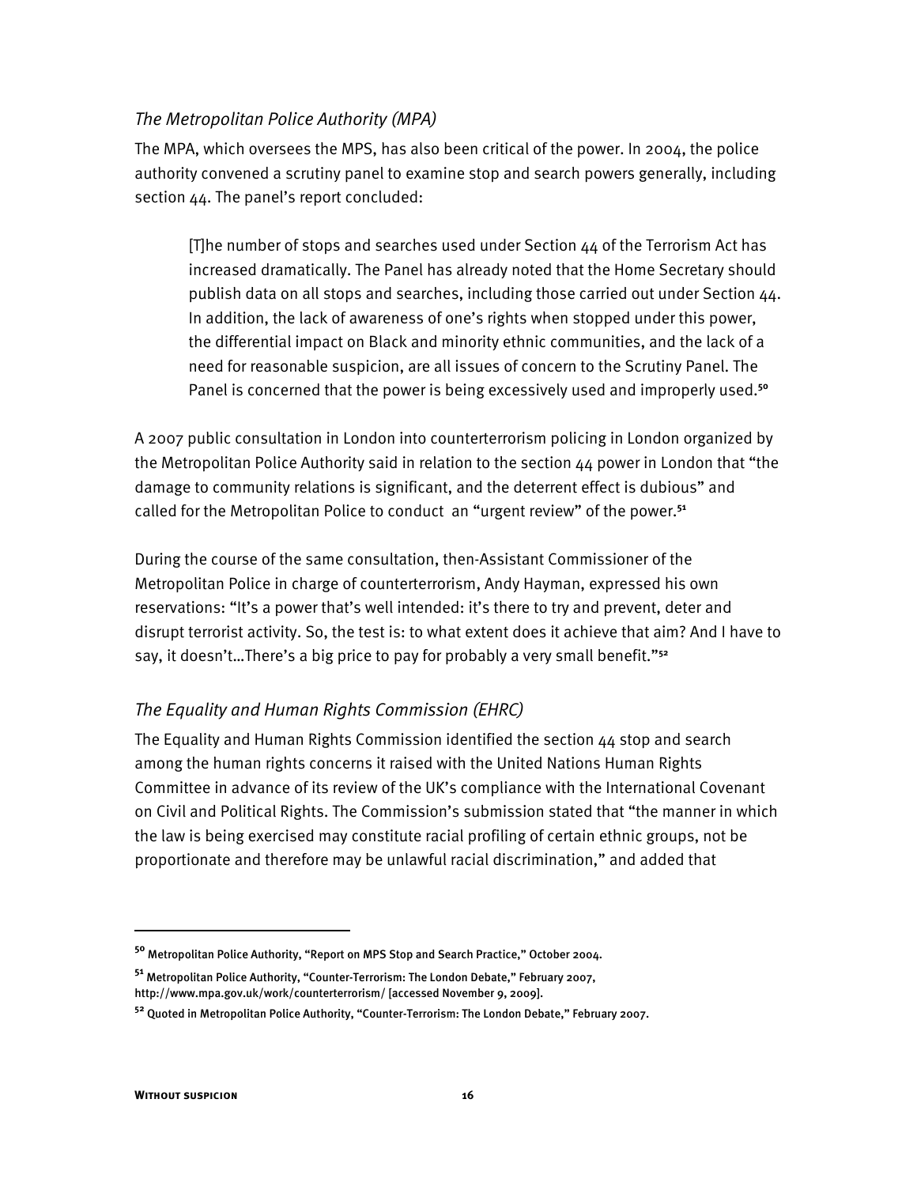### *The Metropolitan Police Authority (MPA)*

The MPA, which oversees the MPS, has also been critical of the power. In 2004, the police authority convened a scrutiny panel to examine stop and search powers generally, including section 44. The panel's report concluded:

> [T]he number of stops and searches used under Section 44 of the Terrorism Act has increased dramatically. The Panel has already noted that the Home Secretary should publish data on all stops and searches, including those carried out under Section 44. In addition, the lack of awareness of one's rights when stopped under this power, the differential impact on Black and minority ethnic communities, and the lack of a need for reasonable suspicion, are all issues of concern to the Scrutiny Panel. The Panel is concerned that the power is being excessively used and improperly used.[50]

A 2007 public consultation in London into counterterrorism policing in London organized by the Metropolitan Police Authority said in relation to the section 44 power in London that "the damage to community relations is significant, and the deterrent effect is dubious" and called for the Metropolitan Police to conduct an "urgent review" of the power.[51]

During the course of the same consultation, then-Assistant Commissioner of the Metropolitan Police in charge of counterterrorism, Andy Hayman, expressed his own reservations: "It's a power that's well intended: it's there to try and prevent, deter and disrupt terrorist activity. So, the test is: to what extent does it achieve that aim? And I have to say, it doesn't…There's a big price to pay for probably a very small benefit."[52]

### *The Equality and Human Rights Commission (EHRC)*

The Equality and Human Rights Commission identified the section 44 stop and search among the human rights concerns it raised with the United Nations Human Rights Committee in advance of its review of the UK's compliance with the International Covenant on Civil and Political Rights. The Commission's submission stated that "the manner in which the law is being exercised may constitute racial profiling of certain ethnic groups, not be proportionate and therefore may be unlawful racial discrimination," and added that

---

[50] Metropolitan Police Authority, "Report on MPS Stop and Search Practice," October 2004.

[51] Metropolitan Police Authority, "Counter-Terrorism: The London Debate," February 2007, http://www.mpa.gov.uk/work/counterterrorism/ [accessed November 9, 2009].

[52] Quoted in Metropolitan Police Authority, "Counter-Terrorism: The London Debate," February 2007.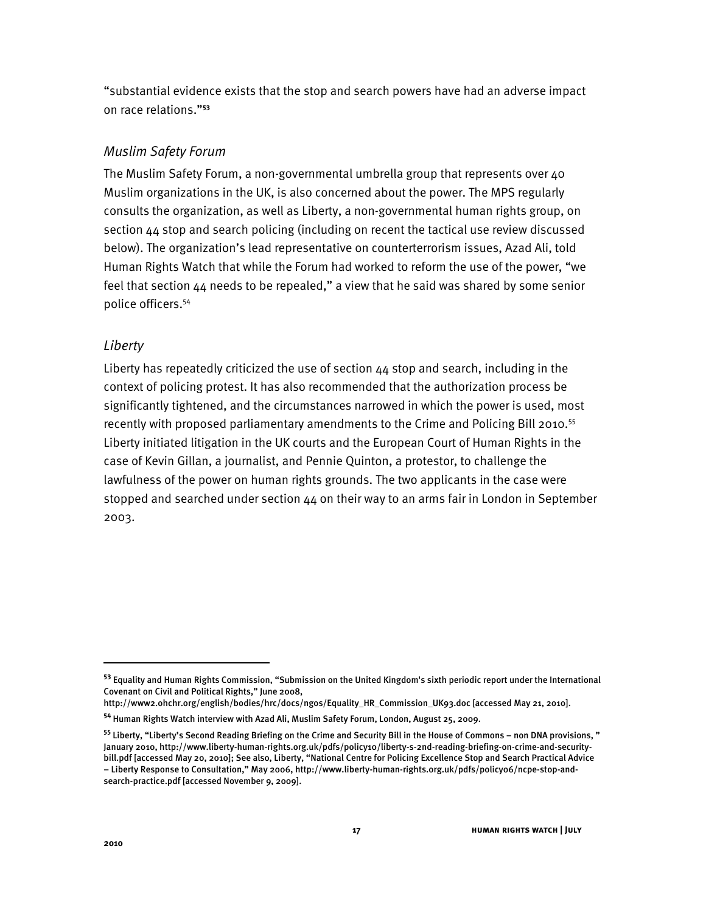"substantial evidence exists that the stop and search powers have had an adverse impact on race relations."[53]

### *Muslim Safety Forum*

The Muslim Safety Forum, a non-governmental umbrella group that represents over 40 Muslim organizations in the UK, is also concerned about the power. The MPS regularly consults the organization, as well as Liberty, a non-governmental human rights group, on section 44 stop and search policing (including on recent the tactical use review discussed below). The organization's lead representative on counterterrorism issues, Azad Ali, told Human Rights Watch that while the Forum had worked to reform the use of the power, "we feel that section 44 needs to be repealed," a view that he said was shared by some senior police officers.[54]

### *Liberty*

Liberty has repeatedly criticized the use of section 44 stop and search, including in the context of policing protest. It has also recommended that the authorization process be significantly tightened, and the circumstances narrowed in which the power is used, most recently with proposed parliamentary amendments to the Crime and Policing Bill 2010.[55] Liberty initiated litigation in the UK courts and the European Court of Human Rights in the case of Kevin Gillan, a journalist, and Pennie Quinton, a protestor, to challenge the lawfulness of the power on human rights grounds. The two applicants in the case were stopped and searched under section 44 on their way to an arms fair in London in September 2003.

---

[53] Equality and Human Rights Commission, "Submission on the United Kingdom's sixth periodic report under the International Covenant on Civil and Political Rights," June 2008, http://www2.ohchr.org/english/bodies/hrc/docs/ngos/Equality_HR_Commission_UK93.doc [accessed May 21, 2010].

[54] Human Rights Watch interview with Azad Ali, Muslim Safety Forum, London, August 25, 2009.

[55] Liberty, "Liberty's Second Reading Briefing on the Crime and Security Bill in the House of Commons – non DNA provisions, " January 2010, http://www.liberty-human-rights.org.uk/pdfs/policy10/liberty-s-2nd-reading-briefing-on-crime-and-security-bill.pdf [accessed May 20, 2010]; See also, Liberty, "National Centre for Policing Excellence Stop and Search Practical Advice – Liberty Response to Consultation," May 2006, http://www.liberty-human-rights.org.uk/pdfs/policy06/ncpe-stop-and-search-practice.pdf [accessed November 9, 2009].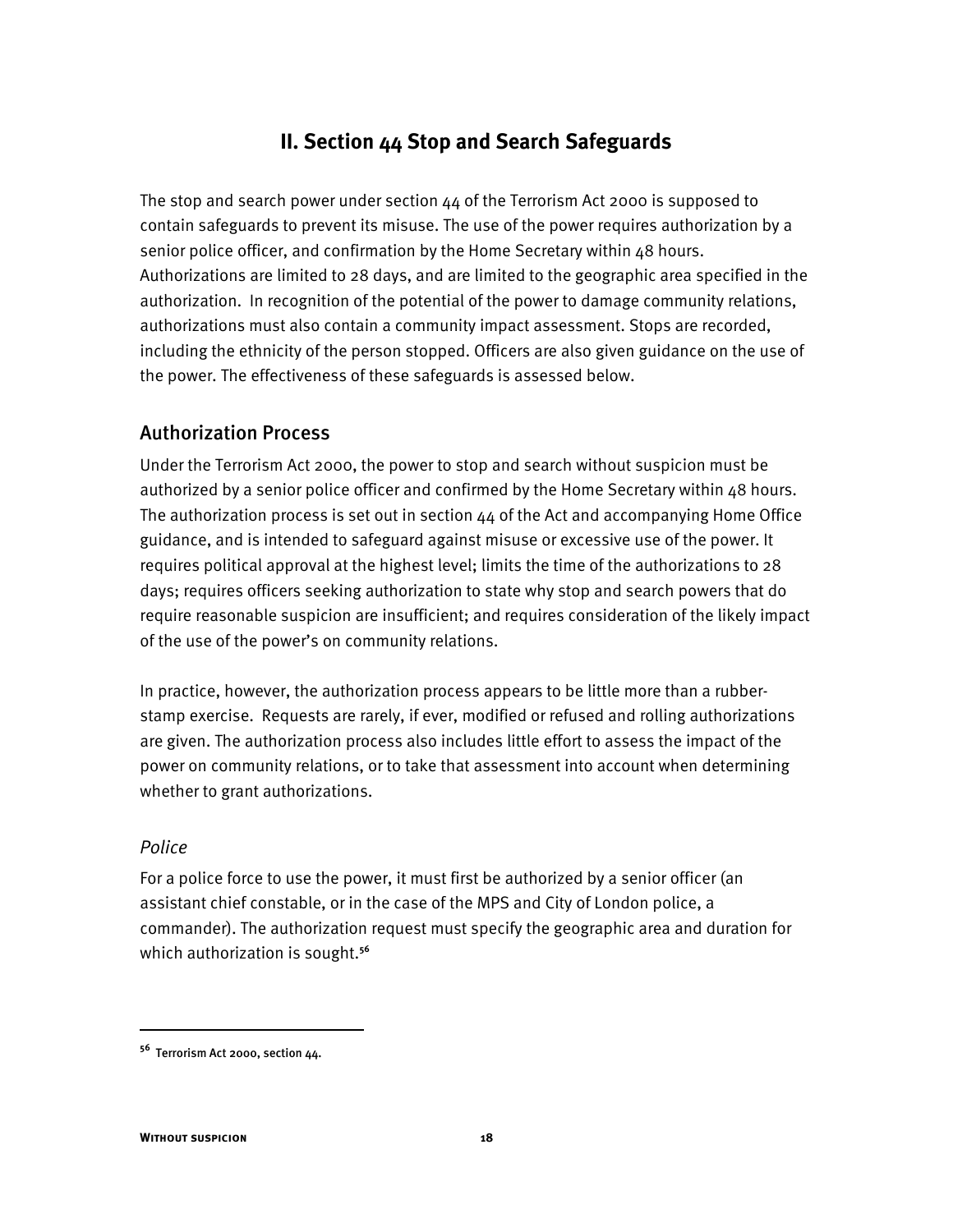## II. Section 44 Stop and Search Safeguards

The stop and search power under section 44 of the Terrorism Act 2000 is supposed to contain safeguards to prevent its misuse. The use of the power requires authorization by a senior police officer, and confirmation by the Home Secretary within 48 hours. Authorizations are limited to 28 days, and are limited to the geographic area specified in the authorization. In recognition of the potential of the power to damage community relations, authorizations must also contain a community impact assessment. Stops are recorded, including the ethnicity of the person stopped. Officers are also given guidance on the use of the power. The effectiveness of these safeguards is assessed below.

### Authorization Process

Under the Terrorism Act 2000, the power to stop and search without suspicion must be authorized by a senior police officer and confirmed by the Home Secretary within 48 hours. The authorization process is set out in section 44 of the Act and accompanying Home Office guidance, and is intended to safeguard against misuse or excessive use of the power. It requires political approval at the highest level; limits the time of the authorizations to 28 days; requires officers seeking authorization to state why stop and search powers that do require reasonable suspicion are insufficient; and requires consideration of the likely impact of the use of the power's on community relations.

In practice, however, the authorization process appears to be little more than a rubber-stamp exercise. Requests are rarely, if ever, modified or refused and rolling authorizations are given. The authorization process also includes little effort to assess the impact of the power on community relations, or to take that assessment into account when determining whether to grant authorizations.

#### *Police*

For a police force to use the power, it must first be authorized by a senior officer (an assistant chief constable, or in the case of the MPS and City of London police, a commander). The authorization request must specify the geographic area and duration for which authorization is sought.[56]

---

[56] Terrorism Act 2000, section 44.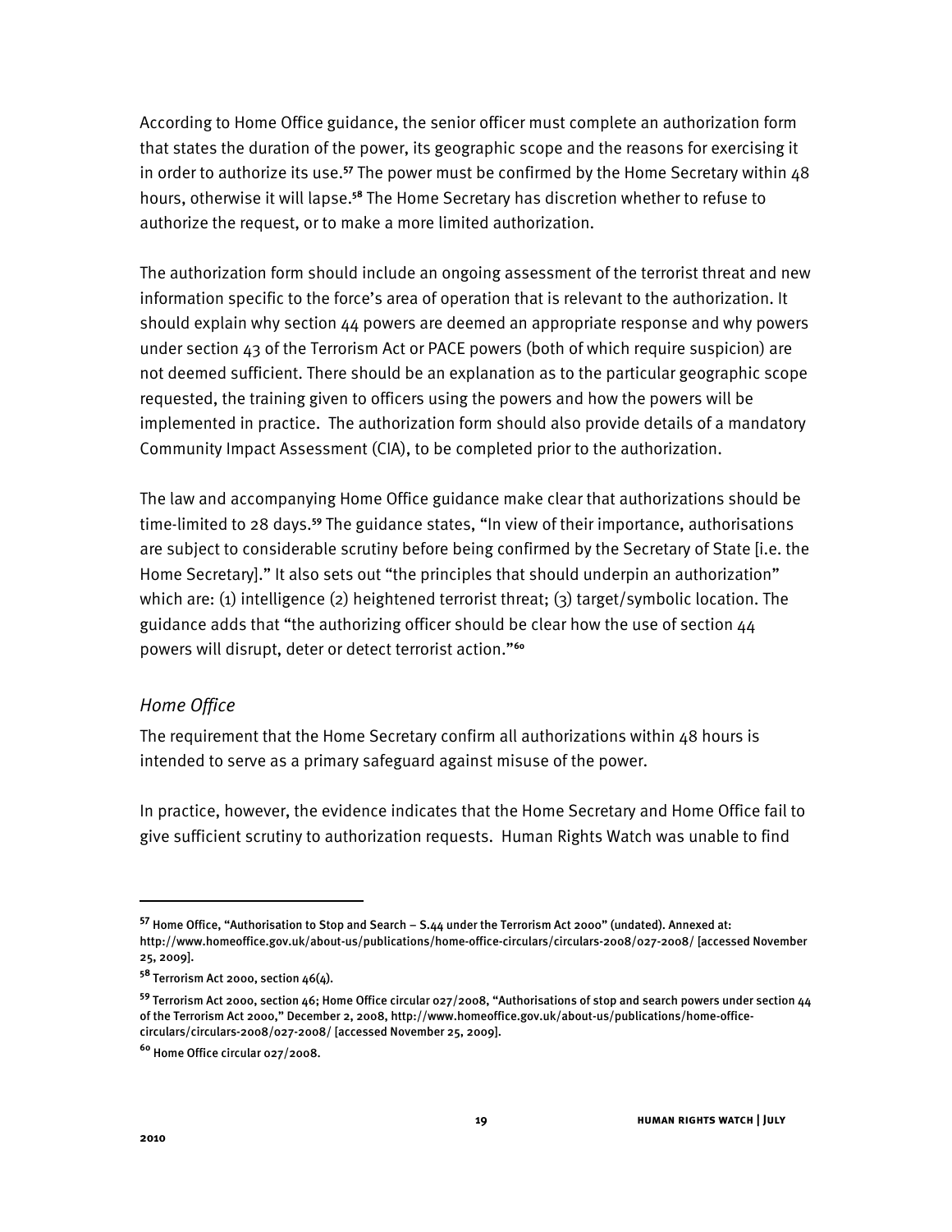According to Home Office guidance, the senior officer must complete an authorization form that states the duration of the power, its geographic scope and the reasons for exercising it in order to authorize its use.[57] The power must be confirmed by the Home Secretary within 48 hours, otherwise it will lapse.[58] The Home Secretary has discretion whether to refuse to authorize the request, or to make a more limited authorization.

The authorization form should include an ongoing assessment of the terrorist threat and new information specific to the force's area of operation that is relevant to the authorization. It should explain why section 44 powers are deemed an appropriate response and why powers under section 43 of the Terrorism Act or PACE powers (both of which require suspicion) are not deemed sufficient. There should be an explanation as to the particular geographic scope requested, the training given to officers using the powers and how the powers will be implemented in practice. The authorization form should also provide details of a mandatory Community Impact Assessment (CIA), to be completed prior to the authorization.

The law and accompanying Home Office guidance make clear that authorizations should be time-limited to 28 days.[59] The guidance states, "In view of their importance, authorisations are subject to considerable scrutiny before being confirmed by the Secretary of State [i.e. the Home Secretary]." It also sets out "the principles that should underpin an authorization" which are: (1) intelligence (2) heightened terrorist threat; (3) target/symbolic location. The guidance adds that "the authorizing officer should be clear how the use of section 44 powers will disrupt, deter or detect terrorist action."[60]

### *Home Office*

The requirement that the Home Secretary confirm all authorizations within 48 hours is intended to serve as a primary safeguard against misuse of the power.

In practice, however, the evidence indicates that the Home Secretary and Home Office fail to give sufficient scrutiny to authorization requests. Human Rights Watch was unable to find

---

[57] Home Office, "Authorisation to Stop and Search – S.44 under the Terrorism Act 2000" (undated). Annexed at: http://www.homeoffice.gov.uk/about-us/publications/home-office-circulars/circulars-2008/027-2008/ [accessed November 25, 2009].

[58] Terrorism Act 2000, section 46(4).

[59] Terrorism Act 2000, section 46; Home Office circular 027/2008, "Authorisations of stop and search powers under section 44 of the Terrorism Act 2000," December 2, 2008, http://www.homeoffice.gov.uk/about-us/publications/home-office-circulars/circulars-2008/027-2008/ [accessed November 25, 2009].

[60] Home Office circular 027/2008.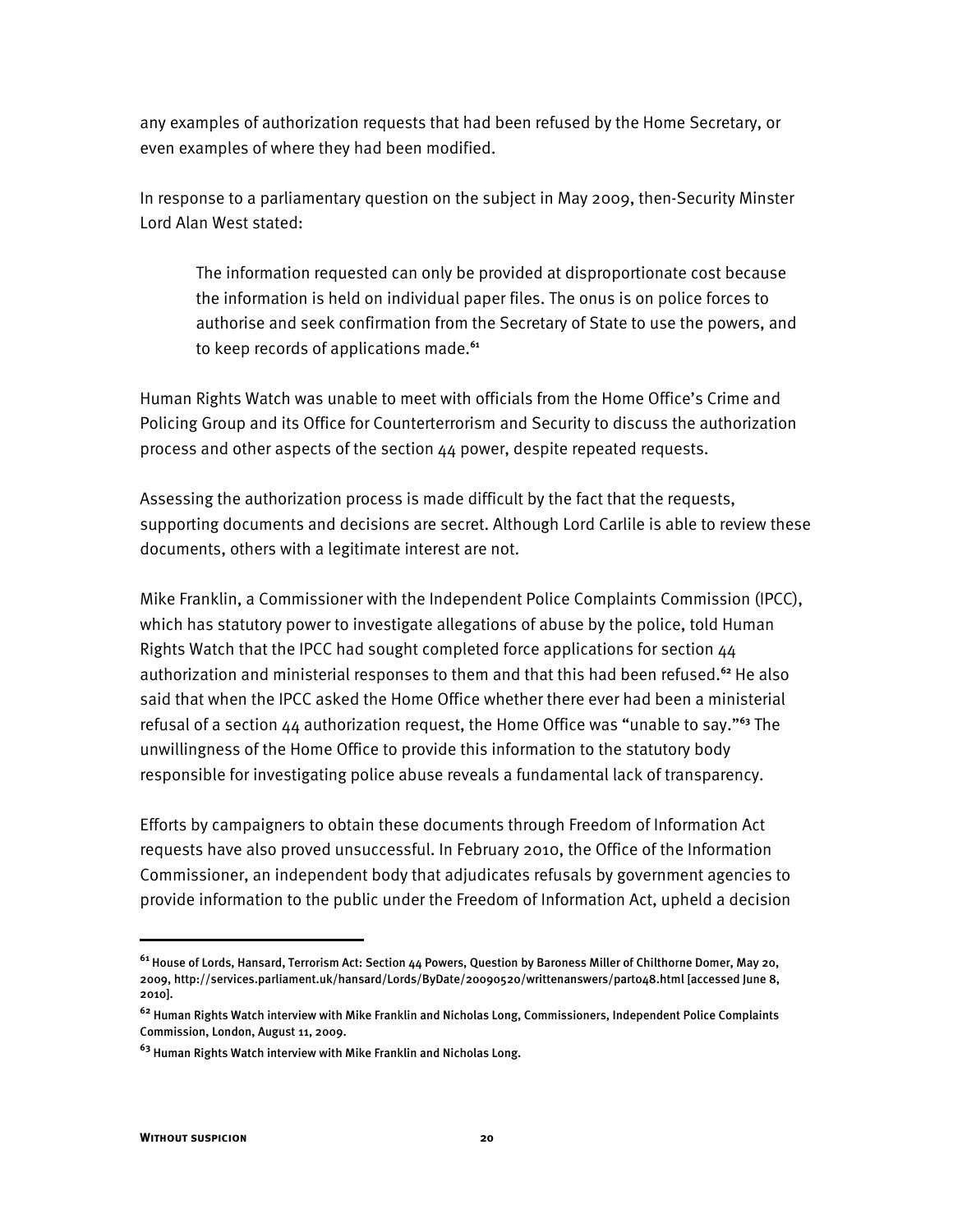any examples of authorization requests that had been refused by the Home Secretary, or even examples of where they had been modified.

In response to a parliamentary question on the subject in May 2009, then-Security Minster Lord Alan West stated:

> The information requested can only be provided at disproportionate cost because the information is held on individual paper files. The onus is on police forces to authorise and seek confirmation from the Secretary of State to use the powers, and to keep records of applications made.[61]

Human Rights Watch was unable to meet with officials from the Home Office's Crime and Policing Group and its Office for Counterterrorism and Security to discuss the authorization process and other aspects of the section 44 power, despite repeated requests.

Assessing the authorization process is made difficult by the fact that the requests, supporting documents and decisions are secret. Although Lord Carlile is able to review these documents, others with a legitimate interest are not.

Mike Franklin, a Commissioner with the Independent Police Complaints Commission (IPCC), which has statutory power to investigate allegations of abuse by the police, told Human Rights Watch that the IPCC had sought completed force applications for section 44 authorization and ministerial responses to them and that this had been refused.[62] He also said that when the IPCC asked the Home Office whether there ever had been a ministerial refusal of a section 44 authorization request, the Home Office was "unable to say."[63] The unwillingness of the Home Office to provide this information to the statutory body responsible for investigating police abuse reveals a fundamental lack of transparency.

Efforts by campaigners to obtain these documents through Freedom of Information Act requests have also proved unsuccessful. In February 2010, the Office of the Information Commissioner, an independent body that adjudicates refusals by government agencies to provide information to the public under the Freedom of Information Act, upheld a decision

---

[61] House of Lords, Hansard, Terrorism Act: Section 44 Powers, Question by Baroness Miller of Chilthorne Domer, May 20, 2009, http://services.parliament.uk/hansard/Lords/ByDate/20090520/writtenanswers/part048.html [accessed June 8, 2010].

[62] Human Rights Watch interview with Mike Franklin and Nicholas Long, Commissioners, Independent Police Complaints Commission, London, August 11, 2009.

[63] Human Rights Watch interview with Mike Franklin and Nicholas Long.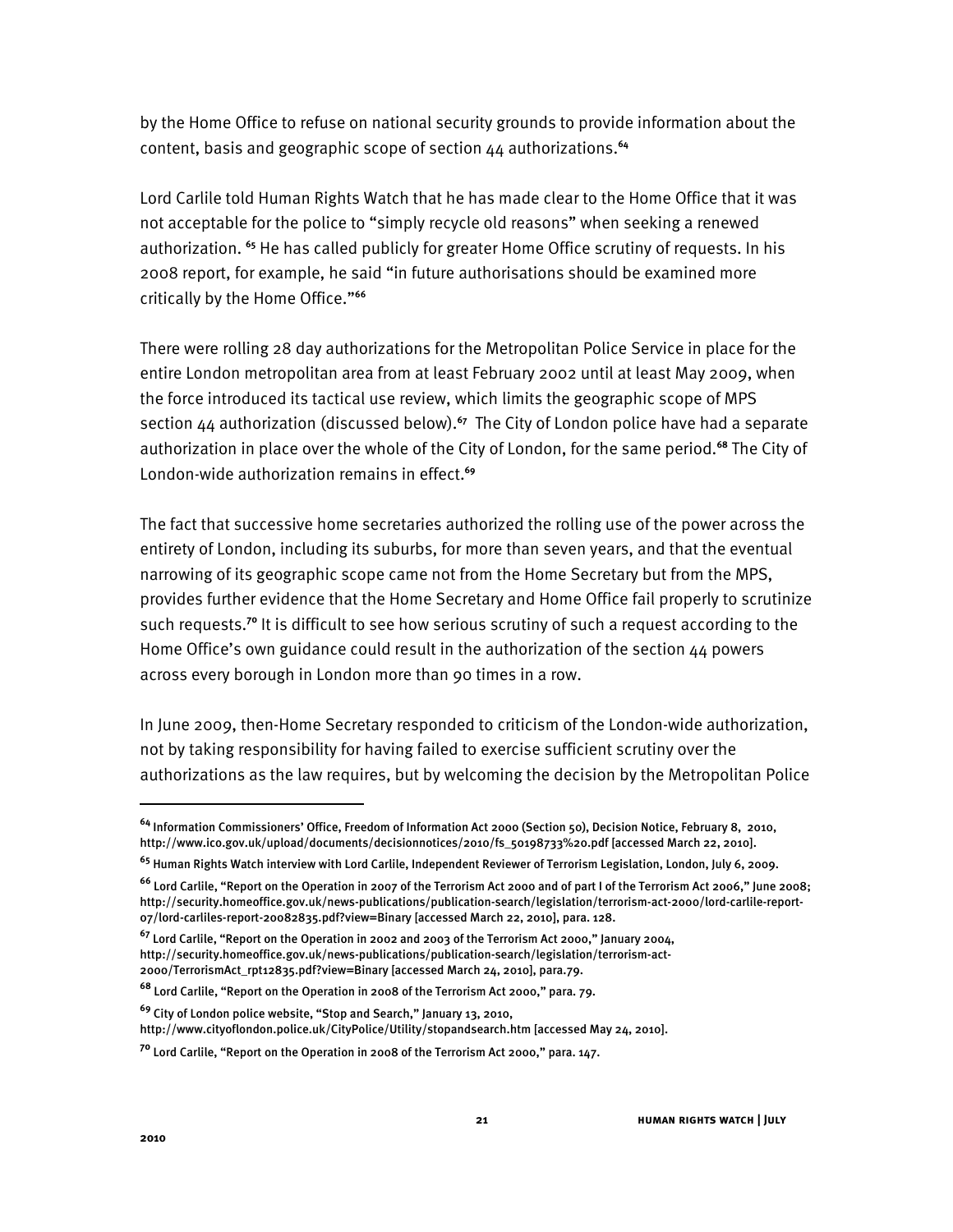by the Home Office to refuse on national security grounds to provide information about the content, basis and geographic scope of section 44 authorizations.[64]

Lord Carlile told Human Rights Watch that he has made clear to the Home Office that it was not acceptable for the police to "simply recycle old reasons" when seeking a renewed authorization. [65] He has called publicly for greater Home Office scrutiny of requests. In his 2008 report, for example, he said "in future authorisations should be examined more critically by the Home Office."[66]

There were rolling 28 day authorizations for the Metropolitan Police Service in place for the entire London metropolitan area from at least February 2002 until at least May 2009, when the force introduced its tactical use review, which limits the geographic scope of MPS section 44 authorization (discussed below).[67] The City of London police have had a separate authorization in place over the whole of the City of London, for the same period.[68] The City of London-wide authorization remains in effect.[69]

The fact that successive home secretaries authorized the rolling use of the power across the entirety of London, including its suburbs, for more than seven years, and that the eventual narrowing of its geographic scope came not from the Home Secretary but from the MPS, provides further evidence that the Home Secretary and Home Office fail properly to scrutinize such requests.[70] It is difficult to see how serious scrutiny of such a request according to the Home Office's own guidance could result in the authorization of the section 44 powers across every borough in London more than 90 times in a row.

In June 2009, then-Home Secretary responded to criticism of the London-wide authorization, not by taking responsibility for having failed to exercise sufficient scrutiny over the authorizations as the law requires, but by welcoming the decision by the Metropolitan Police

---

[64] Information Commissioners' Office, Freedom of Information Act 2000 (Section 50), Decision Notice, February 8, 2010, http://www.ico.gov.uk/upload/documents/decisionnotices/2010/fs_50198733%20.pdf [accessed March 22, 2010].

[65] Human Rights Watch interview with Lord Carlile, Independent Reviewer of Terrorism Legislation, London, July 6, 2009.

[66] Lord Carlile, "Report on the Operation in 2007 of the Terrorism Act 2000 and of part I of the Terrorism Act 2006," June 2008; http://security.homeoffice.gov.uk/news-publications/publication-search/legislation/terrorism-act-2000/lord-carlile-report-07/lord-carliles-report-20082835.pdf?view=Binary [accessed March 22, 2010], para. 128.

[67] Lord Carlile, "Report on the Operation in 2002 and 2003 of the Terrorism Act 2000," January 2004, http://security.homeoffice.gov.uk/news-publications/publication-search/legislation/terrorism-act-2000/TerrorismAct_rpt12835.pdf?view=Binary [accessed March 24, 2010], para.79.

[68] Lord Carlile, "Report on the Operation in 2008 of the Terrorism Act 2000," para. 79.

[69] City of London police website, "Stop and Search," January 13, 2010, http://www.cityoflondon.police.uk/CityPolice/Utility/stopandsearch.htm [accessed May 24, 2010].

[70] Lord Carlile, "Report on the Operation in 2008 of the Terrorism Act 2000," para. 147.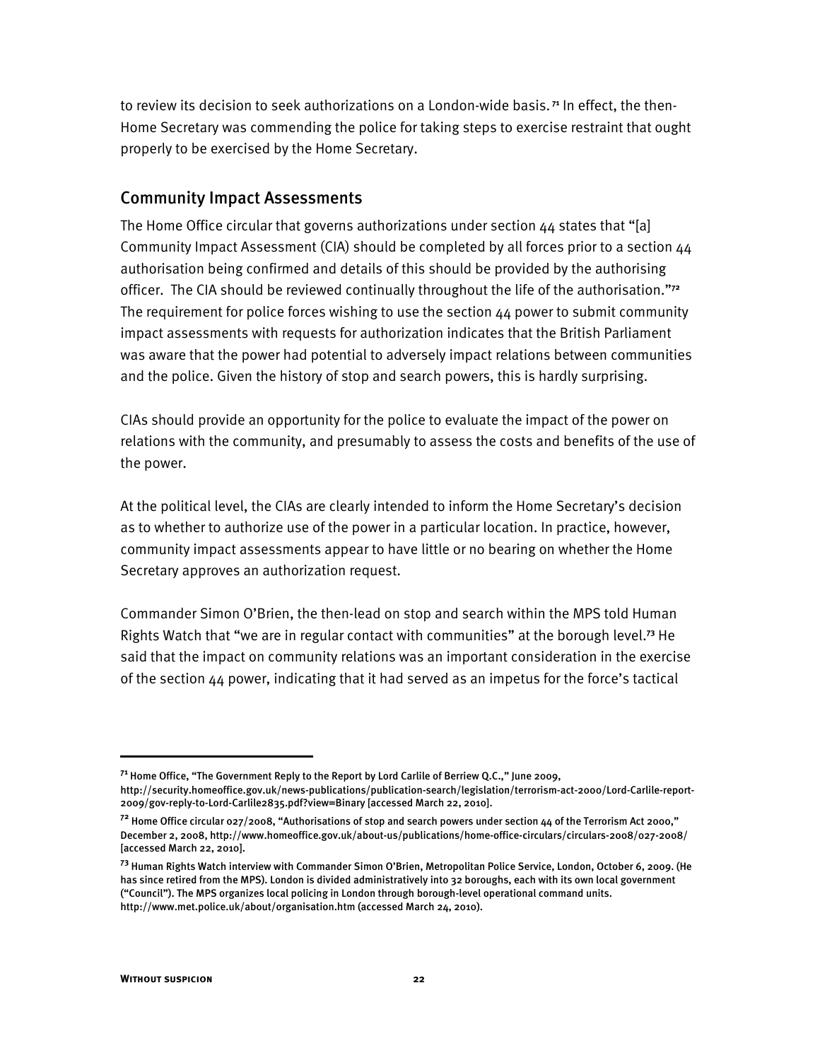to review its decision to seek authorizations on a London-wide basis.[71] In effect, the then-Home Secretary was commending the police for taking steps to exercise restraint that ought properly to be exercised by the Home Secretary.

## Community Impact Assessments

The Home Office circular that governs authorizations under section 44 states that "[a] Community Impact Assessment (CIA) should be completed by all forces prior to a section 44 authorisation being confirmed and details of this should be provided by the authorising officer. The CIA should be reviewed continually throughout the life of the authorisation."[72] The requirement for police forces wishing to use the section 44 power to submit community impact assessments with requests for authorization indicates that the British Parliament was aware that the power had potential to adversely impact relations between communities and the police. Given the history of stop and search powers, this is hardly surprising.

CIAs should provide an opportunity for the police to evaluate the impact of the power on relations with the community, and presumably to assess the costs and benefits of the use of the power.

At the political level, the CIAs are clearly intended to inform the Home Secretary's decision as to whether to authorize use of the power in a particular location. In practice, however, community impact assessments appear to have little or no bearing on whether the Home Secretary approves an authorization request.

Commander Simon O'Brien, the then-lead on stop and search within the MPS told Human Rights Watch that "we are in regular contact with communities" at the borough level.[73] He said that the impact on community relations was an important consideration in the exercise of the section 44 power, indicating that it had served as an impetus for the force's tactical

---

[71] Home Office, "The Government Reply to the Report by Lord Carlile of Berriew Q.C.," June 2009, http://security.homeoffice.gov.uk/news-publications/publication-search/legislation/terrorism-act-2000/Lord-Carlile-report-2009/gov-reply-to-Lord-Carlile2835.pdf?view=Binary [accessed March 22, 2010].

[72] Home Office circular 027/2008, "Authorisations of stop and search powers under section 44 of the Terrorism Act 2000," December 2, 2008, http://www.homeoffice.gov.uk/about-us/publications/home-office-circulars/circulars-2008/027-2008/ [accessed March 22, 2010].

[73] Human Rights Watch interview with Commander Simon O'Brien, Metropolitan Police Service, London, October 6, 2009. (He has since retired from the MPS). London is divided administratively into 32 boroughs, each with its own local government ("Council"). The MPS organizes local policing in London through borough-level operational command units. http://www.met.police.uk/about/organisation.htm (accessed March 24, 2010).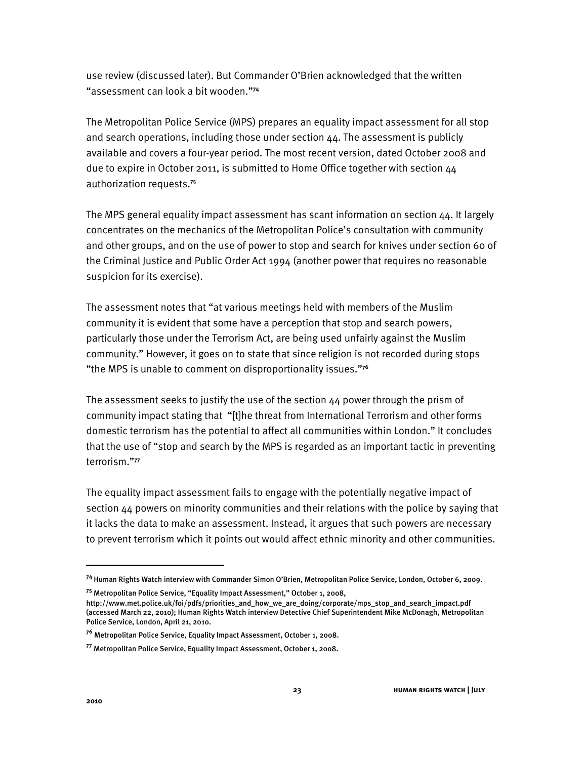use review (discussed later). But Commander O'Brien acknowledged that the written "assessment can look a bit wooden."[74]

The Metropolitan Police Service (MPS) prepares an equality impact assessment for all stop and search operations, including those under section 44. The assessment is publicly available and covers a four-year period. The most recent version, dated October 2008 and due to expire in October 2011, is submitted to Home Office together with section 44 authorization requests.[75]

The MPS general equality impact assessment has scant information on section 44. It largely concentrates on the mechanics of the Metropolitan Police's consultation with community and other groups, and on the use of power to stop and search for knives under section 60 of the Criminal Justice and Public Order Act 1994 (another power that requires no reasonable suspicion for its exercise).

The assessment notes that "at various meetings held with members of the Muslim community it is evident that some have a perception that stop and search powers, particularly those under the Terrorism Act, are being used unfairly against the Muslim community." However, it goes on to state that since religion is not recorded during stops "the MPS is unable to comment on disproportionality issues."[76]

The assessment seeks to justify the use of the section 44 power through the prism of community impact stating that "[t]he threat from International Terrorism and other forms domestic terrorism has the potential to affect all communities within London." It concludes that the use of "stop and search by the MPS is regarded as an important tactic in preventing terrorism."[77]

The equality impact assessment fails to engage with the potentially negative impact of section 44 powers on minority communities and their relations with the police by saying that it lacks the data to make an assessment. Instead, it argues that such powers are necessary to prevent terrorism which it points out would affect ethnic minority and other communities.

---

[74] Human Rights Watch interview with Commander Simon O'Brien, Metropolitan Police Service, London, October 6, 2009.

[75] Metropolitan Police Service, "Equality Impact Assessment," October 1, 2008, http://www.met.police.uk/foi/pdfs/priorities_and_how_we_are_doing/corporate/mps_stop_and_search_impact.pdf (accessed March 22, 2010); Human Rights Watch interview Detective Chief Superintendent Mike McDonagh, Metropolitan Police Service, London, April 21, 2010.

[76] Metropolitan Police Service, Equality Impact Assessment, October 1, 2008.

[77] Metropolitan Police Service, Equality Impact Assessment, October 1, 2008.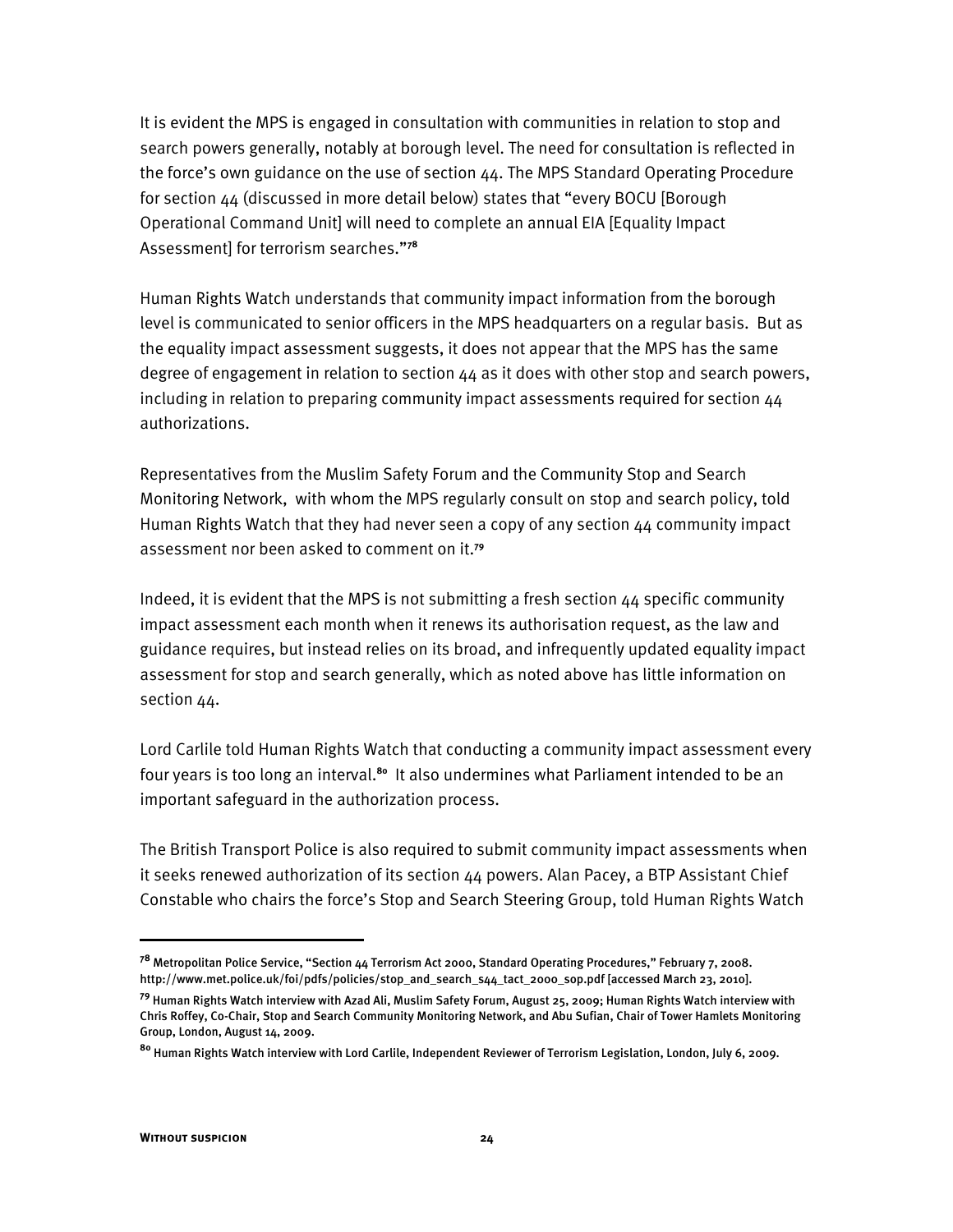It is evident the MPS is engaged in consultation with communities in relation to stop and search powers generally, notably at borough level. The need for consultation is reflected in the force's own guidance on the use of section 44. The MPS Standard Operating Procedure for section 44 (discussed in more detail below) states that "every BOCU [Borough Operational Command Unit] will need to complete an annual EIA [Equality Impact Assessment] for terrorism searches."[78]

Human Rights Watch understands that community impact information from the borough level is communicated to senior officers in the MPS headquarters on a regular basis. But as the equality impact assessment suggests, it does not appear that the MPS has the same degree of engagement in relation to section 44 as it does with other stop and search powers, including in relation to preparing community impact assessments required for section 44 authorizations.

Representatives from the Muslim Safety Forum and the Community Stop and Search Monitoring Network, with whom the MPS regularly consult on stop and search policy, told Human Rights Watch that they had never seen a copy of any section 44 community impact assessment nor been asked to comment on it.[79]

Indeed, it is evident that the MPS is not submitting a fresh section 44 specific community impact assessment each month when it renews its authorisation request, as the law and guidance requires, but instead relies on its broad, and infrequently updated equality impact assessment for stop and search generally, which as noted above has little information on section 44.

Lord Carlile told Human Rights Watch that conducting a community impact assessment every four years is too long an interval.[80] It also undermines what Parliament intended to be an important safeguard in the authorization process.

The British Transport Police is also required to submit community impact assessments when it seeks renewed authorization of its section 44 powers. Alan Pacey, a BTP Assistant Chief Constable who chairs the force's Stop and Search Steering Group, told Human Rights Watch

---

[78] Metropolitan Police Service, "Section 44 Terrorism Act 2000, Standard Operating Procedures," February 7, 2008. http://www.met.police.uk/foi/pdfs/policies/stop_and_search_s44_tact_2000_sop.pdf [accessed March 23, 2010].

[79] Human Rights Watch interview with Azad Ali, Muslim Safety Forum, August 25, 2009; Human Rights Watch interview with Chris Roffey, Co-Chair, Stop and Search Community Monitoring Network, and Abu Sufian, Chair of Tower Hamlets Monitoring Group, London, August 14, 2009.

[80] Human Rights Watch interview with Lord Carlile, Independent Reviewer of Terrorism Legislation, London, July 6, 2009.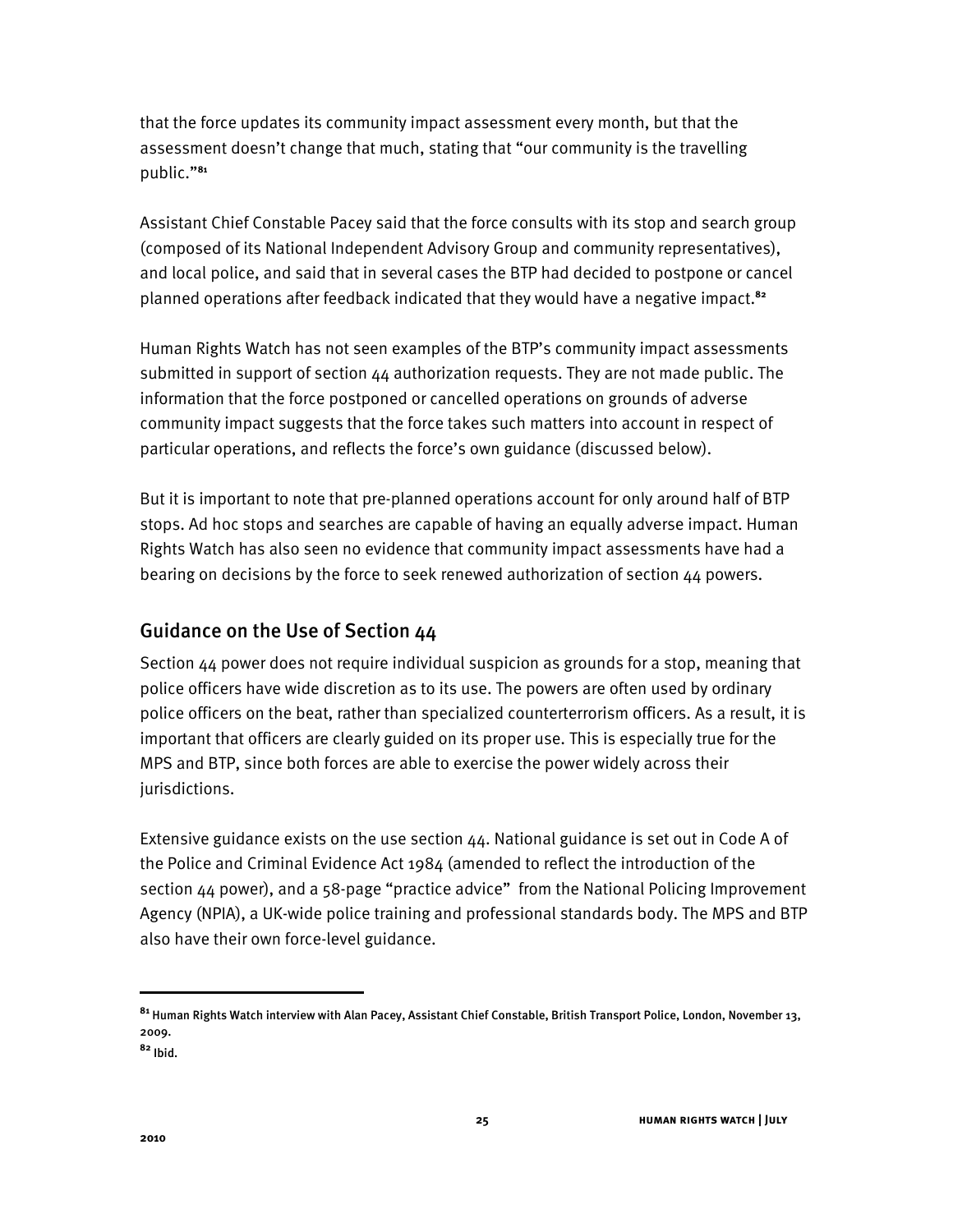that the force updates its community impact assessment every month, but that the assessment doesn't change that much, stating that "our community is the travelling public."[81]

Assistant Chief Constable Pacey said that the force consults with its stop and search group (composed of its National Independent Advisory Group and community representatives), and local police, and said that in several cases the BTP had decided to postpone or cancel planned operations after feedback indicated that they would have a negative impact.[82]

Human Rights Watch has not seen examples of the BTP's community impact assessments submitted in support of section 44 authorization requests. They are not made public. The information that the force postponed or cancelled operations on grounds of adverse community impact suggests that the force takes such matters into account in respect of particular operations, and reflects the force's own guidance (discussed below).

But it is important to note that pre-planned operations account for only around half of BTP stops. Ad hoc stops and searches are capable of having an equally adverse impact. Human Rights Watch has also seen no evidence that community impact assessments have had a bearing on decisions by the force to seek renewed authorization of section 44 powers.

## Guidance on the Use of Section 44

Section 44 power does not require individual suspicion as grounds for a stop, meaning that police officers have wide discretion as to its use. The powers are often used by ordinary police officers on the beat, rather than specialized counterterrorism officers. As a result, it is important that officers are clearly guided on its proper use. This is especially true for the MPS and BTP, since both forces are able to exercise the power widely across their jurisdictions.

Extensive guidance exists on the use section 44. National guidance is set out in Code A of the Police and Criminal Evidence Act 1984 (amended to reflect the introduction of the section 44 power), and a 58-page "practice advice" from the National Policing Improvement Agency (NPIA), a UK-wide police training and professional standards body. The MPS and BTP also have their own force-level guidance.

---

[81] Human Rights Watch interview with Alan Pacey, Assistant Chief Constable, British Transport Police, London, November 13, 2009.

[82] Ibid.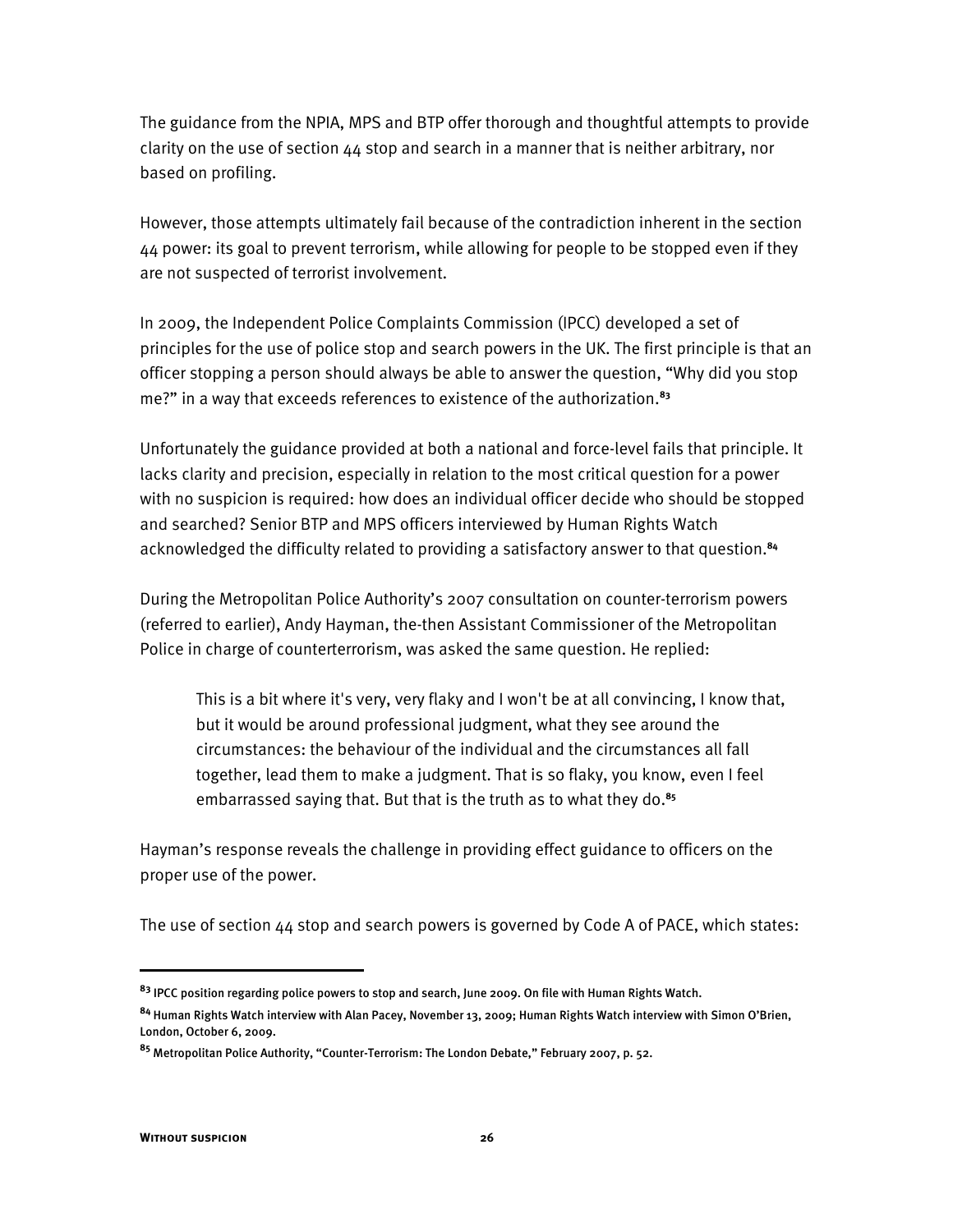The guidance from the NPIA, MPS and BTP offer thorough and thoughtful attempts to provide clarity on the use of section 44 stop and search in a manner that is neither arbitrary, nor based on profiling.

However, those attempts ultimately fail because of the contradiction inherent in the section 44 power: its goal to prevent terrorism, while allowing for people to be stopped even if they are not suspected of terrorist involvement.

In 2009, the Independent Police Complaints Commission (IPCC) developed a set of principles for the use of police stop and search powers in the UK. The first principle is that an officer stopping a person should always be able to answer the question, "Why did you stop me?" in a way that exceeds references to existence of the authorization.[83]

Unfortunately the guidance provided at both a national and force-level fails that principle. It lacks clarity and precision, especially in relation to the most critical question for a power with no suspicion is required: how does an individual officer decide who should be stopped and searched? Senior BTP and MPS officers interviewed by Human Rights Watch acknowledged the difficulty related to providing a satisfactory answer to that question.[84]

During the Metropolitan Police Authority's 2007 consultation on counter-terrorism powers (referred to earlier), Andy Hayman, the-then Assistant Commissioner of the Metropolitan Police in charge of counterterrorism, was asked the same question. He replied:

> This is a bit where it's very, very flaky and I won't be at all convincing, I know that, but it would be around professional judgment, what they see around the circumstances: the behaviour of the individual and the circumstances all fall together, lead them to make a judgment. That is so flaky, you know, even I feel embarrassed saying that. But that is the truth as to what they do.[85]

Hayman's response reveals the challenge in providing effect guidance to officers on the proper use of the power.

The use of section 44 stop and search powers is governed by Code A of PACE, which states:

---

[83] IPCC position regarding police powers to stop and search, June 2009. On file with Human Rights Watch.

[84] Human Rights Watch interview with Alan Pacey, November 13, 2009; Human Rights Watch interview with Simon O'Brien, London, October 6, 2009.

[85] Metropolitan Police Authority, "Counter-Terrorism: The London Debate," February 2007, p. 52.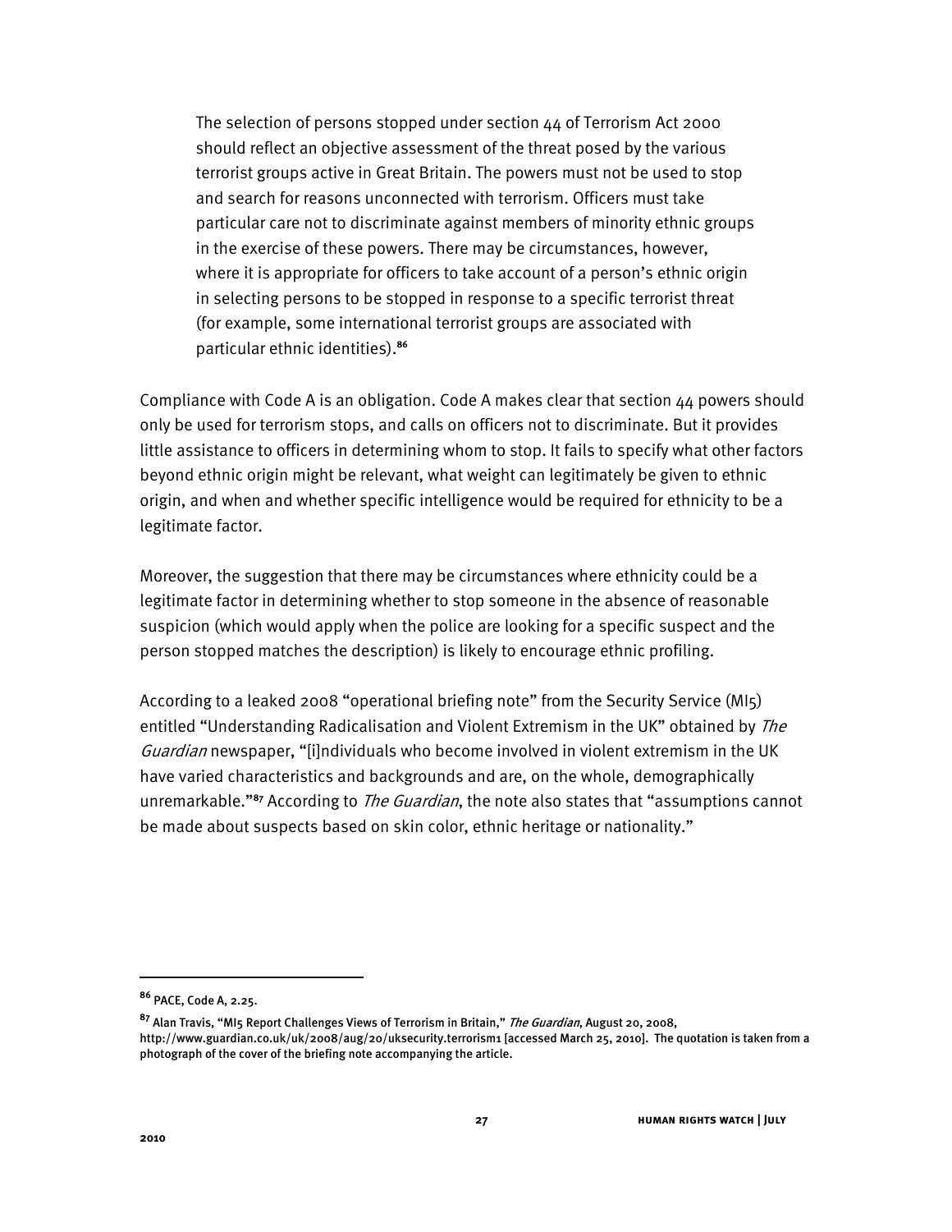> The selection of persons stopped under section 44 of Terrorism Act 2000 should reflect an objective assessment of the threat posed by the various terrorist groups active in Great Britain. The powers must not be used to stop and search for reasons unconnected with terrorism. Officers must take particular care not to discriminate against members of minority ethnic groups in the exercise of these powers. There may be circumstances, however, where it is appropriate for officers to take account of a person's ethnic origin in selecting persons to be stopped in response to a specific terrorist threat (for example, some international terrorist groups are associated with particular ethnic identities).[86]

Compliance with Code A is an obligation. Code A makes clear that section 44 powers should only be used for terrorism stops, and calls on officers not to discriminate. But it provides little assistance to officers in determining whom to stop. It fails to specify what other factors beyond ethnic origin might be relevant, what weight can legitimately be given to ethnic origin, and when and whether specific intelligence would be required for ethnicity to be a legitimate factor.

Moreover, the suggestion that there may be circumstances where ethnicity could be a legitimate factor in determining whether to stop someone in the absence of reasonable suspicion (which would apply when the police are looking for a specific suspect and the person stopped matches the description) is likely to encourage ethnic profiling.

According to a leaked 2008 "operational briefing note" from the Security Service (MI5) entitled "Understanding Radicalisation and Violent Extremism in the UK" obtained by *The Guardian* newspaper, "[i]ndividuals who become involved in violent extremism in the UK have varied characteristics and backgrounds and are, on the whole, demographically unremarkable."[87] According to *The Guardian*, the note also states that "assumptions cannot be made about suspects based on skin color, ethnic heritage or nationality."

---

[86] PACE, Code A, 2.25.

[87] Alan Travis, "MI5 Report Challenges Views of Terrorism in Britain," *The Guardian*, August 20, 2008, http://www.guardian.co.uk/uk/2008/aug/20/uksecurity.terrorism1 [accessed March 25, 2010]. The quotation is taken from a photograph of the cover of the briefing note accompanying the article.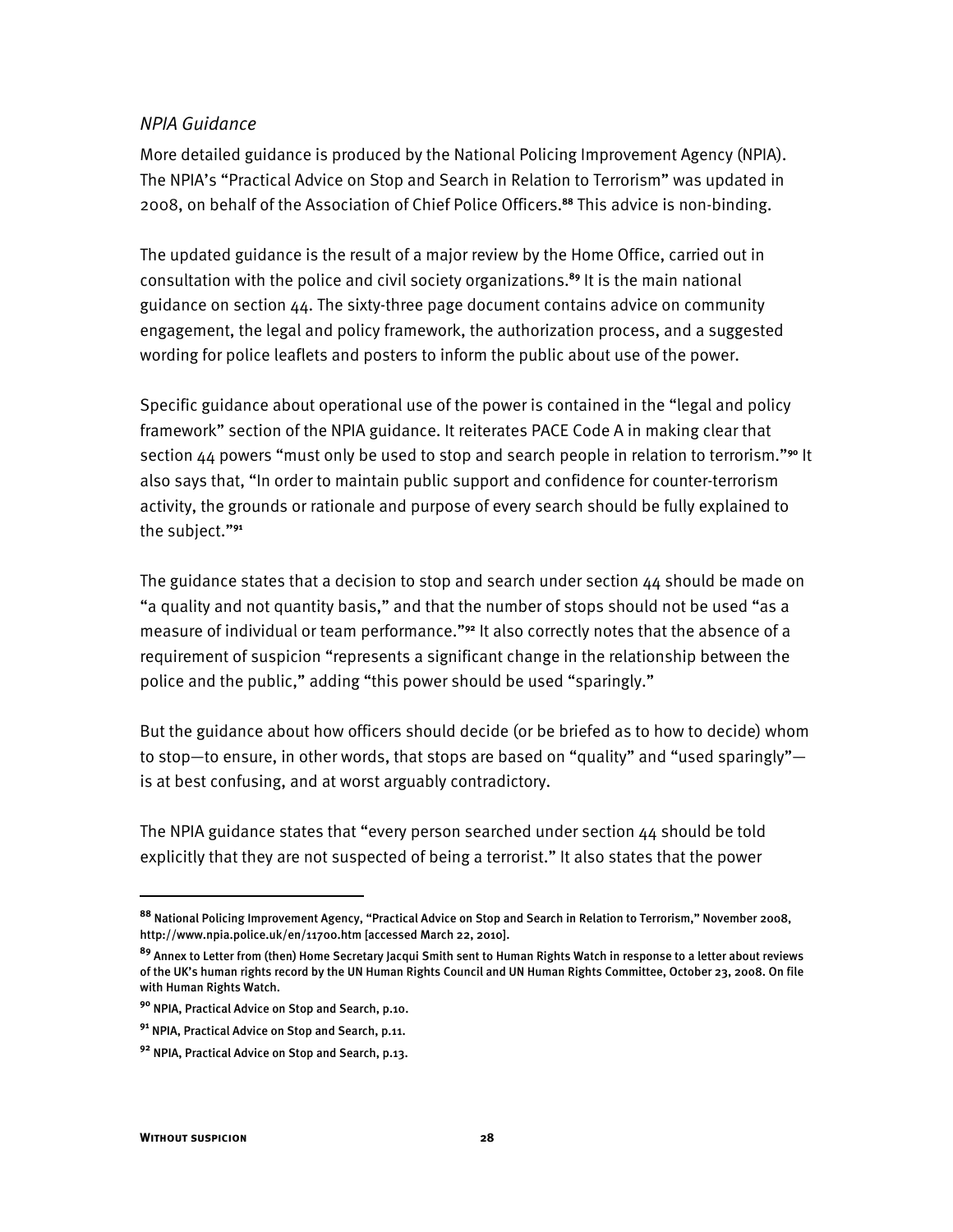*NPIA Guidance*

More detailed guidance is produced by the National Policing Improvement Agency (NPIA). The NPIA's "Practical Advice on Stop and Search in Relation to Terrorism" was updated in 2008, on behalf of the Association of Chief Police Officers.[88] This advice is non-binding.

The updated guidance is the result of a major review by the Home Office, carried out in consultation with the police and civil society organizations.[89] It is the main national guidance on section 44. The sixty-three page document contains advice on community engagement, the legal and policy framework, the authorization process, and a suggested wording for police leaflets and posters to inform the public about use of the power.

Specific guidance about operational use of the power is contained in the "legal and policy framework" section of the NPIA guidance. It reiterates PACE Code A in making clear that section 44 powers "must only be used to stop and search people in relation to terrorism."[90] It also says that, "In order to maintain public support and confidence for counter-terrorism activity, the grounds or rationale and purpose of every search should be fully explained to the subject."[91]

The guidance states that a decision to stop and search under section 44 should be made on "a quality and not quantity basis," and that the number of stops should not be used "as a measure of individual or team performance."[92] It also correctly notes that the absence of a requirement of suspicion "represents a significant change in the relationship between the police and the public," adding "this power should be used "sparingly."

But the guidance about how officers should decide (or be briefed as to how to decide) whom to stop—to ensure, in other words, that stops are based on "quality" and "used sparingly"—is at best confusing, and at worst arguably contradictory.

The NPIA guidance states that "every person searched under section 44 should be told explicitly that they are not suspected of being a terrorist." It also states that the power

---

[88] National Policing Improvement Agency, "Practical Advice on Stop and Search in Relation to Terrorism," November 2008, http://www.npia.police.uk/en/11700.htm [accessed March 22, 2010].

[89] Annex to Letter from (then) Home Secretary Jacqui Smith sent to Human Rights Watch in response to a letter about reviews of the UK's human rights record by the UN Human Rights Council and UN Human Rights Committee, October 23, 2008. On file with Human Rights Watch.

[90] NPIA, Practical Advice on Stop and Search, p.10.

[91] NPIA, Practical Advice on Stop and Search, p.11.

[92] NPIA, Practical Advice on Stop and Search, p.13.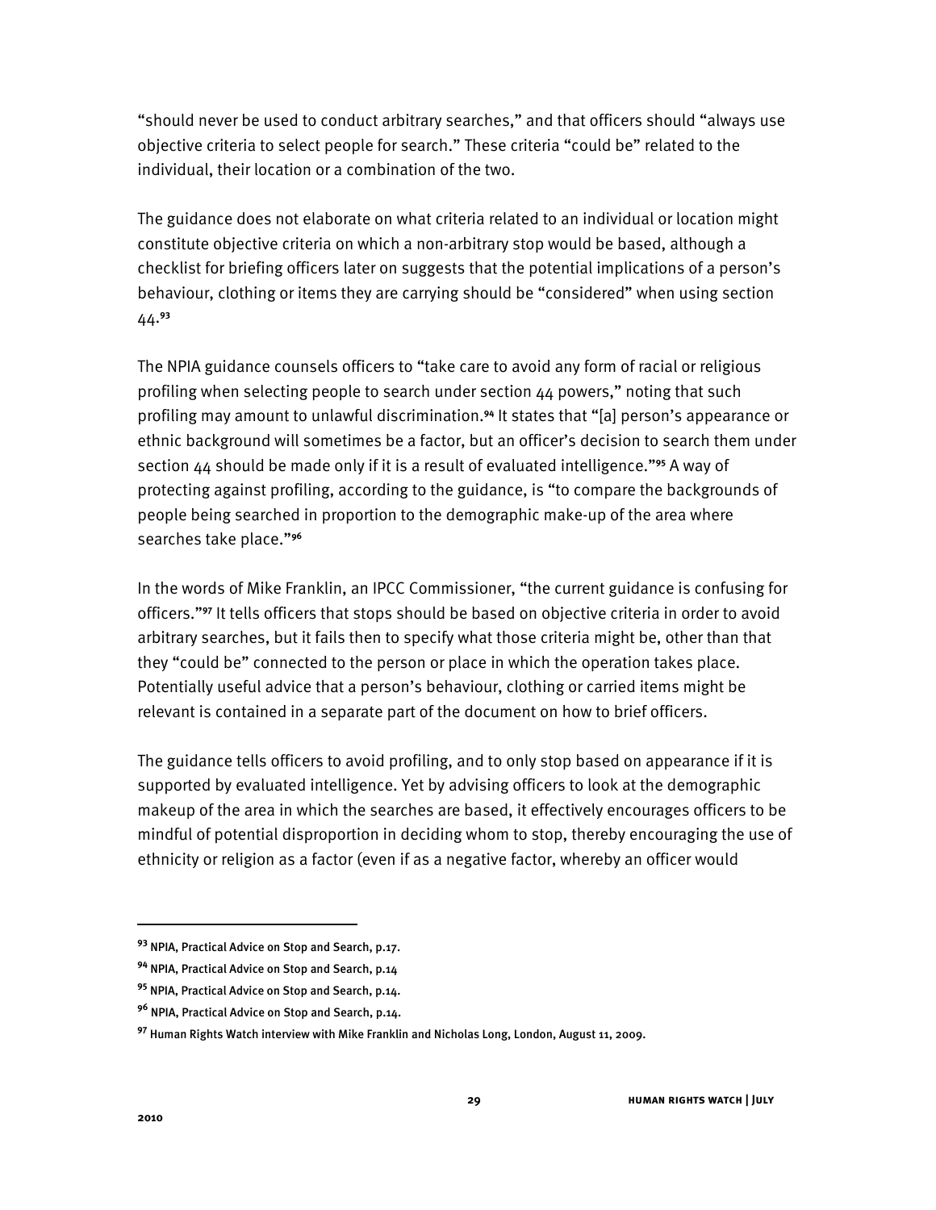"should never be used to conduct arbitrary searches," and that officers should "always use objective criteria to select people for search." These criteria "could be" related to the individual, their location or a combination of the two.

The guidance does not elaborate on what criteria related to an individual or location might constitute objective criteria on which a non-arbitrary stop would be based, although a checklist for briefing officers later on suggests that the potential implications of a person's behaviour, clothing or items they are carrying should be "considered" when using section 44.[93]

The NPIA guidance counsels officers to "take care to avoid any form of racial or religious profiling when selecting people to search under section 44 powers," noting that such profiling may amount to unlawful discrimination.[94] It states that "[a] person's appearance or ethnic background will sometimes be a factor, but an officer's decision to search them under section 44 should be made only if it is a result of evaluated intelligence."[95] A way of protecting against profiling, according to the guidance, is "to compare the backgrounds of people being searched in proportion to the demographic make-up of the area where searches take place."[96]

In the words of Mike Franklin, an IPCC Commissioner, "the current guidance is confusing for officers."[97] It tells officers that stops should be based on objective criteria in order to avoid arbitrary searches, but it fails then to specify what those criteria might be, other than that they "could be" connected to the person or place in which the operation takes place. Potentially useful advice that a person's behaviour, clothing or carried items might be relevant is contained in a separate part of the document on how to brief officers.

The guidance tells officers to avoid profiling, and to only stop based on appearance if it is supported by evaluated intelligence. Yet by advising officers to look at the demographic makeup of the area in which the searches are based, it effectively encourages officers to be mindful of potential disproportion in deciding whom to stop, thereby encouraging the use of ethnicity or religion as a factor (even if as a negative factor, whereby an officer would

---

[93] NPIA, Practical Advice on Stop and Search, p.17.

[94] NPIA, Practical Advice on Stop and Search, p.14

[95] NPIA, Practical Advice on Stop and Search, p.14.

[96] NPIA, Practical Advice on Stop and Search, p.14.

[97] Human Rights Watch interview with Mike Franklin and Nicholas Long, London, August 11, 2009.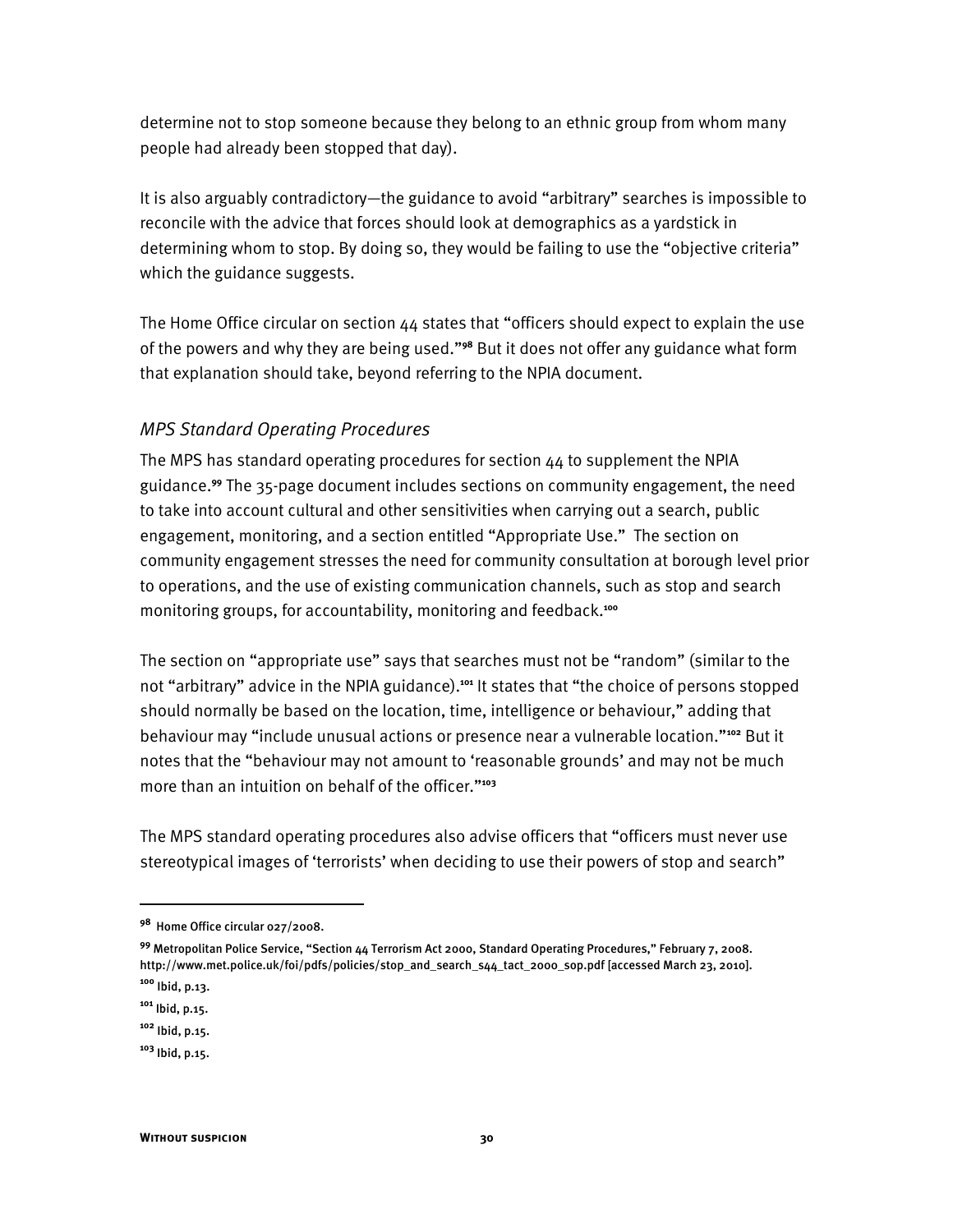determine not to stop someone because they belong to an ethnic group from whom many people had already been stopped that day).

It is also arguably contradictory—the guidance to avoid "arbitrary" searches is impossible to reconcile with the advice that forces should look at demographics as a yardstick in determining whom to stop. By doing so, they would be failing to use the "objective criteria" which the guidance suggests.

The Home Office circular on section 44 states that "officers should expect to explain the use of the powers and why they are being used."[98] But it does not offer any guidance what form that explanation should take, beyond referring to the NPIA document.

### *MPS Standard Operating Procedures*

The MPS has standard operating procedures for section 44 to supplement the NPIA guidance.[99] The 35-page document includes sections on community engagement, the need to take into account cultural and other sensitivities when carrying out a search, public engagement, monitoring, and a section entitled "Appropriate Use." The section on community engagement stresses the need for community consultation at borough level prior to operations, and the use of existing communication channels, such as stop and search monitoring groups, for accountability, monitoring and feedback.[100]

The section on "appropriate use" says that searches must not be "random" (similar to the not "arbitrary" advice in the NPIA guidance).[101] It states that "the choice of persons stopped should normally be based on the location, time, intelligence or behaviour," adding that behaviour may "include unusual actions or presence near a vulnerable location."[102] But it notes that the "behaviour may not amount to 'reasonable grounds' and may not be much more than an intuition on behalf of the officer."[103]

The MPS standard operating procedures also advise officers that "officers must never use stereotypical images of 'terrorists' when deciding to use their powers of stop and search"

---

[98] Home Office circular 027/2008.

[99] Metropolitan Police Service, "Section 44 Terrorism Act 2000, Standard Operating Procedures," February 7, 2008. http://www.met.police.uk/foi/pdfs/policies/stop_and_search_s44_tact_2000_sop.pdf [accessed March 23, 2010].

[100] Ibid, p.13.

[101] Ibid, p.15.

[102] Ibid, p.15.

[103] Ibid, p.15.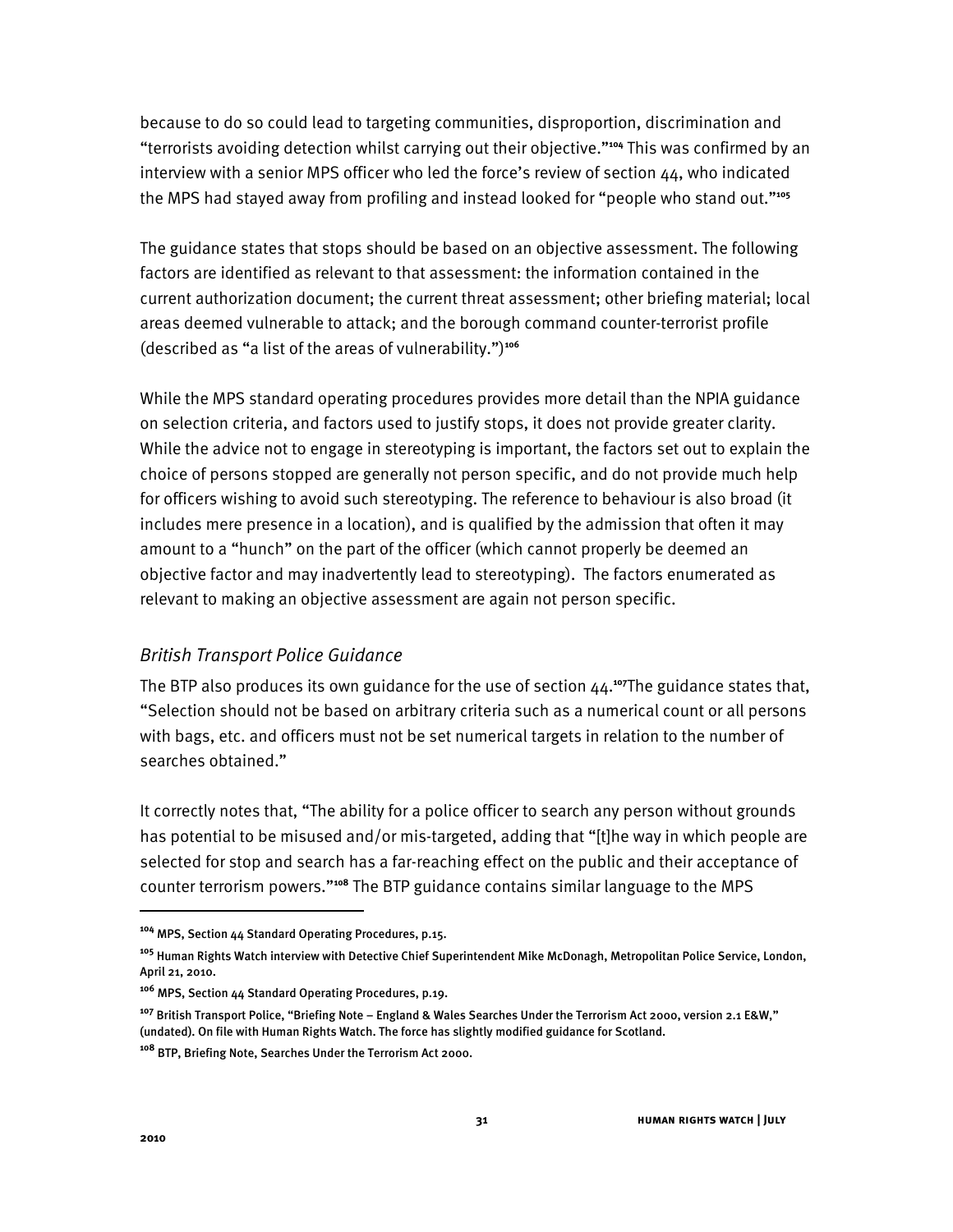because to do so could lead to targeting communities, disproportion, discrimination and "terrorists avoiding detection whilst carrying out their objective."[104] This was confirmed by an interview with a senior MPS officer who led the force's review of section 44, who indicated the MPS had stayed away from profiling and instead looked for "people who stand out."[105]

The guidance states that stops should be based on an objective assessment. The following factors are identified as relevant to that assessment: the information contained in the current authorization document; the current threat assessment; other briefing material; local areas deemed vulnerable to attack; and the borough command counter-terrorist profile (described as "a list of the areas of vulnerability.")[106]

While the MPS standard operating procedures provides more detail than the NPIA guidance on selection criteria, and factors used to justify stops, it does not provide greater clarity. While the advice not to engage in stereotyping is important, the factors set out to explain the choice of persons stopped are generally not person specific, and do not provide much help for officers wishing to avoid such stereotyping. The reference to behaviour is also broad (it includes mere presence in a location), and is qualified by the admission that often it may amount to a "hunch" on the part of the officer (which cannot properly be deemed an objective factor and may inadvertently lead to stereotyping). The factors enumerated as relevant to making an objective assessment are again not person specific.

### *British Transport Police Guidance*

The BTP also produces its own guidance for the use of section 44.[107] The guidance states that, "Selection should not be based on arbitrary criteria such as a numerical count or all persons with bags, etc. and officers must not be set numerical targets in relation to the number of searches obtained."

It correctly notes that, "The ability for a police officer to search any person without grounds has potential to be misused and/or mis-targeted, adding that "[t]he way in which people are selected for stop and search has a far-reaching effect on the public and their acceptance of counter terrorism powers."[108] The BTP guidance contains similar language to the MPS

---

[104] MPS, Section 44 Standard Operating Procedures, p.15.

[105] Human Rights Watch interview with Detective Chief Superintendent Mike McDonagh, Metropolitan Police Service, London, April 21, 2010.

[106] MPS, Section 44 Standard Operating Procedures, p.19.

[107] British Transport Police, "Briefing Note – England & Wales Searches Under the Terrorism Act 2000, version 2.1 E&W," (undated). On file with Human Rights Watch. The force has slightly modified guidance for Scotland.

[108] BTP, Briefing Note, Searches Under the Terrorism Act 2000.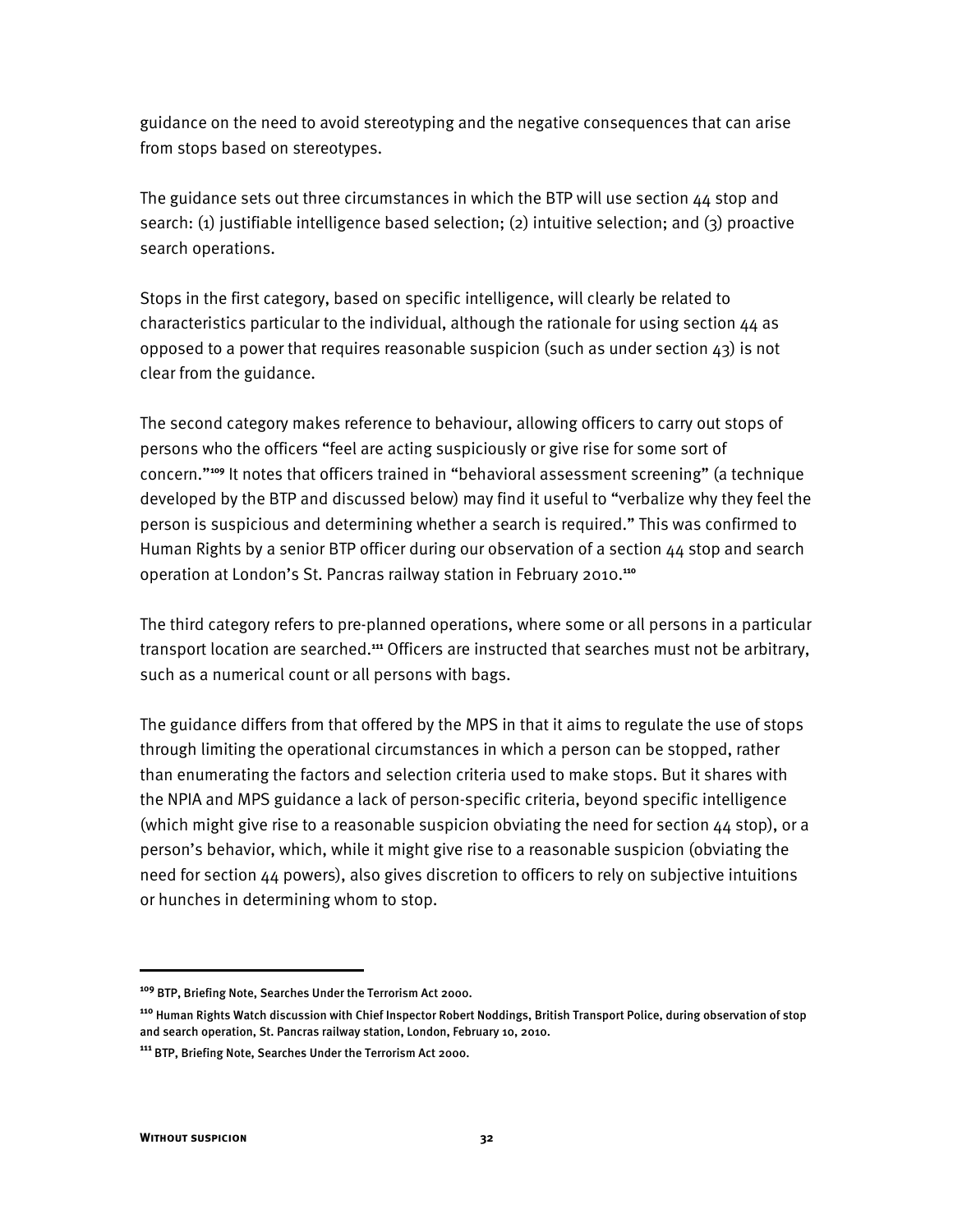guidance on the need to avoid stereotyping and the negative consequences that can arise from stops based on stereotypes.

The guidance sets out three circumstances in which the BTP will use section 44 stop and search: (1) justifiable intelligence based selection; (2) intuitive selection; and (3) proactive search operations.

Stops in the first category, based on specific intelligence, will clearly be related to characteristics particular to the individual, although the rationale for using section 44 as opposed to a power that requires reasonable suspicion (such as under section 43) is not clear from the guidance.

The second category makes reference to behaviour, allowing officers to carry out stops of persons who the officers "feel are acting suspiciously or give rise for some sort of concern."[109] It notes that officers trained in "behavioral assessment screening" (a technique developed by the BTP and discussed below) may find it useful to "verbalize why they feel the person is suspicious and determining whether a search is required." This was confirmed to Human Rights by a senior BTP officer during our observation of a section 44 stop and search operation at London's St. Pancras railway station in February 2010.[110]

The third category refers to pre-planned operations, where some or all persons in a particular transport location are searched.[111] Officers are instructed that searches must not be arbitrary, such as a numerical count or all persons with bags.

The guidance differs from that offered by the MPS in that it aims to regulate the use of stops through limiting the operational circumstances in which a person can be stopped, rather than enumerating the factors and selection criteria used to make stops. But it shares with the NPIA and MPS guidance a lack of person-specific criteria, beyond specific intelligence (which might give rise to a reasonable suspicion obviating the need for section 44 stop), or a person's behavior, which, while it might give rise to a reasonable suspicion (obviating the need for section 44 powers), also gives discretion to officers to rely on subjective intuitions or hunches in determining whom to stop.

---

[109] BTP, Briefing Note, Searches Under the Terrorism Act 2000.

[110] Human Rights Watch discussion with Chief Inspector Robert Noddings, British Transport Police, during observation of stop and search operation, St. Pancras railway station, London, February 10, 2010.

[111] BTP, Briefing Note, Searches Under the Terrorism Act 2000.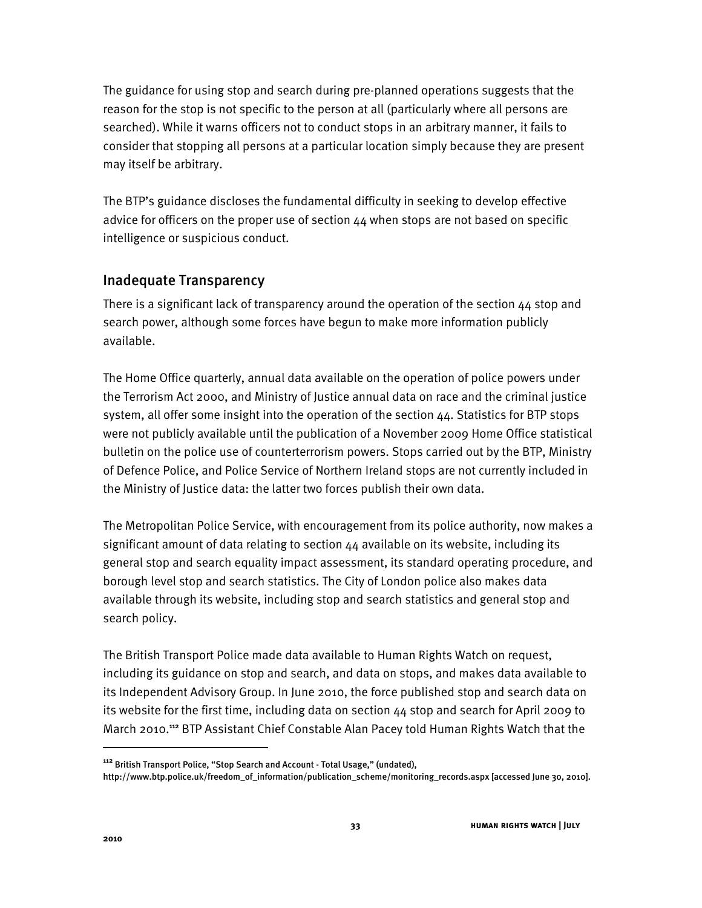The guidance for using stop and search during pre-planned operations suggests that the reason for the stop is not specific to the person at all (particularly where all persons are searched). While it warns officers not to conduct stops in an arbitrary manner, it fails to consider that stopping all persons at a particular location simply because they are present may itself be arbitrary.

The BTP's guidance discloses the fundamental difficulty in seeking to develop effective advice for officers on the proper use of section 44 when stops are not based on specific intelligence or suspicious conduct.

## Inadequate Transparency

There is a significant lack of transparency around the operation of the section 44 stop and search power, although some forces have begun to make more information publicly available.

The Home Office quarterly, annual data available on the operation of police powers under the Terrorism Act 2000, and Ministry of Justice annual data on race and the criminal justice system, all offer some insight into the operation of the section 44. Statistics for BTP stops were not publicly available until the publication of a November 2009 Home Office statistical bulletin on the police use of counterterrorism powers. Stops carried out by the BTP, Ministry of Defence Police, and Police Service of Northern Ireland stops are not currently included in the Ministry of Justice data: the latter two forces publish their own data.

The Metropolitan Police Service, with encouragement from its police authority, now makes a significant amount of data relating to section 44 available on its website, including its general stop and search equality impact assessment, its standard operating procedure, and borough level stop and search statistics. The City of London police also makes data available through its website, including stop and search statistics and general stop and search policy.

The British Transport Police made data available to Human Rights Watch on request, including its guidance on stop and search, and data on stops, and makes data available to its Independent Advisory Group. In June 2010, the force published stop and search data on its website for the first time, including data on section 44 stop and search for April 2009 to March 2010.[112] BTP Assistant Chief Constable Alan Pacey told Human Rights Watch that the

---

[112] British Transport Police, "Stop Search and Account - Total Usage," (undated), http://www.btp.police.uk/freedom_of_information/publication_scheme/monitoring_records.aspx [accessed June 30, 2010].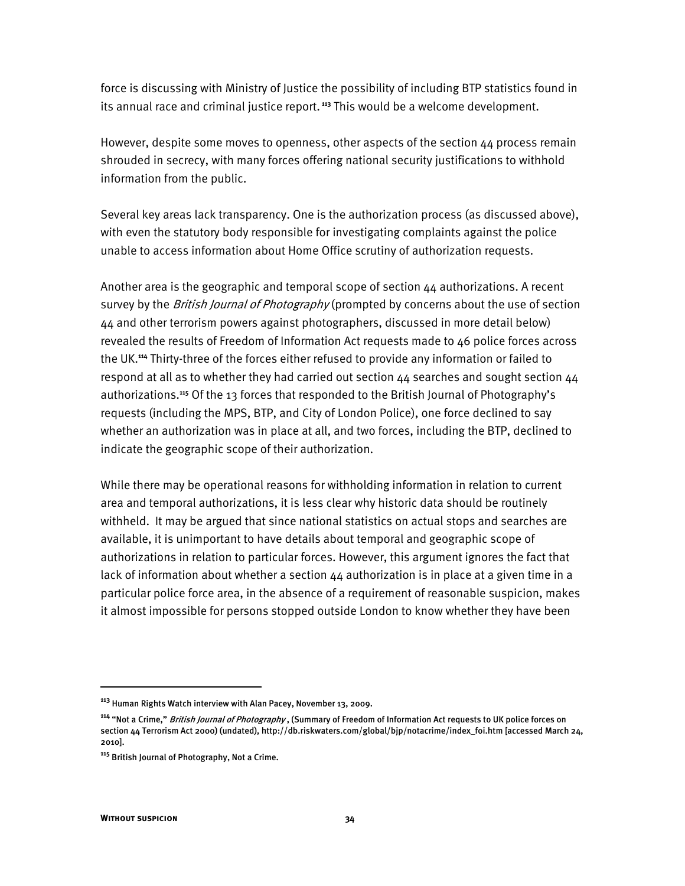force is discussing with Ministry of Justice the possibility of including BTP statistics found in its annual race and criminal justice report.[113] This would be a welcome development.

However, despite some moves to openness, other aspects of the section 44 process remain shrouded in secrecy, with many forces offering national security justifications to withhold information from the public.

Several key areas lack transparency. One is the authorization process (as discussed above), with even the statutory body responsible for investigating complaints against the police unable to access information about Home Office scrutiny of authorization requests.

Another area is the geographic and temporal scope of section 44 authorizations. A recent survey by the *British Journal of Photography* (prompted by concerns about the use of section 44 and other terrorism powers against photographers, discussed in more detail below) revealed the results of Freedom of Information Act requests made to 46 police forces across the UK.[114] Thirty-three of the forces either refused to provide any information or failed to respond at all as to whether they had carried out section 44 searches and sought section 44 authorizations.[115] Of the 13 forces that responded to the British Journal of Photography's requests (including the MPS, BTP, and City of London Police), one force declined to say whether an authorization was in place at all, and two forces, including the BTP, declined to indicate the geographic scope of their authorization.

While there may be operational reasons for withholding information in relation to current area and temporal authorizations, it is less clear why historic data should be routinely withheld. It may be argued that since national statistics on actual stops and searches are available, it is unimportant to have details about temporal and geographic scope of authorizations in relation to particular forces. However, this argument ignores the fact that lack of information about whether a section 44 authorization is in place at a given time in a particular police force area, in the absence of a requirement of reasonable suspicion, makes it almost impossible for persons stopped outside London to know whether they have been

---

[113] Human Rights Watch interview with Alan Pacey, November 13, 2009.

[114] "Not a Crime," *British Journal of Photography* , (Summary of Freedom of Information Act requests to UK police forces on section 44 Terrorism Act 2000) (undated), http://db.riskwaters.com/global/bjp/notacrime/index_foi.htm [accessed March 24, 2010].

[115] British Journal of Photography, Not a Crime.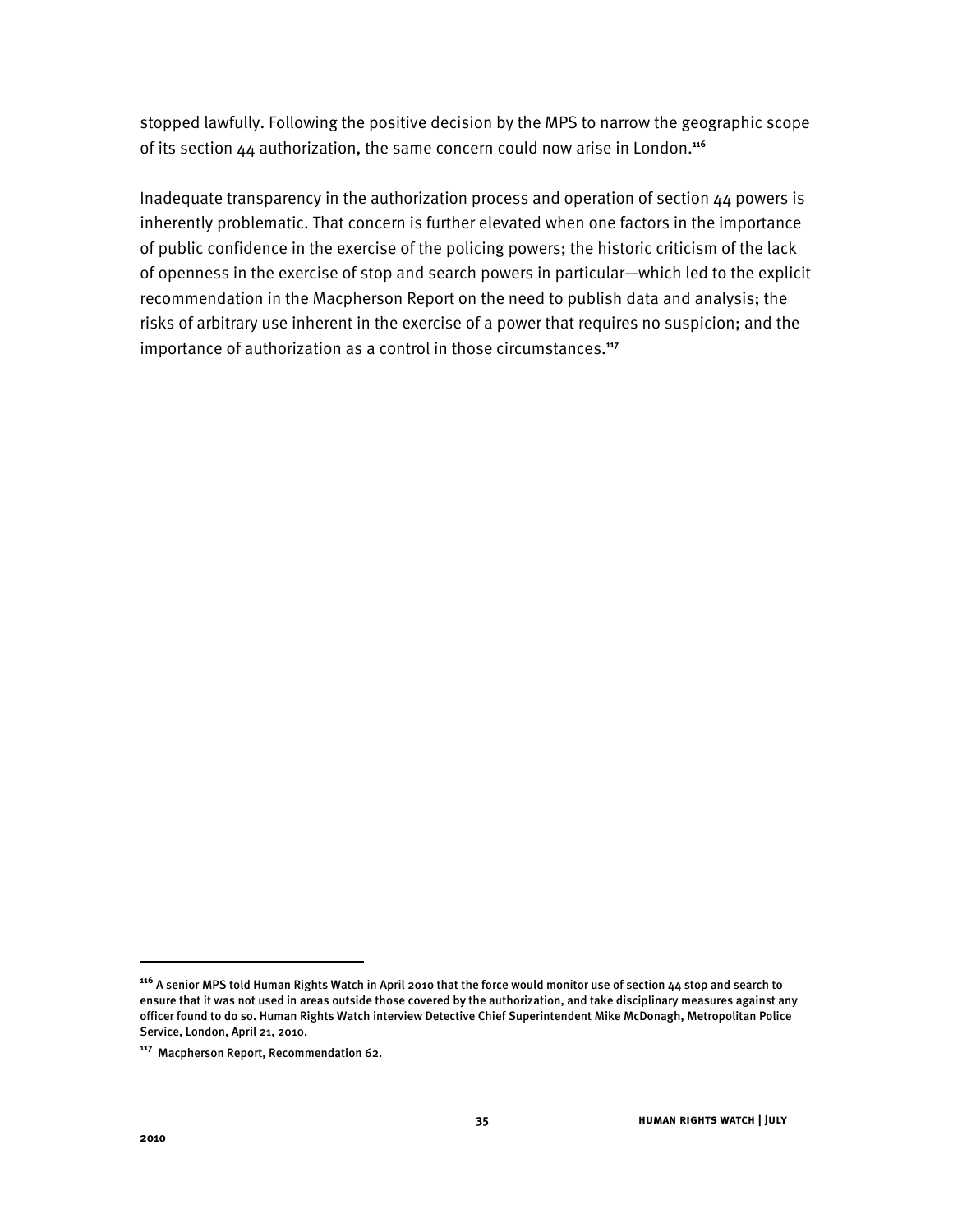stopped lawfully. Following the positive decision by the MPS to narrow the geographic scope of its section 44 authorization, the same concern could now arise in London.[116]

Inadequate transparency in the authorization process and operation of section 44 powers is inherently problematic. That concern is further elevated when one factors in the importance of public confidence in the exercise of the policing powers; the historic criticism of the lack of openness in the exercise of stop and search powers in particular—which led to the explicit recommendation in the Macpherson Report on the need to publish data and analysis; the risks of arbitrary use inherent in the exercise of a power that requires no suspicion; and the importance of authorization as a control in those circumstances.[117]

---

[116] A senior MPS told Human Rights Watch in April 2010 that the force would monitor use of section 44 stop and search to ensure that it was not used in areas outside those covered by the authorization, and take disciplinary measures against any officer found to do so. Human Rights Watch interview Detective Chief Superintendent Mike McDonagh, Metropolitan Police Service, London, April 21, 2010.

[117] Macpherson Report, Recommendation 62.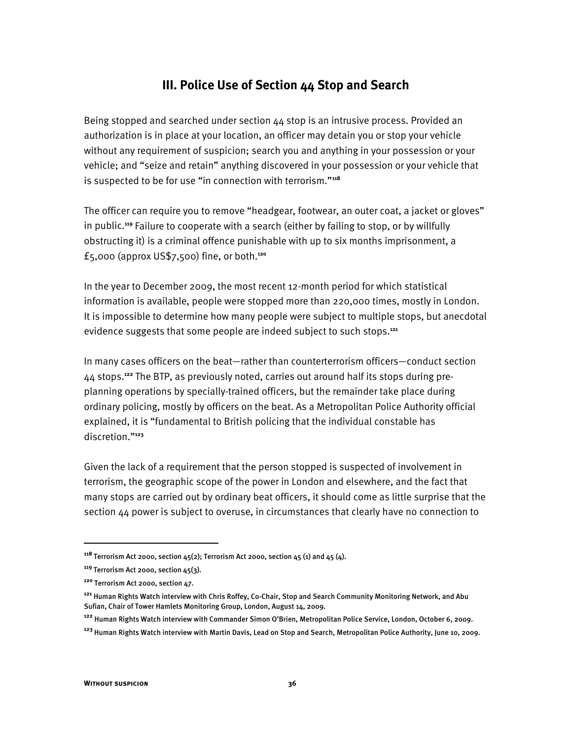## III. Police Use of Section 44 Stop and Search

Being stopped and searched under section 44 stop is an intrusive process. Provided an authorization is in place at your location, an officer may detain you or stop your vehicle without any requirement of suspicion; search you and anything in your possession or your vehicle; and "seize and retain" anything discovered in your possession or your vehicle that is suspected to be for use "in connection with terrorism."[118]

The officer can require you to remove "headgear, footwear, an outer coat, a jacket or gloves" in public.[119] Failure to cooperate with a search (either by failing to stop, or by willfully obstructing it) is a criminal offence punishable with up to six months imprisonment, a £5,000 (approx US$7,500) fine, or both.[120]

In the year to December 2009, the most recent 12-month period for which statistical information is available, people were stopped more than 220,000 times, mostly in London. It is impossible to determine how many people were subject to multiple stops, but anecdotal evidence suggests that some people are indeed subject to such stops.[121]

In many cases officers on the beat—rather than counterterrorism officers—conduct section 44 stops.[122] The BTP, as previously noted, carries out around half its stops during pre-planning operations by specially-trained officers, but the remainder take place during ordinary policing, mostly by officers on the beat. As a Metropolitan Police Authority official explained, it is "fundamental to British policing that the individual constable has discretion."[123]

Given the lack of a requirement that the person stopped is suspected of involvement in terrorism, the geographic scope of the power in London and elsewhere, and the fact that many stops are carried out by ordinary beat officers, it should come as little surprise that the section 44 power is subject to overuse, in circumstances that clearly have no connection to

---

[118] Terrorism Act 2000, section 45(2); Terrorism Act 2000, section 45 (1) and 45 (4).

[119] Terrorism Act 2000, section 45(3).

[120] Terrorism Act 2000, section 47.

[121] Human Rights Watch interview with Chris Roffey, Co-Chair, Stop and Search Community Monitoring Network, and Abu Sufian, Chair of Tower Hamlets Monitoring Group, London, August 14, 2009.

[122] Human Rights Watch interview with Commander Simon O'Brien, Metropolitan Police Service, London, October 6, 2009.

[123] Human Rights Watch interview with Martin Davis, Lead on Stop and Search, Metropolitan Police Authority, June 10, 2009.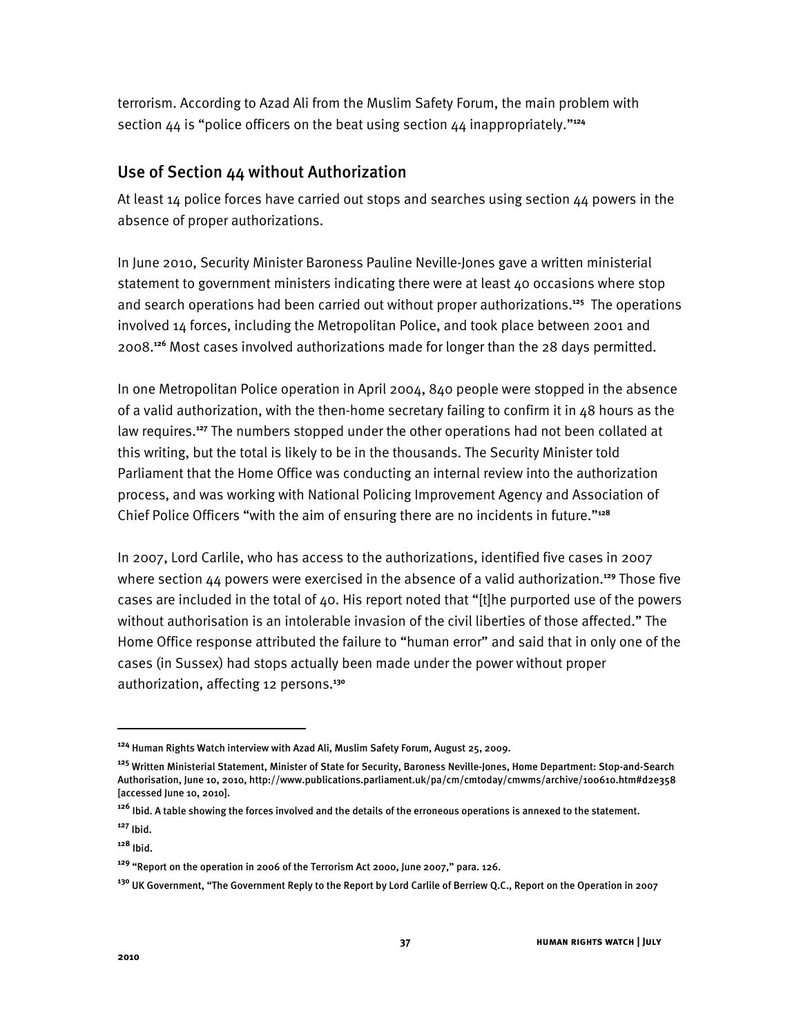terrorism. According to Azad Ali from the Muslim Safety Forum, the main problem with section 44 is "police officers on the beat using section 44 inappropriately."[124]

## Use of Section 44 without Authorization

At least 14 police forces have carried out stops and searches using section 44 powers in the absence of proper authorizations.

In June 2010, Security Minister Baroness Pauline Neville-Jones gave a written ministerial statement to government ministers indicating there were at least 40 occasions where stop and search operations had been carried out without proper authorizations.[125] The operations involved 14 forces, including the Metropolitan Police, and took place between 2001 and 2008.[126] Most cases involved authorizations made for longer than the 28 days permitted.

In one Metropolitan Police operation in April 2004, 840 people were stopped in the absence of a valid authorization, with the then-home secretary failing to confirm it in 48 hours as the law requires.[127] The numbers stopped under the other operations had not been collated at this writing, but the total is likely to be in the thousands. The Security Minister told Parliament that the Home Office was conducting an internal review into the authorization process, and was working with National Policing Improvement Agency and Association of Chief Police Officers "with the aim of ensuring there are no incidents in future."[128]

In 2007, Lord Carlile, who has access to the authorizations, identified five cases in 2007 where section 44 powers were exercised in the absence of a valid authorization.[129] Those five cases are included in the total of 40. His report noted that "[t]he purported use of the powers without authorisation is an intolerable invasion of the civil liberties of those affected." The Home Office response attributed the failure to "human error" and said that in only one of the cases (in Sussex) had stops actually been made under the power without proper authorization, affecting 12 persons.[130]

---

[124] Human Rights Watch interview with Azad Ali, Muslim Safety Forum, August 25, 2009.

[125] Written Ministerial Statement, Minister of State for Security, Baroness Neville-Jones, Home Department: Stop-and-Search Authorisation, June 10, 2010, http://www.publications.parliament.uk/pa/cm/cmtoday/cmwms/archive/100610.htm#d2e358 [accessed June 10, 2010].

[126] Ibid. A table showing the forces involved and the details of the erroneous operations is annexed to the statement.

[127] Ibid.

[128] Ibid.

[129] "Report on the operation in 2006 of the Terrorism Act 2000, June 2007," para. 126.

[130] UK Government, "The Government Reply to the Report by Lord Carlile of Berriew Q.C., Report on the Operation in 2007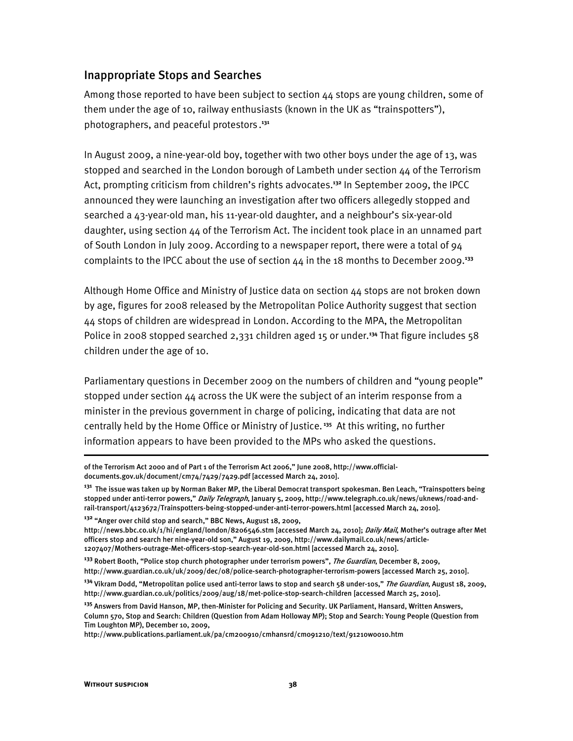## Inappropriate Stops and Searches

Among those reported to have been subject to section 44 stops are young children, some of them under the age of 10, railway enthusiasts (known in the UK as "trainspotters"), photographers, and peaceful protestors.[131]

In August 2009, a nine-year-old boy, together with two other boys under the age of 13, was stopped and searched in the London borough of Lambeth under section 44 of the Terrorism Act, prompting criticism from children's rights advocates.[132] In September 2009, the IPCC announced they were launching an investigation after two officers allegedly stopped and searched a 43-year-old man, his 11-year-old daughter, and a neighbour's six-year-old daughter, using section 44 of the Terrorism Act. The incident took place in an unnamed part of South London in July 2009. According to a newspaper report, there were a total of 94 complaints to the IPCC about the use of section 44 in the 18 months to December 2009.[133]

Although Home Office and Ministry of Justice data on section 44 stops are not broken down by age, figures for 2008 released by the Metropolitan Police Authority suggest that section 44 stops of children are widespread in London. According to the MPA, the Metropolitan Police in 2008 stopped searched 2,331 children aged 15 or under.[134] That figure includes 58 children under the age of 10.

Parliamentary questions in December 2009 on the numbers of children and "young people" stopped under section 44 across the UK were the subject of an interim response from a minister in the previous government in charge of policing, indicating that data are not centrally held by the Home Office or Ministry of Justice.[135] At this writing, no further information appears to have been provided to the MPs who asked the questions.

---

of the Terrorism Act 2000 and of Part 1 of the Terrorism Act 2006," June 2008, http://www.official-documents.gov.uk/document/cm74/7429/7429.pdf [accessed March 24, 2010].

[131] The issue was taken up by Norman Baker MP, the Liberal Democrat transport spokesman. Ben Leach, "Trainspotters being stopped under anti-terror powers," *Daily Telegraph*, January 5, 2009, http://www.telegraph.co.uk/news/uknews/road-and-rail-transport/4123672/Trainspotters-being-stopped-under-anti-terror-powers.html [accessed March 24, 2010].

[132] "Anger over child stop and search," BBC News, August 18, 2009, http://news.bbc.co.uk/1/hi/england/london/8206546.stm [accessed March 24, 2010]; *Daily Mail*, Mother's outrage after Met officers stop and search her nine-year-old son," August 19, 2009, http://www.dailymail.co.uk/news/article-1207407/Mothers-outrage-Met-officers-stop-search-year-old-son.html [accessed March 24, 2010].

[133] Robert Booth, "Police stop church photographer under terrorism powers", *The Guardian*, December 8, 2009, http://www.guardian.co.uk/uk/2009/dec/08/police-search-photographer-terrorism-powers [accessed March 25, 2010].

[134] Vikram Dodd, "Metropolitan police used anti-terror laws to stop and search 58 under-10s," *The Guardian*, August 18, 2009, http://www.guardian.co.uk/politics/2009/aug/18/met-police-stop-search-children [accessed March 25, 2010].

[135] Answers from David Hanson, MP, then-Minister for Policing and Security. UK Parliament, Hansard, Written Answers, Column 570, Stop and Search: Children (Question from Adam Holloway MP); Stop and Search: Young People (Question from Tim Loughton MP), December 10, 2009, http://www.publications.parliament.uk/pa/cm200910/cmhansrd/cm091210/text/91210w0010.htm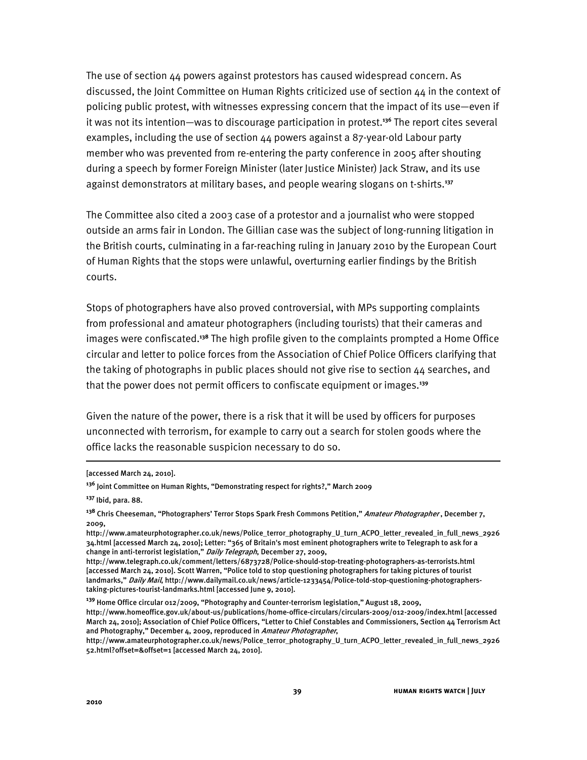The use of section 44 powers against protestors has caused widespread concern. As discussed, the Joint Committee on Human Rights criticized use of section 44 in the context of policing public protest, with witnesses expressing concern that the impact of its use—even if it was not its intention—was to discourage participation in protest.[136] The report cites several examples, including the use of section 44 powers against a 87-year-old Labour party member who was prevented from re-entering the party conference in 2005 after shouting during a speech by former Foreign Minister (later Justice Minister) Jack Straw, and its use against demonstrators at military bases, and people wearing slogans on t-shirts.[137]

The Committee also cited a 2003 case of a protestor and a journalist who were stopped outside an arms fair in London. The Gillian case was the subject of long-running litigation in the British courts, culminating in a far-reaching ruling in January 2010 by the European Court of Human Rights that the stops were unlawful, overturning earlier findings by the British courts.

Stops of photographers have also proved controversial, with MPs supporting complaints from professional and amateur photographers (including tourists) that their cameras and images were confiscated.[138] The high profile given to the complaints prompted a Home Office circular and letter to police forces from the Association of Chief Police Officers clarifying that the taking of photographs in public places should not give rise to section 44 searches, and that the power does not permit officers to confiscate equipment or images.[139]

Given the nature of the power, there is a risk that it will be used by officers for purposes unconnected with terrorism, for example to carry out a search for stolen goods where the office lacks the reasonable suspicion necessary to do so.

---

[accessed March 24, 2010].

[136] Joint Committee on Human Rights, "Demonstrating respect for rights?," March 2009

[137] Ibid, para. 88.

[138] Chris Cheeseman, "Photographers' Terror Stops Spark Fresh Commons Petition," *Amateur Photographer*, December 7, 2009, http://www.amateurphotographer.co.uk/news/Police_terror_photography_U_turn_ACPO_letter_revealed_in_full_news_292634.html [accessed March 24, 2010]; Letter: "365 of Britain's most eminent photographers write to Telegraph to ask for a change in anti-terrorist legislation," *Daily Telegraph*, December 27, 2009, http://www.telegraph.co.uk/comment/letters/6873728/Police-should-stop-treating-photographers-as-terrorists.html [accessed March 24, 2010]. Scott Warren, "Police told to stop questioning photographers for taking pictures of tourist landmarks," *Daily Mail*, http://www.dailymail.co.uk/news/article-1233454/Police-told-stop-questioning-photographers-taking-pictures-tourist-landmarks.html [accessed June 9, 2010].

[139] Home Office circular 012/2009, "Photography and Counter-terrorism legislation," August 18, 2009, http://www.homeoffice.gov.uk/about-us/publications/home-office-circulars/circulars-2009/012-2009/index.html [accessed March 24, 2010]; Association of Chief Police Officers, "Letter to Chief Constables and Commissioners, Section 44 Terrorism Act and Photography," December 4, 2009, reproduced in *Amateur Photographer*, http://www.amateurphotographer.co.uk/news/Police_terror_photography_U_turn_ACPO_letter_revealed_in_full_news_292652.html?offset=&offset=1 [accessed March 24, 2010].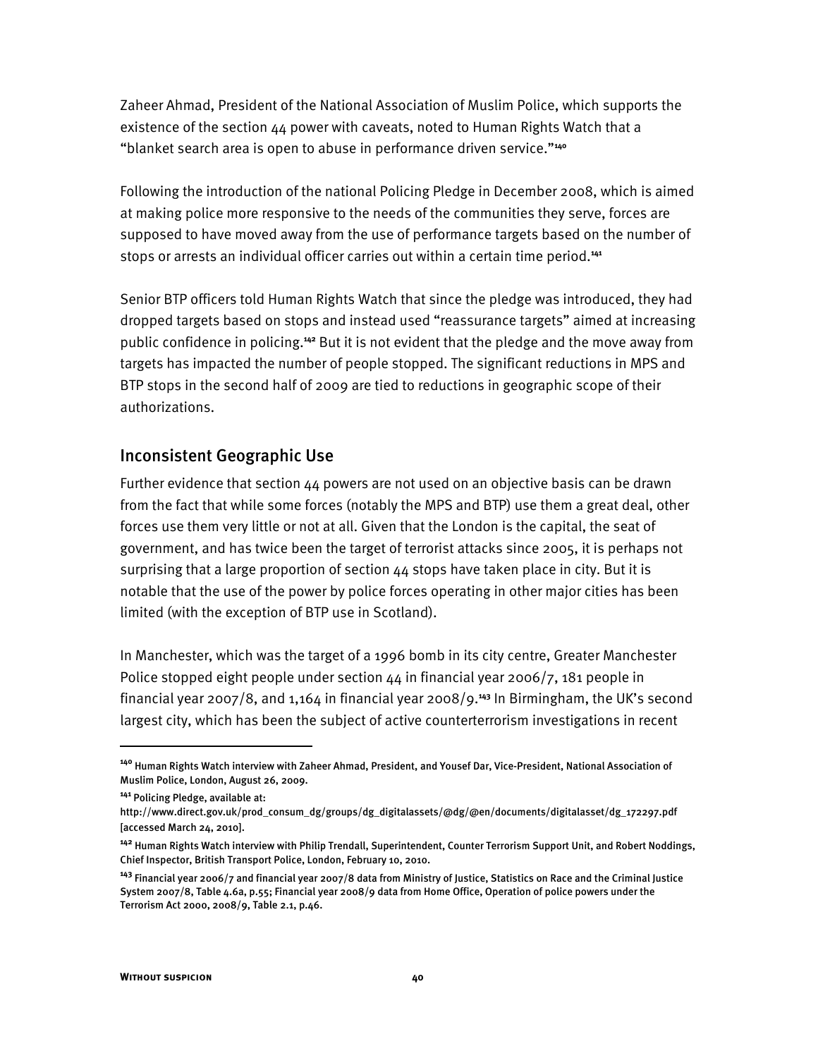Zaheer Ahmad, President of the National Association of Muslim Police, which supports the existence of the section 44 power with caveats, noted to Human Rights Watch that a "blanket search area is open to abuse in performance driven service."[140]

Following the introduction of the national Policing Pledge in December 2008, which is aimed at making police more responsive to the needs of the communities they serve, forces are supposed to have moved away from the use of performance targets based on the number of stops or arrests an individual officer carries out within a certain time period.[141]

Senior BTP officers told Human Rights Watch that since the pledge was introduced, they had dropped targets based on stops and instead used "reassurance targets" aimed at increasing public confidence in policing.[142] But it is not evident that the pledge and the move away from targets has impacted the number of people stopped. The significant reductions in MPS and BTP stops in the second half of 2009 are tied to reductions in geographic scope of their authorizations.

## Inconsistent Geographic Use

Further evidence that section 44 powers are not used on an objective basis can be drawn from the fact that while some forces (notably the MPS and BTP) use them a great deal, other forces use them very little or not at all. Given that the London is the capital, the seat of government, and has twice been the target of terrorist attacks since 2005, it is perhaps not surprising that a large proportion of section 44 stops have taken place in city. But it is notable that the use of the power by police forces operating in other major cities has been limited (with the exception of BTP use in Scotland).

In Manchester, which was the target of a 1996 bomb in its city centre, Greater Manchester Police stopped eight people under section 44 in financial year 2006/7, 181 people in financial year 2007/8, and 1,164 in financial year 2008/9.[143] In Birmingham, the UK's second largest city, which has been the subject of active counterterrorism investigations in recent

---

[140] Human Rights Watch interview with Zaheer Ahmad, President, and Yousef Dar, Vice-President, National Association of Muslim Police, London, August 26, 2009.

[141] Policing Pledge, available at: http://www.direct.gov.uk/prod_consum_dg/groups/dg_digitalassets/@dg/@en/documents/digitalasset/dg_172297.pdf [accessed March 24, 2010].

[142] Human Rights Watch interview with Philip Trendall, Superintendent, Counter Terrorism Support Unit, and Robert Noddings, Chief Inspector, British Transport Police, London, February 10, 2010.

[143] Financial year 2006/7 and financial year 2007/8 data from Ministry of Justice, Statistics on Race and the Criminal Justice System 2007/8, Table 4.6a, p.55; Financial year 2008/9 data from Home Office, Operation of police powers under the Terrorism Act 2000, 2008/9, Table 2.1, p.46.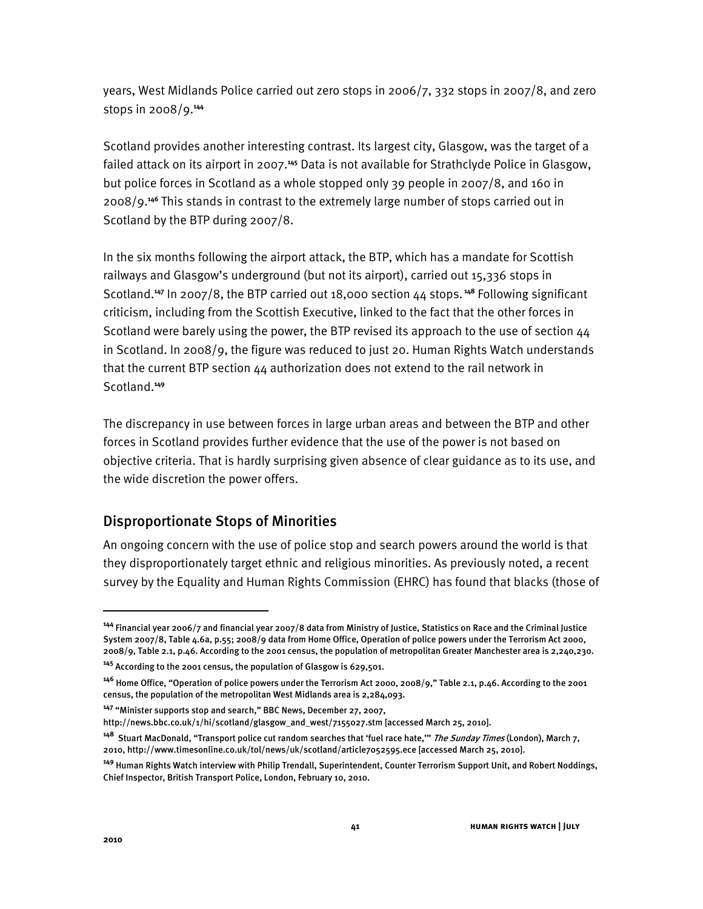years, West Midlands Police carried out zero stops in 2006/7, 332 stops in 2007/8, and zero stops in 2008/9.[144]

Scotland provides another interesting contrast. Its largest city, Glasgow, was the target of a failed attack on its airport in 2007.[145] Data is not available for Strathclyde Police in Glasgow, but police forces in Scotland as a whole stopped only 39 people in 2007/8, and 160 in 2008/9.[146] This stands in contrast to the extremely large number of stops carried out in Scotland by the BTP during 2007/8.

In the six months following the airport attack, the BTP, which has a mandate for Scottish railways and Glasgow's underground (but not its airport), carried out 15,336 stops in Scotland.[147] In 2007/8, the BTP carried out 18,000 section 44 stops.[148] Following significant criticism, including from the Scottish Executive, linked to the fact that the other forces in Scotland were barely using the power, the BTP revised its approach to the use of section 44 in Scotland. In 2008/9, the figure was reduced to just 20. Human Rights Watch understands that the current BTP section 44 authorization does not extend to the rail network in Scotland.[149]

The discrepancy in use between forces in large urban areas and between the BTP and other forces in Scotland provides further evidence that the use of the power is not based on objective criteria. That is hardly surprising given absence of clear guidance as to its use, and the wide discretion the power offers.

## Disproportionate Stops of Minorities

An ongoing concern with the use of police stop and search powers around the world is that they disproportionately target ethnic and religious minorities. As previously noted, a recent survey by the Equality and Human Rights Commission (EHRC) has found that blacks (those of

---

[144] Financial year 2006/7 and financial year 2007/8 data from Ministry of Justice, Statistics on Race and the Criminal Justice System 2007/8, Table 4.6a, p.55; 2008/9 data from Home Office, Operation of police powers under the Terrorism Act 2000, 2008/9, Table 2.1, p.46. According to the 2001 census, the population of metropolitan Greater Manchester area is 2,240,230.

[145] According to the 2001 census, the population of Glasgow is 629,501.

[146] Home Office, "Operation of police powers under the Terrorism Act 2000, 2008/9," Table 2.1, p.46. According to the 2001 census, the population of the metropolitan West Midlands area is 2,284,093.

[147] "Minister supports stop and search," BBC News, December 27, 2007, http://news.bbc.co.uk/1/hi/scotland/glasgow_and_west/7155027.stm [accessed March 25, 2010].

[148] Stuart MacDonald, "Transport police cut random searches that 'fuel race hate,'" *The Sunday Times* (London), March 7, 2010, http://www.timesonline.co.uk/tol/news/uk/scotland/article7052595.ece [accessed March 25, 2010].

[149] Human Rights Watch interview with Philip Trendall, Superintendent, Counter Terrorism Support Unit, and Robert Noddings, Chief Inspector, British Transport Police, London, February 10, 2010.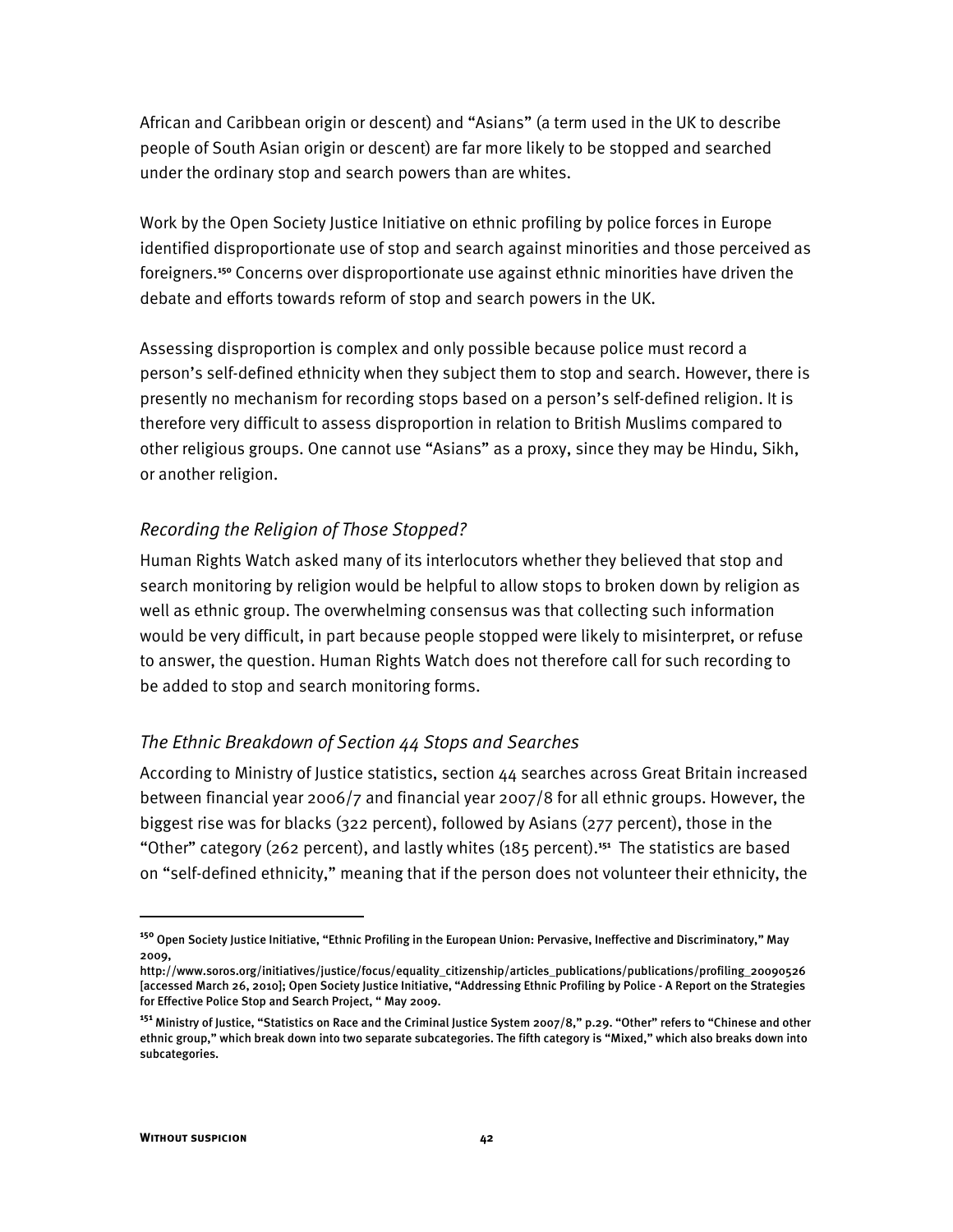African and Caribbean origin or descent) and "Asians" (a term used in the UK to describe people of South Asian origin or descent) are far more likely to be stopped and searched under the ordinary stop and search powers than are whites.

Work by the Open Society Justice Initiative on ethnic profiling by police forces in Europe identified disproportionate use of stop and search against minorities and those perceived as foreigners.[150] Concerns over disproportionate use against ethnic minorities have driven the debate and efforts towards reform of stop and search powers in the UK.

Assessing disproportion is complex and only possible because police must record a person's self-defined ethnicity when they subject them to stop and search. However, there is presently no mechanism for recording stops based on a person's self-defined religion. It is therefore very difficult to assess disproportion in relation to British Muslims compared to other religious groups. One cannot use "Asians" as a proxy, since they may be Hindu, Sikh, or another religion.

### *Recording the Religion of Those Stopped?*

Human Rights Watch asked many of its interlocutors whether they believed that stop and search monitoring by religion would be helpful to allow stops to broken down by religion as well as ethnic group. The overwhelming consensus was that collecting such information would be very difficult, in part because people stopped were likely to misinterpret, or refuse to answer, the question. Human Rights Watch does not therefore call for such recording to be added to stop and search monitoring forms.

### *The Ethnic Breakdown of Section 44 Stops and Searches*

According to Ministry of Justice statistics, section 44 searches across Great Britain increased between financial year 2006/7 and financial year 2007/8 for all ethnic groups. However, the biggest rise was for blacks (322 percent), followed by Asians (277 percent), those in the "Other" category (262 percent), and lastly whites (185 percent).[151] The statistics are based on "self-defined ethnicity," meaning that if the person does not volunteer their ethnicity, the

---

[150] Open Society Justice Initiative, "Ethnic Profiling in the European Union: Pervasive, Ineffective and Discriminatory," May 2009, http://www.soros.org/initiatives/justice/focus/equality_citizenship/articles_publications/publications/profiling_20090526 [accessed March 26, 2010]; Open Society Justice Initiative, "Addressing Ethnic Profiling by Police - A Report on the Strategies for Effective Police Stop and Search Project, " May 2009.

[151] Ministry of Justice, "Statistics on Race and the Criminal Justice System 2007/8," p.29. "Other" refers to "Chinese and other ethnic group," which break down into two separate subcategories. The fifth category is "Mixed," which also breaks down into subcategories.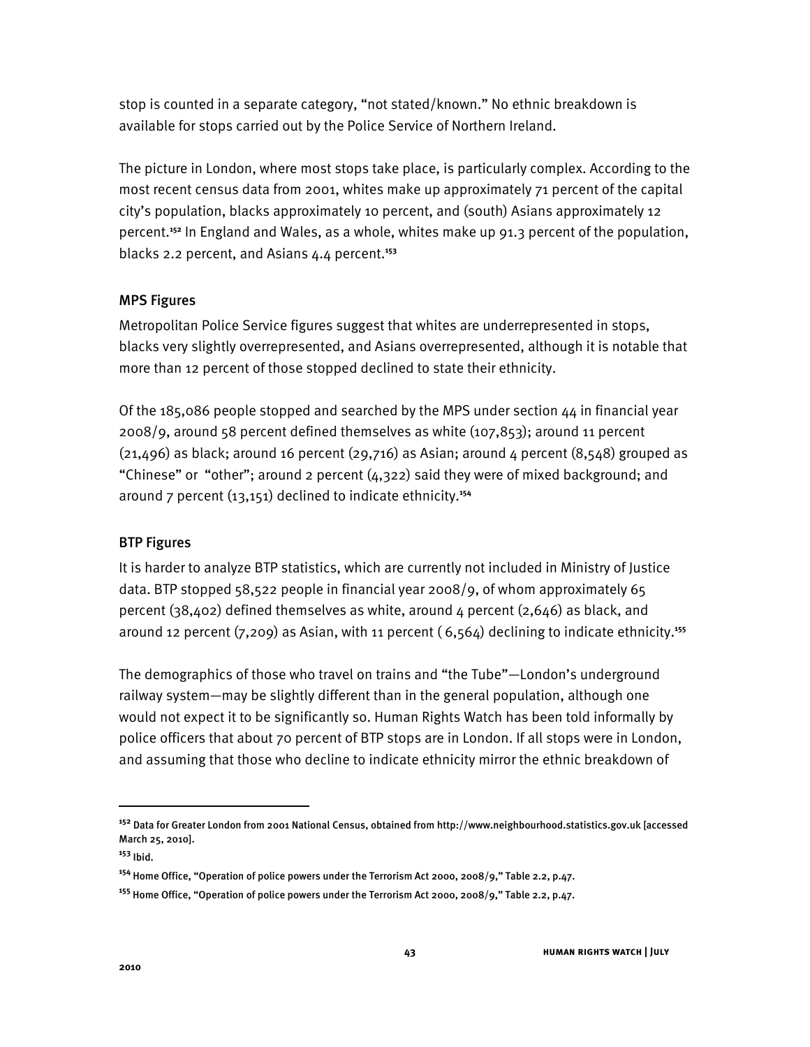stop is counted in a separate category, "not stated/known." No ethnic breakdown is available for stops carried out by the Police Service of Northern Ireland.

The picture in London, where most stops take place, is particularly complex. According to the most recent census data from 2001, whites make up approximately 71 percent of the capital city's population, blacks approximately 10 percent, and (south) Asians approximately 12 percent.[152] In England and Wales, as a whole, whites make up 91.3 percent of the population, blacks 2.2 percent, and Asians 4.4 percent.[153]

### MPS Figures

Metropolitan Police Service figures suggest that whites are underrepresented in stops, blacks very slightly overrepresented, and Asians overrepresented, although it is notable that more than 12 percent of those stopped declined to state their ethnicity.

Of the 185,086 people stopped and searched by the MPS under section 44 in financial year 2008/9, around 58 percent defined themselves as white (107,853); around 11 percent (21,496) as black; around 16 percent (29,716) as Asian; around 4 percent (8,548) grouped as "Chinese" or "other"; around 2 percent (4,322) said they were of mixed background; and around 7 percent (13,151) declined to indicate ethnicity.[154]

### BTP Figures

It is harder to analyze BTP statistics, which are currently not included in Ministry of Justice data. BTP stopped 58,522 people in financial year 2008/9, of whom approximately 65 percent (38,402) defined themselves as white, around 4 percent (2,646) as black, and around 12 percent (7,209) as Asian, with 11 percent ( 6,564) declining to indicate ethnicity.[155]

The demographics of those who travel on trains and "the Tube"—London's underground railway system—may be slightly different than in the general population, although one would not expect it to be significantly so. Human Rights Watch has been told informally by police officers that about 70 percent of BTP stops are in London. If all stops were in London, and assuming that those who decline to indicate ethnicity mirror the ethnic breakdown of

---

[152] Data for Greater London from 2001 National Census, obtained from http://www.neighbourhood.statistics.gov.uk [accessed March 25, 2010].

[153] Ibid.

[154] Home Office, "Operation of police powers under the Terrorism Act 2000, 2008/9," Table 2.2, p.47.

[155] Home Office, "Operation of police powers under the Terrorism Act 2000, 2008/9," Table 2.2, p.47.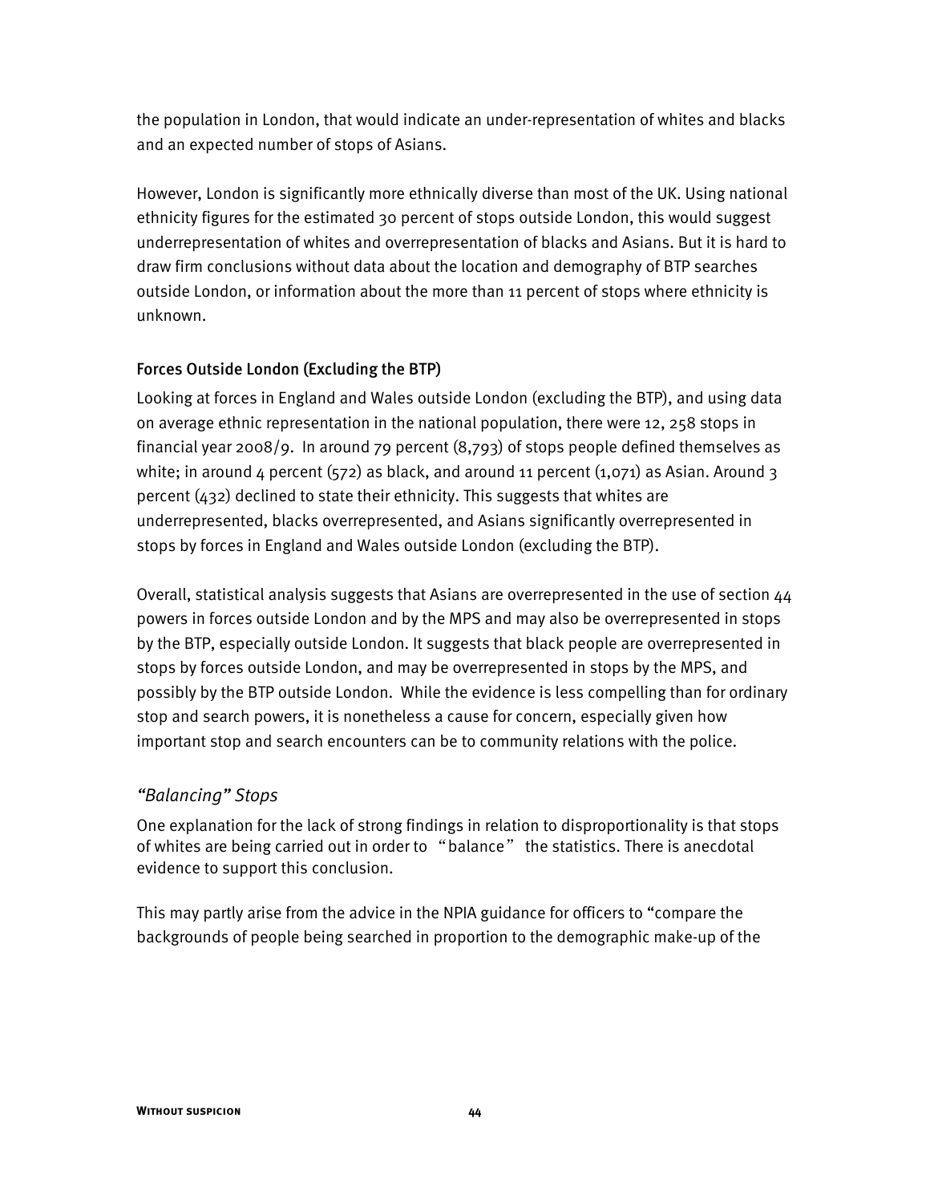the population in London, that would indicate an under-representation of whites and blacks and an expected number of stops of Asians.

However, London is significantly more ethnically diverse than most of the UK. Using national ethnicity figures for the estimated 30 percent of stops outside London, this would suggest underrepresentation of whites and overrepresentation of blacks and Asians. But it is hard to draw firm conclusions without data about the location and demography of BTP searches outside London, or information about the more than 11 percent of stops where ethnicity is unknown.

### Forces Outside London (Excluding the BTP)

Looking at forces in England and Wales outside London (excluding the BTP), and using data on average ethnic representation in the national population, there were 12, 258 stops in financial year 2008/9. In around 79 percent (8,793) of stops people defined themselves as white; in around 4 percent (572) as black, and around 11 percent (1,071) as Asian. Around 3 percent (432) declined to state their ethnicity. This suggests that whites are underrepresented, blacks overrepresented, and Asians significantly overrepresented in stops by forces in England and Wales outside London (excluding the BTP).

Overall, statistical analysis suggests that Asians are overrepresented in the use of section 44 powers in forces outside London and by the MPS and may also be overrepresented in stops by the BTP, especially outside London. It suggests that black people are overrepresented in stops by forces outside London, and may be overrepresented in stops by the MPS, and possibly by the BTP outside London. While the evidence is less compelling than for ordinary stop and search powers, it is nonetheless a cause for concern, especially given how important stop and search encounters can be to community relations with the police.

## *"Balancing" Stops*

One explanation for the lack of strong findings in relation to disproportionality is that stops of whites are being carried out in order to "balance" the statistics. There is anecdotal evidence to support this conclusion.

This may partly arise from the advice in the NPIA guidance for officers to "compare the backgrounds of people being searched in proportion to the demographic make-up of the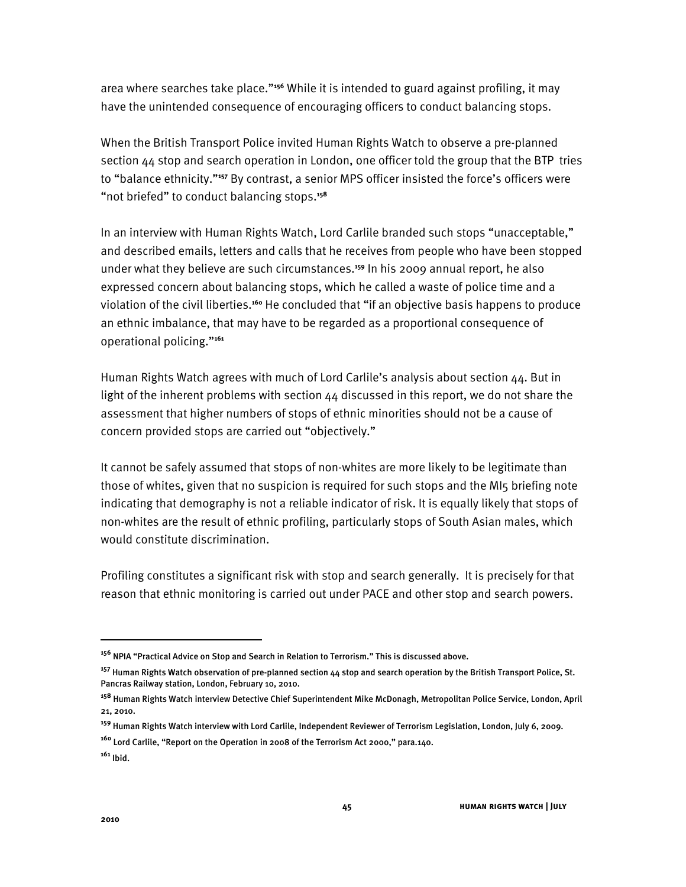area where searches take place."[156] While it is intended to guard against profiling, it may have the unintended consequence of encouraging officers to conduct balancing stops.

When the British Transport Police invited Human Rights Watch to observe a pre-planned section 44 stop and search operation in London, one officer told the group that the BTP tries to "balance ethnicity."[157] By contrast, a senior MPS officer insisted the force's officers were "not briefed" to conduct balancing stops.[158]

In an interview with Human Rights Watch, Lord Carlile branded such stops "unacceptable," and described emails, letters and calls that he receives from people who have been stopped under what they believe are such circumstances.[159] In his 2009 annual report, he also expressed concern about balancing stops, which he called a waste of police time and a violation of the civil liberties.[160] He concluded that "if an objective basis happens to produce an ethnic imbalance, that may have to be regarded as a proportional consequence of operational policing."[161]

Human Rights Watch agrees with much of Lord Carlile's analysis about section 44. But in light of the inherent problems with section 44 discussed in this report, we do not share the assessment that higher numbers of stops of ethnic minorities should not be a cause of concern provided stops are carried out "objectively."

It cannot be safely assumed that stops of non-whites are more likely to be legitimate than those of whites, given that no suspicion is required for such stops and the MI5 briefing note indicating that demography is not a reliable indicator of risk. It is equally likely that stops of non-whites are the result of ethnic profiling, particularly stops of South Asian males, which would constitute discrimination.

Profiling constitutes a significant risk with stop and search generally. It is precisely for that reason that ethnic monitoring is carried out under PACE and other stop and search powers.

---

[156] NPIA "Practical Advice on Stop and Search in Relation to Terrorism." This is discussed above.

[157] Human Rights Watch observation of pre-planned section 44 stop and search operation by the British Transport Police, St. Pancras Railway station, London, February 10, 2010.

[158] Human Rights Watch interview Detective Chief Superintendent Mike McDonagh, Metropolitan Police Service, London, April 21, 2010.

[159] Human Rights Watch interview with Lord Carlile, Independent Reviewer of Terrorism Legislation, London, July 6, 2009.

[160] Lord Carlile, "Report on the Operation in 2008 of the Terrorism Act 2000," para.140.

[161] Ibid.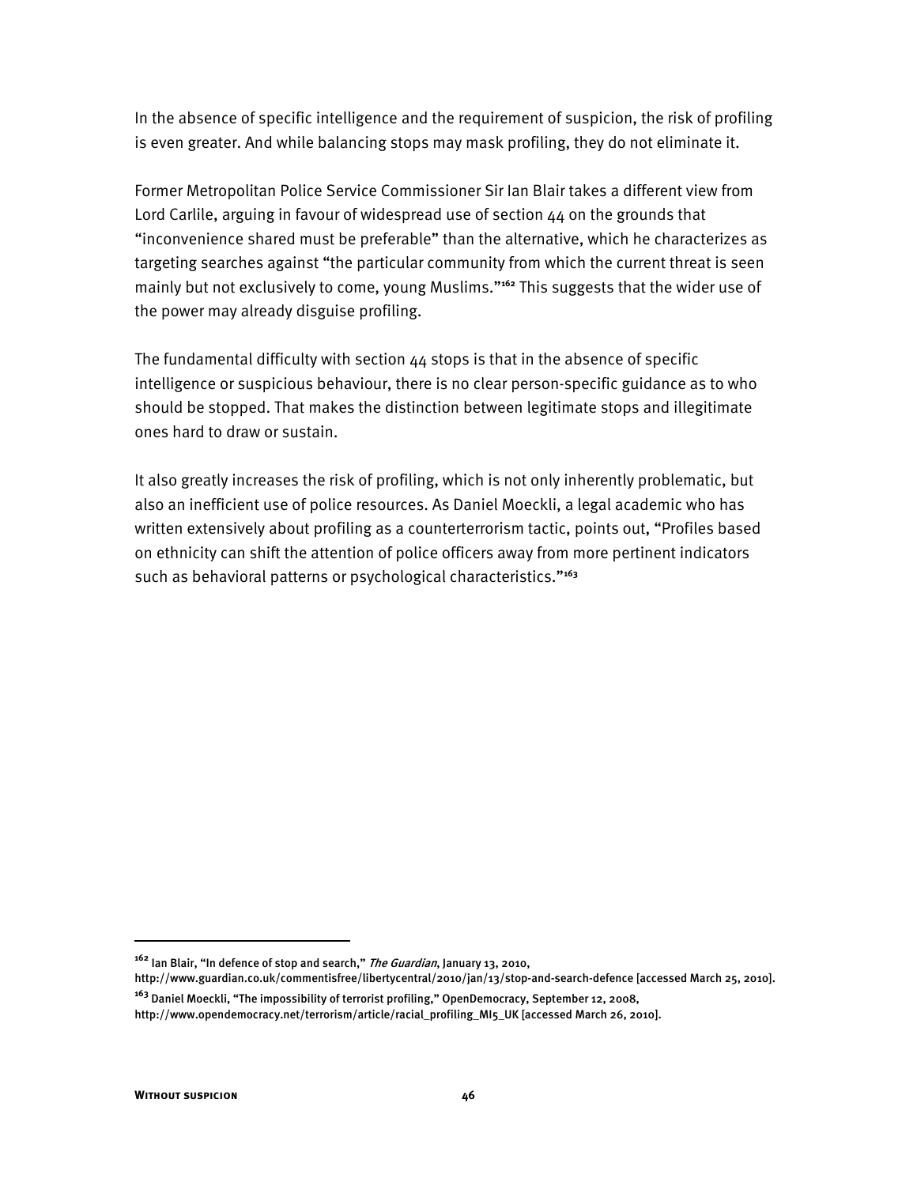In the absence of specific intelligence and the requirement of suspicion, the risk of profiling is even greater. And while balancing stops may mask profiling, they do not eliminate it.

Former Metropolitan Police Service Commissioner Sir Ian Blair takes a different view from Lord Carlile, arguing in favour of widespread use of section 44 on the grounds that "inconvenience shared must be preferable" than the alternative, which he characterizes as targeting searches against "the particular community from which the current threat is seen mainly but not exclusively to come, young Muslims."[162] This suggests that the wider use of the power may already disguise profiling.

The fundamental difficulty with section 44 stops is that in the absence of specific intelligence or suspicious behaviour, there is no clear person-specific guidance as to who should be stopped. That makes the distinction between legitimate stops and illegitimate ones hard to draw or sustain.

It also greatly increases the risk of profiling, which is not only inherently problematic, but also an inefficient use of police resources. As Daniel Moeckli, a legal academic who has written extensively about profiling as a counterterrorism tactic, points out, "Profiles based on ethnicity can shift the attention of police officers away from more pertinent indicators such as behavioral patterns or psychological characteristics."[163]

---

[162] Ian Blair, "In defence of stop and search," *The Guardian*, January 13, 2010, http://www.guardian.co.uk/commentisfree/libertycentral/2010/jan/13/stop-and-search-defence [accessed March 25, 2010].

[163] Daniel Moeckli, "The impossibility of terrorist profiling," OpenDemocracy, September 12, 2008, http://www.opendemocracy.net/terrorism/article/racial_profiling_MI5_UK [accessed March 26, 2010].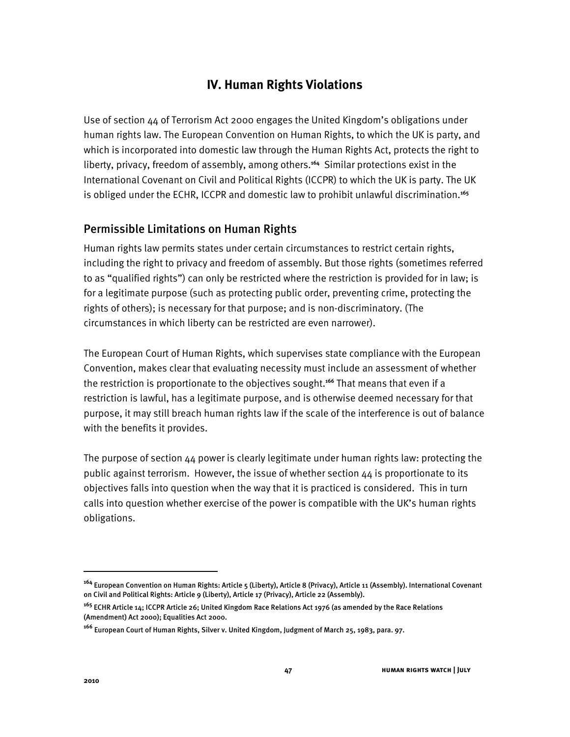# IV. Human Rights Violations

Use of section 44 of Terrorism Act 2000 engages the United Kingdom's obligations under human rights law. The European Convention on Human Rights, to which the UK is party, and which is incorporated into domestic law through the Human Rights Act, protects the right to liberty, privacy, freedom of assembly, among others.[164] Similar protections exist in the International Covenant on Civil and Political Rights (ICCPR) to which the UK is party. The UK is obliged under the ECHR, ICCPR and domestic law to prohibit unlawful discrimination.[165]

## Permissible Limitations on Human Rights

Human rights law permits states under certain circumstances to restrict certain rights, including the right to privacy and freedom of assembly. But those rights (sometimes referred to as "qualified rights") can only be restricted where the restriction is provided for in law; is for a legitimate purpose (such as protecting public order, preventing crime, protecting the rights of others); is necessary for that purpose; and is non-discriminatory. (The circumstances in which liberty can be restricted are even narrower).

The European Court of Human Rights, which supervises state compliance with the European Convention, makes clear that evaluating necessity must include an assessment of whether the restriction is proportionate to the objectives sought.[166] That means that even if a restriction is lawful, has a legitimate purpose, and is otherwise deemed necessary for that purpose, it may still breach human rights law if the scale of the interference is out of balance with the benefits it provides.

The purpose of section 44 power is clearly legitimate under human rights law: protecting the public against terrorism. However, the issue of whether section 44 is proportionate to its objectives falls into question when the way that it is practiced is considered. This in turn calls into question whether exercise of the power is compatible with the UK's human rights obligations.

---

[164] European Convention on Human Rights: Article 5 (Liberty), Article 8 (Privacy), Article 11 (Assembly). International Covenant on Civil and Political Rights: Article 9 (Liberty), Article 17 (Privacy), Article 22 (Assembly).

[165] ECHR Article 14; ICCPR Article 26; United Kingdom Race Relations Act 1976 (as amended by the Race Relations (Amendment) Act 2000); Equalities Act 2000.

[166] European Court of Human Rights, Silver v. United Kingdom, Judgment of March 25, 1983, para. 97.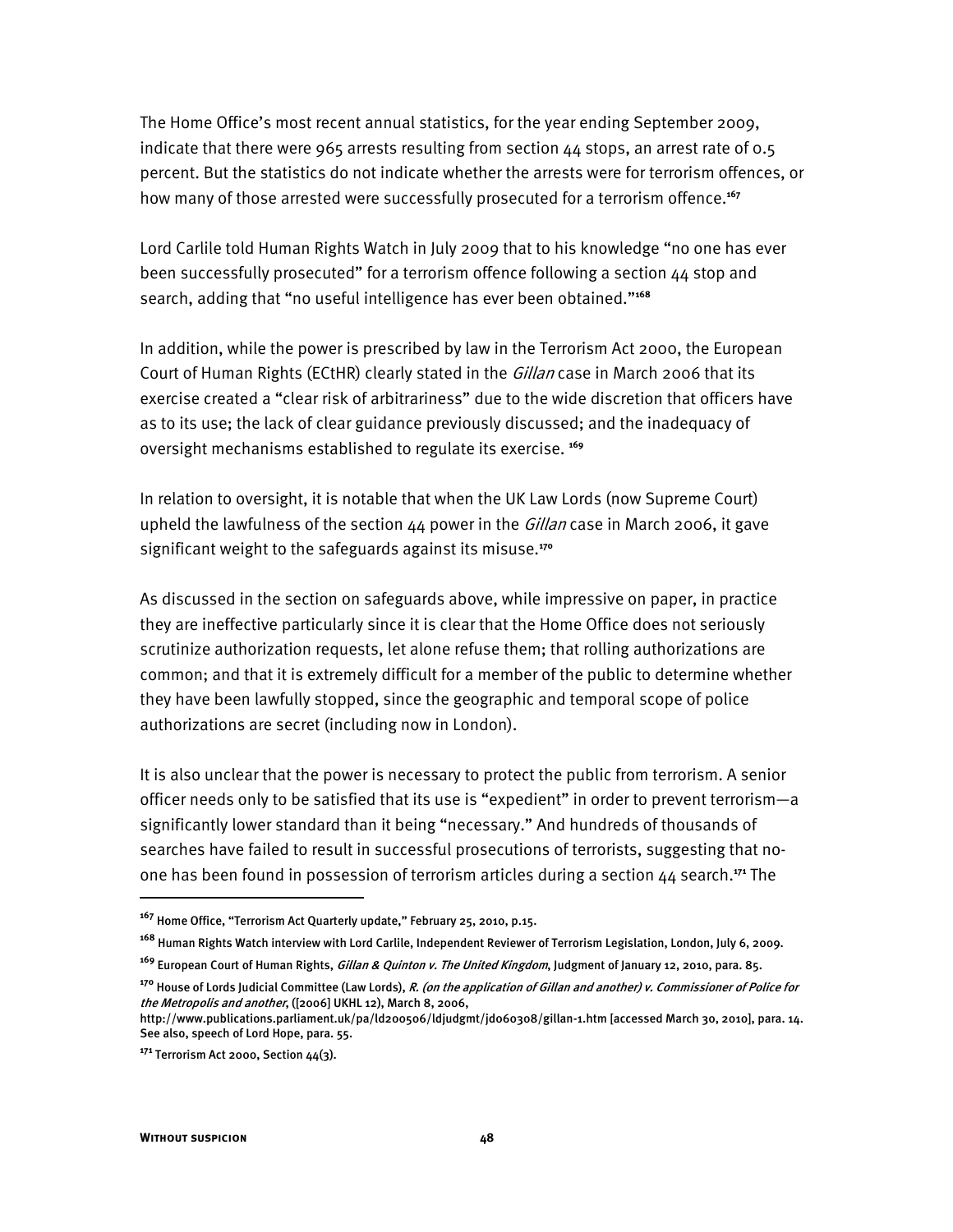The Home Office's most recent annual statistics, for the year ending September 2009, indicate that there were 965 arrests resulting from section 44 stops, an arrest rate of 0.5 percent. But the statistics do not indicate whether the arrests were for terrorism offences, or how many of those arrested were successfully prosecuted for a terrorism offence.[167]

Lord Carlile told Human Rights Watch in July 2009 that to his knowledge "no one has ever been successfully prosecuted" for a terrorism offence following a section 44 stop and search, adding that "no useful intelligence has ever been obtained."[168]

In addition, while the power is prescribed by law in the Terrorism Act 2000, the European Court of Human Rights (ECtHR) clearly stated in the *Gillan* case in March 2006 that its exercise created a "clear risk of arbitrariness" due to the wide discretion that officers have as to its use; the lack of clear guidance previously discussed; and the inadequacy of oversight mechanisms established to regulate its exercise. [169]

In relation to oversight, it is notable that when the UK Law Lords (now Supreme Court) upheld the lawfulness of the section 44 power in the *Gillan* case in March 2006, it gave significant weight to the safeguards against its misuse.[170]

As discussed in the section on safeguards above, while impressive on paper, in practice they are ineffective particularly since it is clear that the Home Office does not seriously scrutinize authorization requests, let alone refuse them; that rolling authorizations are common; and that it is extremely difficult for a member of the public to determine whether they have been lawfully stopped, since the geographic and temporal scope of police authorizations are secret (including now in London).

It is also unclear that the power is necessary to protect the public from terrorism. A senior officer needs only to be satisfied that its use is "expedient" in order to prevent terrorism—a significantly lower standard than it being "necessary." And hundreds of thousands of searches have failed to result in successful prosecutions of terrorists, suggesting that no-one has been found in possession of terrorism articles during a section 44 search.[171] The

---

[167] Home Office, "Terrorism Act Quarterly update," February 25, 2010, p.15.

[168] Human Rights Watch interview with Lord Carlile, Independent Reviewer of Terrorism Legislation, London, July 6, 2009.

[169] European Court of Human Rights, *Gillan & Quinton v. The United Kingdom*, Judgment of January 12, 2010, para. 85.

[170] House of Lords Judicial Committee (Law Lords), *R. (on the application of Gillan and another) v. Commissioner of Police for the Metropolis and another*, ([2006] UKHL 12), March 8, 2006, http://www.publications.parliament.uk/pa/ld200506/ldjudgmt/jd060308/gillan-1.htm [accessed March 30, 2010], para. 14. See also, speech of Lord Hope, para. 55.

[171] Terrorism Act 2000, Section 44(3).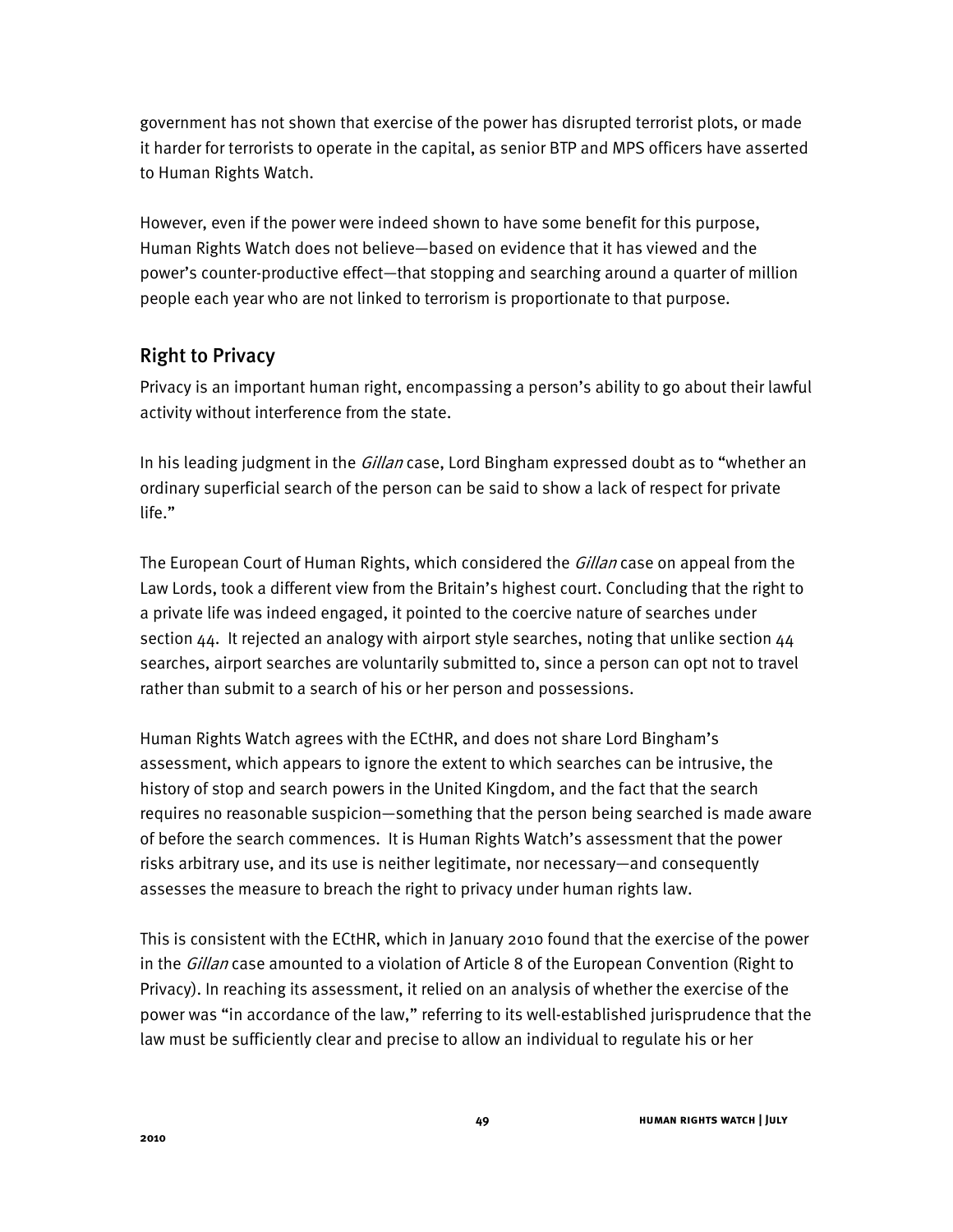government has not shown that exercise of the power has disrupted terrorist plots, or made it harder for terrorists to operate in the capital, as senior BTP and MPS officers have asserted to Human Rights Watch.

However, even if the power were indeed shown to have some benefit for this purpose, Human Rights Watch does not believe—based on evidence that it has viewed and the power's counter-productive effect—that stopping and searching around a quarter of million people each year who are not linked to terrorism is proportionate to that purpose.

## Right to Privacy

Privacy is an important human right, encompassing a person's ability to go about their lawful activity without interference from the state.

In his leading judgment in the *Gillan* case, Lord Bingham expressed doubt as to "whether an ordinary superficial search of the person can be said to show a lack of respect for private life."

The European Court of Human Rights, which considered the *Gillan* case on appeal from the Law Lords, took a different view from the Britain's highest court. Concluding that the right to a private life was indeed engaged, it pointed to the coercive nature of searches under section 44. It rejected an analogy with airport style searches, noting that unlike section 44 searches, airport searches are voluntarily submitted to, since a person can opt not to travel rather than submit to a search of his or her person and possessions.

Human Rights Watch agrees with the ECtHR, and does not share Lord Bingham's assessment, which appears to ignore the extent to which searches can be intrusive, the history of stop and search powers in the United Kingdom, and the fact that the search requires no reasonable suspicion—something that the person being searched is made aware of before the search commences. It is Human Rights Watch's assessment that the power risks arbitrary use, and its use is neither legitimate, nor necessary—and consequently assesses the measure to breach the right to privacy under human rights law.

This is consistent with the ECtHR, which in January 2010 found that the exercise of the power in the *Gillan* case amounted to a violation of Article 8 of the European Convention (Right to Privacy). In reaching its assessment, it relied on an analysis of whether the exercise of the power was "in accordance of the law," referring to its well-established jurisprudence that the law must be sufficiently clear and precise to allow an individual to regulate his or her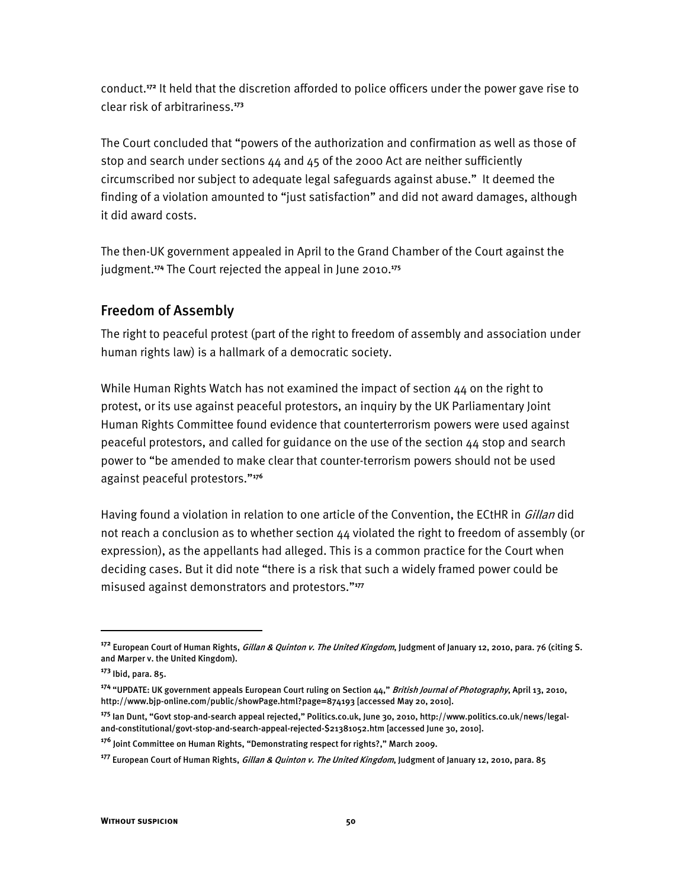conduct.[172] It held that the discretion afforded to police officers under the power gave rise to clear risk of arbitrariness.[173]

The Court concluded that "powers of the authorization and confirmation as well as those of stop and search under sections 44 and 45 of the 2000 Act are neither sufficiently circumscribed nor subject to adequate legal safeguards against abuse." It deemed the finding of a violation amounted to "just satisfaction" and did not award damages, although it did award costs.

The then-UK government appealed in April to the Grand Chamber of the Court against the judgment.[174] The Court rejected the appeal in June 2010.[175]

## Freedom of Assembly

The right to peaceful protest (part of the right to freedom of assembly and association under human rights law) is a hallmark of a democratic society.

While Human Rights Watch has not examined the impact of section 44 on the right to protest, or its use against peaceful protestors, an inquiry by the UK Parliamentary Joint Human Rights Committee found evidence that counterterrorism powers were used against peaceful protestors, and called for guidance on the use of the section 44 stop and search power to "be amended to make clear that counter-terrorism powers should not be used against peaceful protestors."[176]

Having found a violation in relation to one article of the Convention, the ECtHR in *Gillan* did not reach a conclusion as to whether section 44 violated the right to freedom of assembly (or expression), as the appellants had alleged. This is a common practice for the Court when deciding cases. But it did note "there is a risk that such a widely framed power could be misused against demonstrators and protestors."[177]

---

[172] European Court of Human Rights, *Gillan & Quinton v. The United Kingdom*, Judgment of January 12, 2010, para. 76 (citing S. and Marper v. the United Kingdom).

[173] Ibid, para. 85.

[174] "UPDATE: UK government appeals European Court ruling on Section 44," *British Journal of Photography*, April 13, 2010, http://www.bjp-online.com/public/showPage.html?page=874193 [accessed May 20, 2010].

[175] Ian Dunt, "Govt stop-and-search appeal rejected," Politics.co.uk, June 30, 2010, http://www.politics.co.uk/news/legal-and-constitutional/govt-stop-and-search-appeal-rejected-$21381052.htm [accessed June 30, 2010].

[176] Joint Committee on Human Rights, "Demonstrating respect for rights?," March 2009.

[177] European Court of Human Rights, *Gillan & Quinton v. The United Kingdom*, Judgment of January 12, 2010, para. 85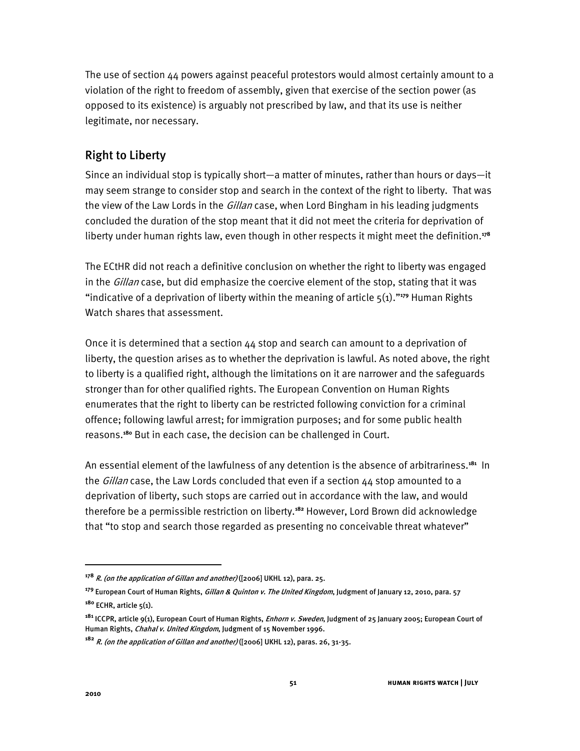The use of section 44 powers against peaceful protestors would almost certainly amount to a violation of the right to freedom of assembly, given that exercise of the section power (as opposed to its existence) is arguably not prescribed by law, and that its use is neither legitimate, nor necessary.

## Right to Liberty

Since an individual stop is typically short—a matter of minutes, rather than hours or days—it may seem strange to consider stop and search in the context of the right to liberty. That was the view of the Law Lords in the *Gillan* case, when Lord Bingham in his leading judgments concluded the duration of the stop meant that it did not meet the criteria for deprivation of liberty under human rights law, even though in other respects it might meet the definition.[178]

The ECtHR did not reach a definitive conclusion on whether the right to liberty was engaged in the *Gillan* case, but did emphasize the coercive element of the stop, stating that it was "indicative of a deprivation of liberty within the meaning of article 5(1)."[179] Human Rights Watch shares that assessment.

Once it is determined that a section 44 stop and search can amount to a deprivation of liberty, the question arises as to whether the deprivation is lawful. As noted above, the right to liberty is a qualified right, although the limitations on it are narrower and the safeguards stronger than for other qualified rights. The European Convention on Human Rights enumerates that the right to liberty can be restricted following conviction for a criminal offence; following lawful arrest; for immigration purposes; and for some public health reasons.[180] But in each case, the decision can be challenged in Court.

An essential element of the lawfulness of any detention is the absence of arbitrariness.[181] In the *Gillan* case, the Law Lords concluded that even if a section 44 stop amounted to a deprivation of liberty, such stops are carried out in accordance with the law, and would therefore be a permissible restriction on liberty.[182] However, Lord Brown did acknowledge that "to stop and search those regarded as presenting no conceivable threat whatever"

---

[178] *R. (on the application of Gillan and another)* ([2006] UKHL 12), para. 25.

[179] European Court of Human Rights, *Gillan & Quinton v. The United Kingdom*, Judgment of January 12, 2010, para. 57

[180] ECHR, article 5(1).

[181] ICCPR, article 9(1), European Court of Human Rights, *Enhorn v. Sweden*, Judgment of 25 January 2005; European Court of Human Rights, *Chahal v. United Kingdom*, Judgment of 15 November 1996.

[182] *R. (on the application of Gillan and another)* ([2006] UKHL 12), paras. 26, 31-35.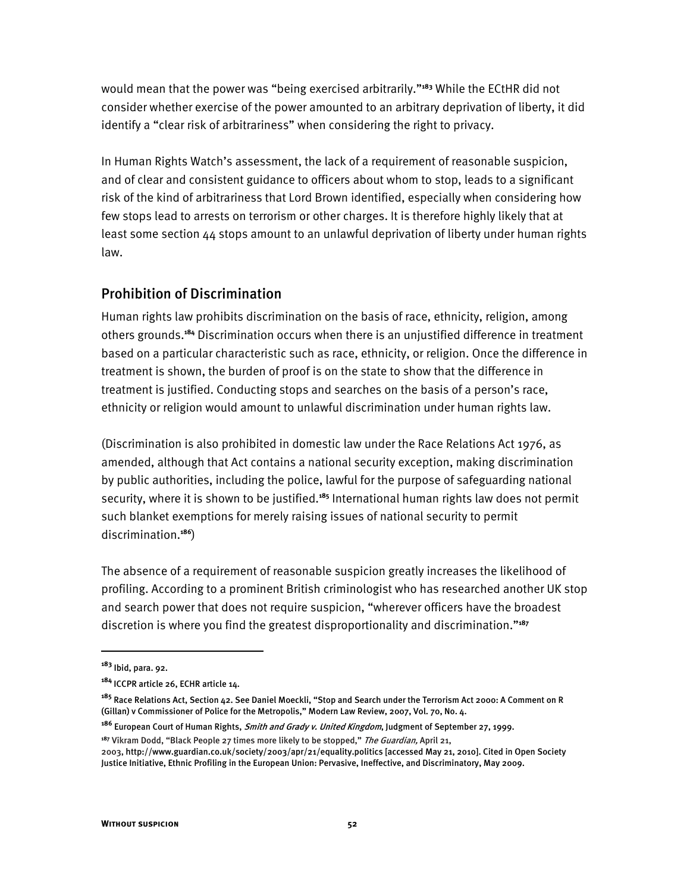would mean that the power was "being exercised arbitrarily."[183] While the ECtHR did not consider whether exercise of the power amounted to an arbitrary deprivation of liberty, it did identify a "clear risk of arbitrariness" when considering the right to privacy.

In Human Rights Watch's assessment, the lack of a requirement of reasonable suspicion, and of clear and consistent guidance to officers about whom to stop, leads to a significant risk of the kind of arbitrariness that Lord Brown identified, especially when considering how few stops lead to arrests on terrorism or other charges. It is therefore highly likely that at least some section 44 stops amount to an unlawful deprivation of liberty under human rights law.

## Prohibition of Discrimination

Human rights law prohibits discrimination on the basis of race, ethnicity, religion, among others grounds.[184] Discrimination occurs when there is an unjustified difference in treatment based on a particular characteristic such as race, ethnicity, or religion. Once the difference in treatment is shown, the burden of proof is on the state to show that the difference in treatment is justified. Conducting stops and searches on the basis of a person's race, ethnicity or religion would amount to unlawful discrimination under human rights law.

(Discrimination is also prohibited in domestic law under the Race Relations Act 1976, as amended, although that Act contains a national security exception, making discrimination by public authorities, including the police, lawful for the purpose of safeguarding national security, where it is shown to be justified.[185] International human rights law does not permit such blanket exemptions for merely raising issues of national security to permit discrimination.[186])

The absence of a requirement of reasonable suspicion greatly increases the likelihood of profiling. According to a prominent British criminologist who has researched another UK stop and search power that does not require suspicion, "wherever officers have the broadest discretion is where you find the greatest disproportionality and discrimination."[187]

---

[183] Ibid, para. 92.

[184] ICCPR article 26, ECHR article 14.

[185] Race Relations Act, Section 42. See Daniel Moeckli, "Stop and Search under the Terrorism Act 2000: A Comment on R (Gillan) v Commissioner of Police for the Metropolis," Modern Law Review, 2007, Vol. 70, No. 4.

[186] European Court of Human Rights, *Smith and Grady v. United Kingdom*, Judgment of September 27, 1999.

[187] Vikram Dodd, "Black People 27 times more likely to be stopped," *The Guardian,* April 21, 2003, http://www.guardian.co.uk/society/2003/apr/21/equality.politics [accessed May 21, 2010]. Cited in Open Society Justice Initiative, Ethnic Profiling in the European Union: Pervasive, Ineffective, and Discriminatory, May 2009.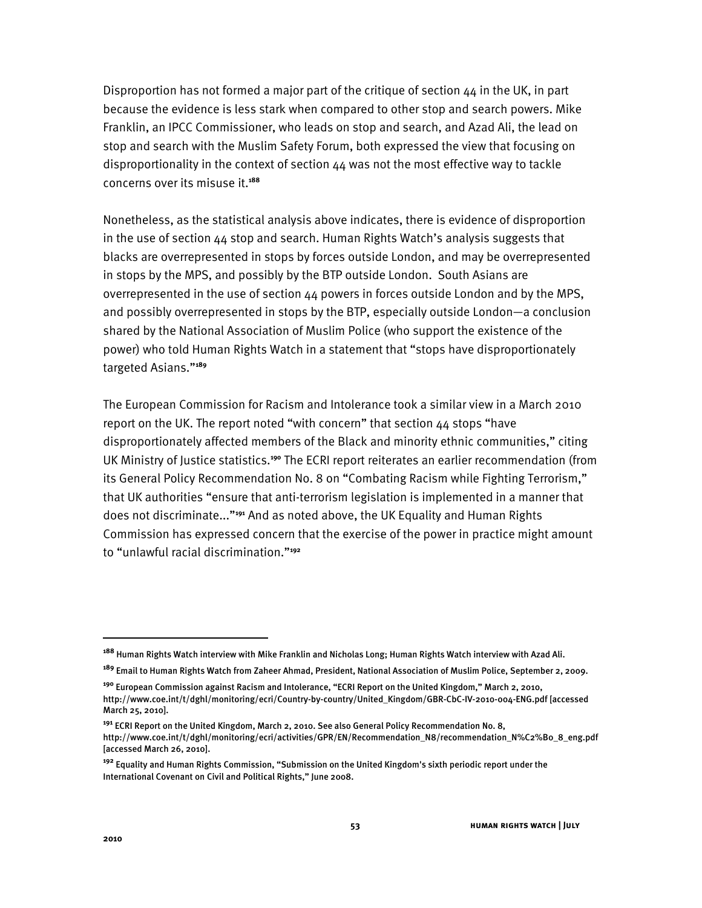Disproportion has not formed a major part of the critique of section 44 in the UK, in part because the evidence is less stark when compared to other stop and search powers. Mike Franklin, an IPCC Commissioner, who leads on stop and search, and Azad Ali, the lead on stop and search with the Muslim Safety Forum, both expressed the view that focusing on disproportionality in the context of section 44 was not the most effective way to tackle concerns over its misuse it.[188]

Nonetheless, as the statistical analysis above indicates, there is evidence of disproportion in the use of section 44 stop and search. Human Rights Watch's analysis suggests that blacks are overrepresented in stops by forces outside London, and may be overrepresented in stops by the MPS, and possibly by the BTP outside London. South Asians are overrepresented in the use of section 44 powers in forces outside London and by the MPS, and possibly overrepresented in stops by the BTP, especially outside London—a conclusion shared by the National Association of Muslim Police (who support the existence of the power) who told Human Rights Watch in a statement that "stops have disproportionately targeted Asians."[189]

The European Commission for Racism and Intolerance took a similar view in a March 2010 report on the UK. The report noted "with concern" that section 44 stops "have disproportionately affected members of the Black and minority ethnic communities," citing UK Ministry of Justice statistics.[190] The ECRI report reiterates an earlier recommendation (from its General Policy Recommendation No. 8 on "Combating Racism while Fighting Terrorism," that UK authorities "ensure that anti-terrorism legislation is implemented in a manner that does not discriminate..."[191] And as noted above, the UK Equality and Human Rights Commission has expressed concern that the exercise of the power in practice might amount to "unlawful racial discrimination."[192]

---

[188] Human Rights Watch interview with Mike Franklin and Nicholas Long; Human Rights Watch interview with Azad Ali.

[189] Email to Human Rights Watch from Zaheer Ahmad, President, National Association of Muslim Police, September 2, 2009.

[190] European Commission against Racism and Intolerance, "ECRI Report on the United Kingdom," March 2, 2010, http://www.coe.int/t/dghl/monitoring/ecri/Country-by-country/United_Kingdom/GBR-CbC-IV-2010-004-ENG.pdf [accessed March 25, 2010].

[191] ECRI Report on the United Kingdom, March 2, 2010. See also General Policy Recommendation No. 8, http://www.coe.int/t/dghl/monitoring/ecri/activities/GPR/EN/Recommendation_N8/recommendation_N%C2%B0_8_eng.pdf [accessed March 26, 2010].

[192] Equality and Human Rights Commission, "Submission on the United Kingdom's sixth periodic report under the International Covenant on Civil and Political Rights," June 2008.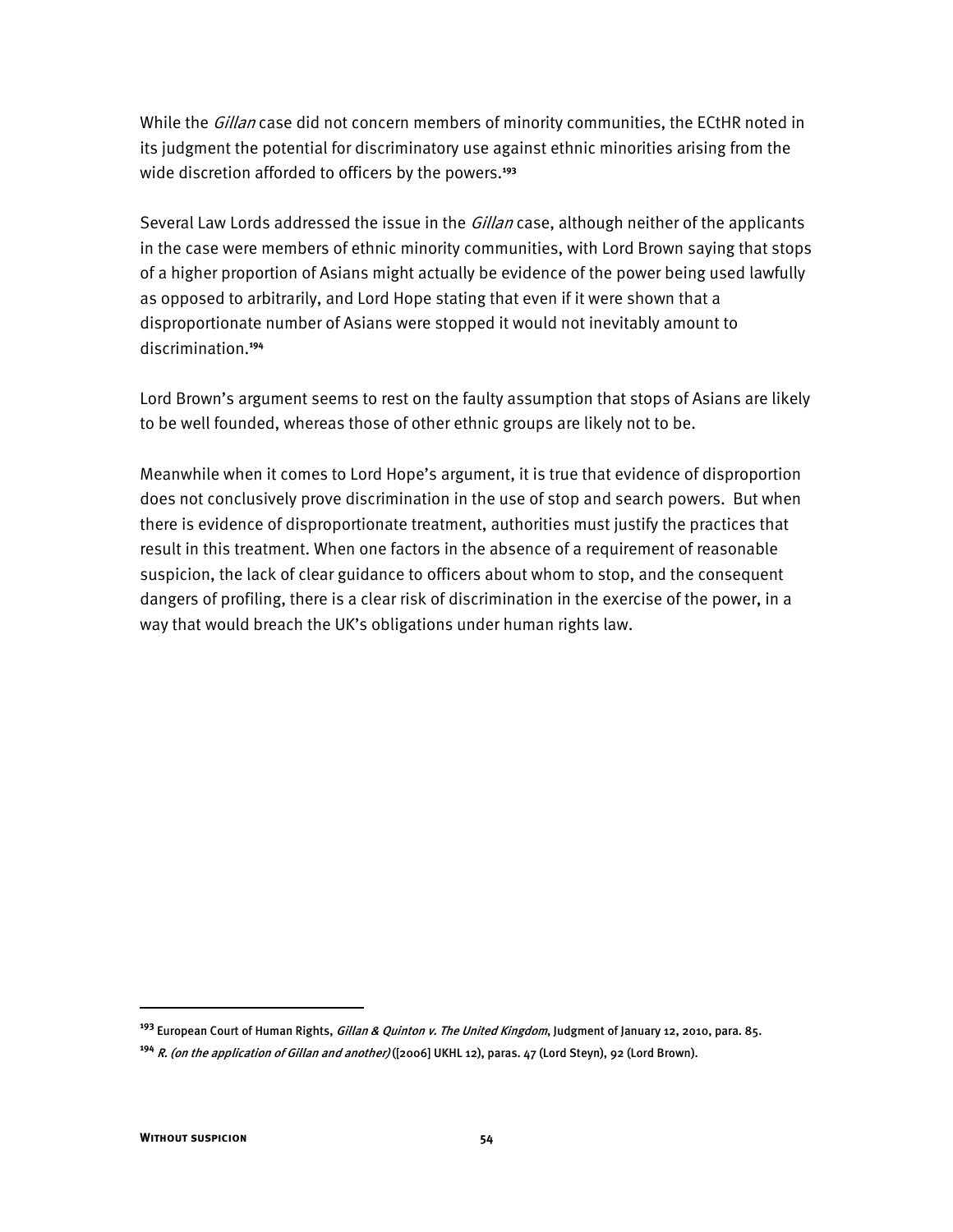While the *Gillan* case did not concern members of minority communities, the ECtHR noted in its judgment the potential for discriminatory use against ethnic minorities arising from the wide discretion afforded to officers by the powers.[193]

Several Law Lords addressed the issue in the *Gillan* case, although neither of the applicants in the case were members of ethnic minority communities, with Lord Brown saying that stops of a higher proportion of Asians might actually be evidence of the power being used lawfully as opposed to arbitrarily, and Lord Hope stating that even if it were shown that a disproportionate number of Asians were stopped it would not inevitably amount to discrimination.[194]

Lord Brown's argument seems to rest on the faulty assumption that stops of Asians are likely to be well founded, whereas those of other ethnic groups are likely not to be.

Meanwhile when it comes to Lord Hope's argument, it is true that evidence of disproportion does not conclusively prove discrimination in the use of stop and search powers. But when there is evidence of disproportionate treatment, authorities must justify the practices that result in this treatment. When one factors in the absence of a requirement of reasonable suspicion, the lack of clear guidance to officers about whom to stop, and the consequent dangers of profiling, there is a clear risk of discrimination in the exercise of the power, in a way that would breach the UK's obligations under human rights law.

---

[193] European Court of Human Rights, *Gillan & Quinton v. The United Kingdom*, Judgment of January 12, 2010, para. 85.

[194] *R. (on the application of Gillan and another)* ([2006] UKHL 12), paras. 47 (Lord Steyn), 92 (Lord Brown).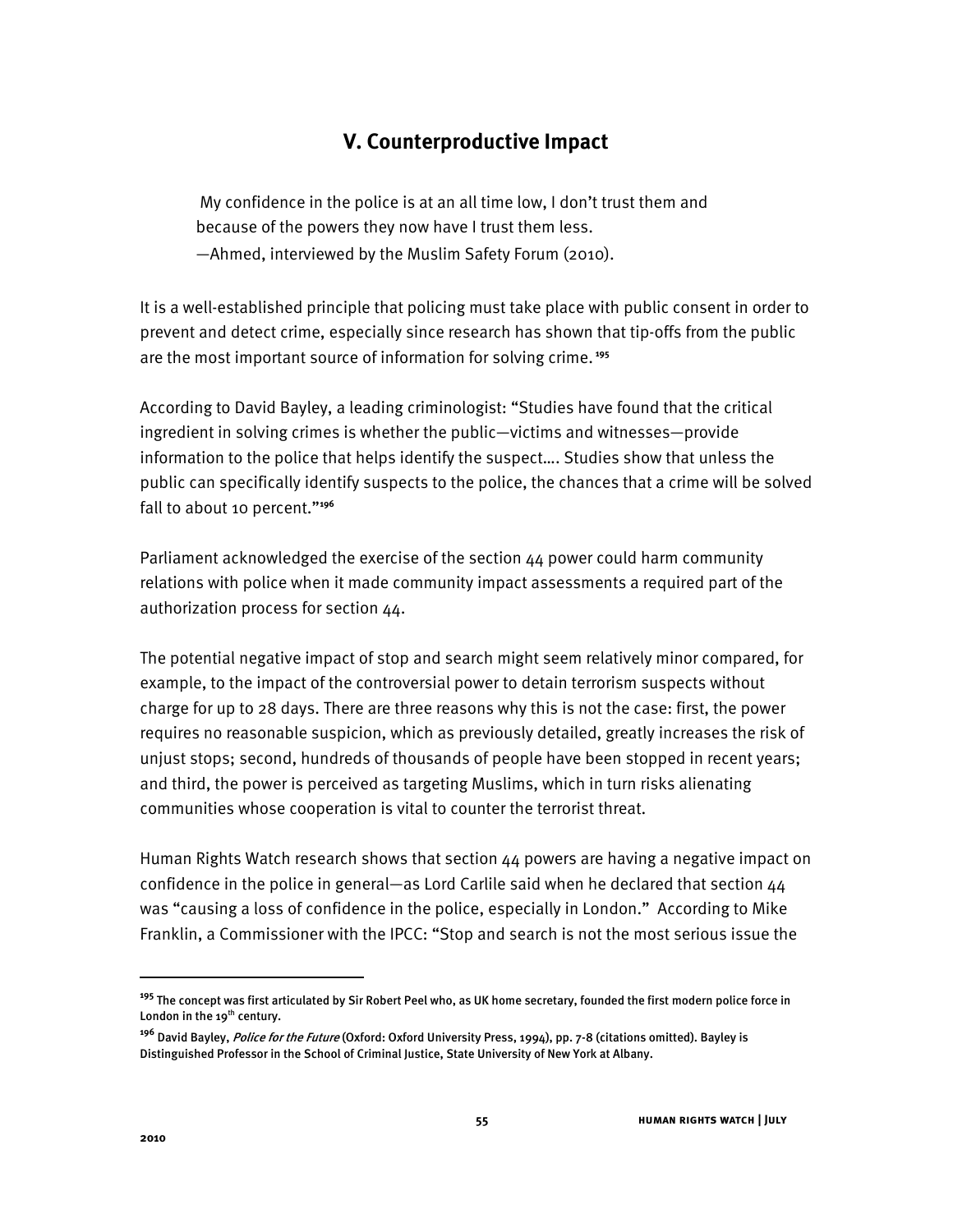## V. Counterproductive Impact

> My confidence in the police is at an all time low, I don't trust them and because of the powers they now have I trust them less.
> —Ahmed, interviewed by the Muslim Safety Forum (2010).

It is a well-established principle that policing must take place with public consent in order to prevent and detect crime, especially since research has shown that tip-offs from the public are the most important source of information for solving crime.[195]

According to David Bayley, a leading criminologist: "Studies have found that the critical ingredient in solving crimes is whether the public—victims and witnesses—provide information to the police that helps identify the suspect…. Studies show that unless the public can specifically identify suspects to the police, the chances that a crime will be solved fall to about 10 percent."[196]

Parliament acknowledged the exercise of the section 44 power could harm community relations with police when it made community impact assessments a required part of the authorization process for section 44.

The potential negative impact of stop and search might seem relatively minor compared, for example, to the impact of the controversial power to detain terrorism suspects without charge for up to 28 days. There are three reasons why this is not the case: first, the power requires no reasonable suspicion, which as previously detailed, greatly increases the risk of unjust stops; second, hundreds of thousands of people have been stopped in recent years; and third, the power is perceived as targeting Muslims, which in turn risks alienating communities whose cooperation is vital to counter the terrorist threat.

Human Rights Watch research shows that section 44 powers are having a negative impact on confidence in the police in general—as Lord Carlile said when he declared that section 44 was "causing a loss of confidence in the police, especially in London." According to Mike Franklin, a Commissioner with the IPCC: "Stop and search is not the most serious issue the

---

[195] The concept was first articulated by Sir Robert Peel who, as UK home secretary, founded the first modern police force in London in the 19th century.

[196] David Bayley, *Police for the Future* (Oxford: Oxford University Press, 1994), pp. 7-8 (citations omitted). Bayley is Distinguished Professor in the School of Criminal Justice, State University of New York at Albany.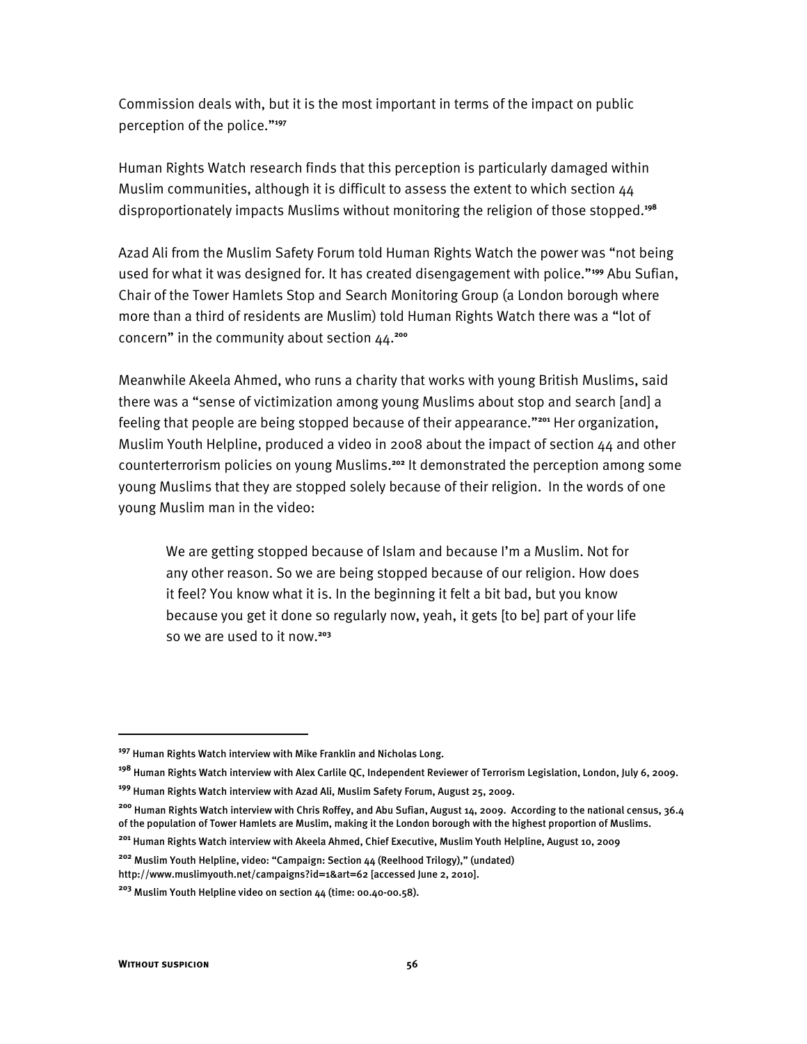Commission deals with, but it is the most important in terms of the impact on public perception of the police."[197]

Human Rights Watch research finds that this perception is particularly damaged within Muslim communities, although it is difficult to assess the extent to which section 44 disproportionately impacts Muslims without monitoring the religion of those stopped.[198]

Azad Ali from the Muslim Safety Forum told Human Rights Watch the power was "not being used for what it was designed for. It has created disengagement with police."[199] Abu Sufian, Chair of the Tower Hamlets Stop and Search Monitoring Group (a London borough where more than a third of residents are Muslim) told Human Rights Watch there was a "lot of concern" in the community about section 44.[200]

Meanwhile Akeela Ahmed, who runs a charity that works with young British Muslims, said there was a "sense of victimization among young Muslims about stop and search [and] a feeling that people are being stopped because of their appearance."[201] Her organization, Muslim Youth Helpline, produced a video in 2008 about the impact of section 44 and other counterterrorism policies on young Muslims.[202] It demonstrated the perception among some young Muslims that they are stopped solely because of their religion. In the words of one young Muslim man in the video:

> We are getting stopped because of Islam and because I'm a Muslim. Not for any other reason. So we are being stopped because of our religion. How does it feel? You know what it is. In the beginning it felt a bit bad, but you know because you get it done so regularly now, yeah, it gets [to be] part of your life so we are used to it now.[203]

---

[197] Human Rights Watch interview with Mike Franklin and Nicholas Long.

[198] Human Rights Watch interview with Alex Carlile QC, Independent Reviewer of Terrorism Legislation, London, July 6, 2009.

[199] Human Rights Watch interview with Azad Ali, Muslim Safety Forum, August 25, 2009.

[200] Human Rights Watch interview with Chris Roffey, and Abu Sufian, August 14, 2009. According to the national census, 36.4 of the population of Tower Hamlets are Muslim, making it the London borough with the highest proportion of Muslims.

[201] Human Rights Watch interview with Akeela Ahmed, Chief Executive, Muslim Youth Helpline, August 10, 2009

[202] Muslim Youth Helpline, video: "Campaign: Section 44 (Reelhood Trilogy)," (undated) http://www.muslimyouth.net/campaigns?id=1&art=62 [accessed June 2, 2010].

[203] Muslim Youth Helpline video on section 44 (time: 00.40-00.58).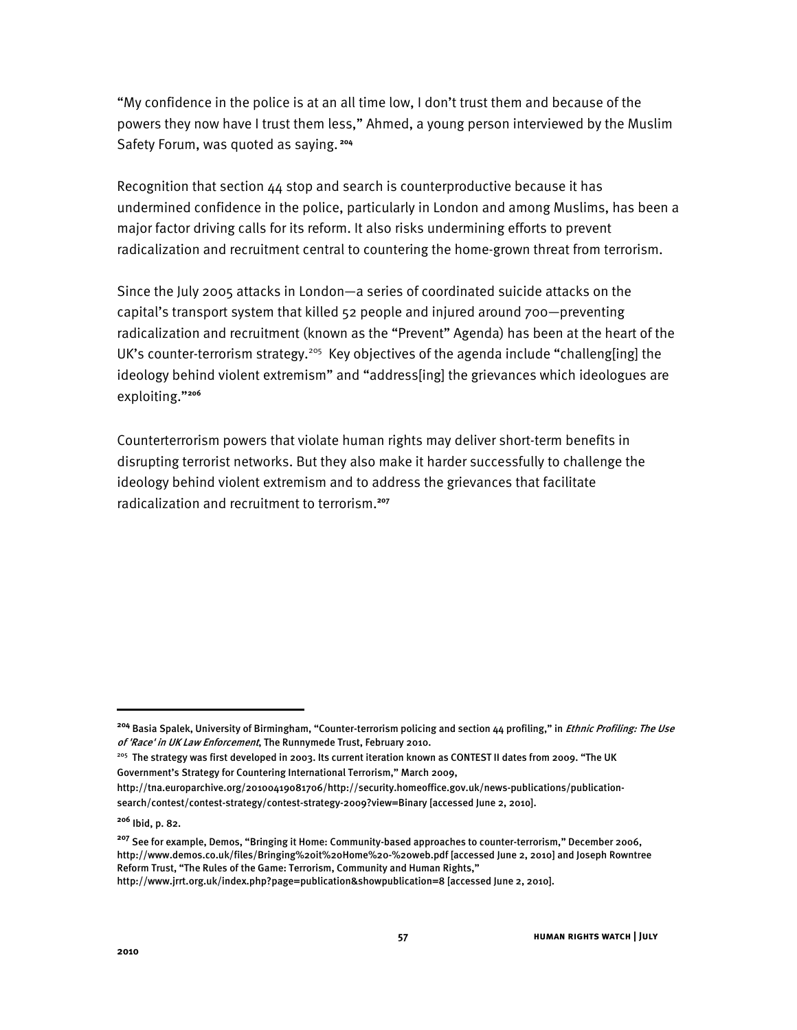"My confidence in the police is at an all time low, I don't trust them and because of the powers they now have I trust them less," Ahmed, a young person interviewed by the Muslim Safety Forum, was quoted as saying.[204]

Recognition that section 44 stop and search is counterproductive because it has undermined confidence in the police, particularly in London and among Muslims, has been a major factor driving calls for its reform. It also risks undermining efforts to prevent radicalization and recruitment central to countering the home-grown threat from terrorism.

Since the July 2005 attacks in London—a series of coordinated suicide attacks on the capital's transport system that killed 52 people and injured around 700—preventing radicalization and recruitment (known as the "Prevent" Agenda) has been at the heart of the UK's counter-terrorism strategy.[205] Key objectives of the agenda include "challeng[ing] the ideology behind violent extremism" and "address[ing] the grievances which ideologues are exploiting."[206]

Counterterrorism powers that violate human rights may deliver short-term benefits in disrupting terrorist networks. But they also make it harder successfully to challenge the ideology behind violent extremism and to address the grievances that facilitate radicalization and recruitment to terrorism.[207]

---

[204] Basia Spalek, University of Birmingham, "Counter-terrorism policing and section 44 profiling," in *Ethnic Profiling: The Use of 'Race' in UK Law Enforcement*, The Runnymede Trust, February 2010.

[205] The strategy was first developed in 2003. Its current iteration known as CONTEST II dates from 2009. "The UK Government's Strategy for Countering International Terrorism," March 2009, http://tna.europarchive.org/20100419081706/http://security.homeoffice.gov.uk/news-publications/publication-search/contest/contest-strategy/contest-strategy-2009?view=Binary [accessed June 2, 2010].

[206] Ibid, p. 82.

[207] See for example, Demos, "Bringing it Home: Community-based approaches to counter-terrorism," December 2006, http://www.demos.co.uk/files/Bringing%20it%20Home%20-%20web.pdf [accessed June 2, 2010] and Joseph Rowntree Reform Trust, "The Rules of the Game: Terrorism, Community and Human Rights," http://www.jrrt.org.uk/index.php?page=publication&showpublication=8 [accessed June 2, 2010].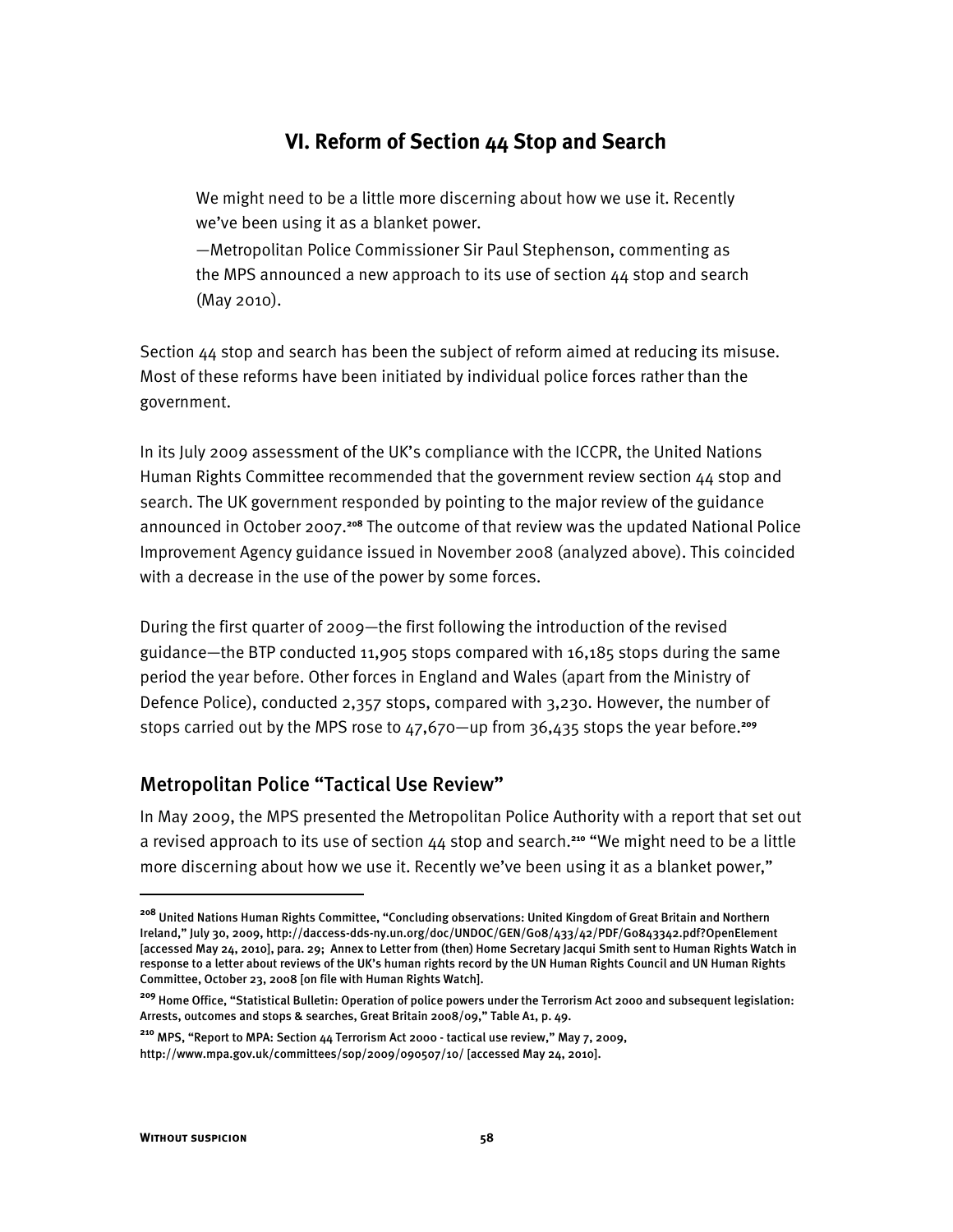# VI. Reform of Section 44 Stop and Search

> We might need to be a little more discerning about how we use it. Recently we've been using it as a blanket power.
>
> —Metropolitan Police Commissioner Sir Paul Stephenson, commenting as the MPS announced a new approach to its use of section 44 stop and search (May 2010).

Section 44 stop and search has been the subject of reform aimed at reducing its misuse. Most of these reforms have been initiated by individual police forces rather than the government.

In its July 2009 assessment of the UK's compliance with the ICCPR, the United Nations Human Rights Committee recommended that the government review section 44 stop and search. The UK government responded by pointing to the major review of the guidance announced in October 2007.[208] The outcome of that review was the updated National Police Improvement Agency guidance issued in November 2008 (analyzed above). This coincided with a decrease in the use of the power by some forces.

During the first quarter of 2009—the first following the introduction of the revised guidance—the BTP conducted 11,905 stops compared with 16,185 stops during the same period the year before. Other forces in England and Wales (apart from the Ministry of Defence Police), conducted 2,357 stops, compared with 3,230. However, the number of stops carried out by the MPS rose to 47,670—up from 36,435 stops the year before.[209]

## Metropolitan Police "Tactical Use Review"

In May 2009, the MPS presented the Metropolitan Police Authority with a report that set out a revised approach to its use of section 44 stop and search.[210] "We might need to be a little more discerning about how we use it. Recently we've been using it as a blanket power,"

---

[208] United Nations Human Rights Committee, "Concluding observations: United Kingdom of Great Britain and Northern Ireland," July 30, 2009, http://daccess-dds-ny.un.org/doc/UNDOC/GEN/G08/433/42/PDF/G0843342.pdf?OpenElement [accessed May 24, 2010], para. 29; Annex to Letter from (then) Home Secretary Jacqui Smith sent to Human Rights Watch in response to a letter about reviews of the UK's human rights record by the UN Human Rights Council and UN Human Rights Committee, October 23, 2008 [on file with Human Rights Watch].

[209] Home Office, "Statistical Bulletin: Operation of police powers under the Terrorism Act 2000 and subsequent legislation: Arrests, outcomes and stops & searches, Great Britain 2008/09," Table A1, p. 49.

[210] MPS, "Report to MPA: Section 44 Terrorism Act 2000 - tactical use review," May 7, 2009, http://www.mpa.gov.uk/committees/sop/2009/090507/10/ [accessed May 24, 2010].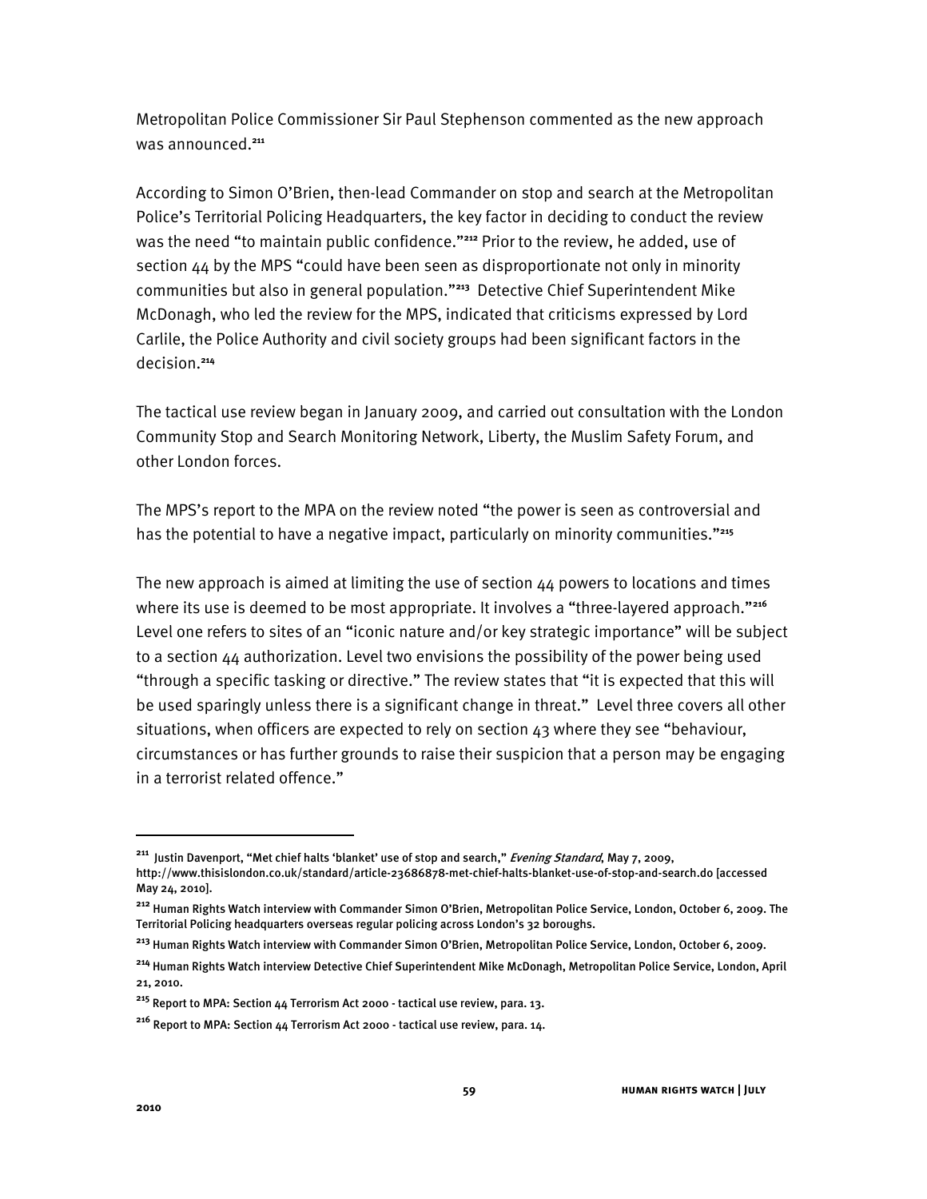Metropolitan Police Commissioner Sir Paul Stephenson commented as the new approach was announced.[211]

According to Simon O'Brien, then-lead Commander on stop and search at the Metropolitan Police's Territorial Policing Headquarters, the key factor in deciding to conduct the review was the need "to maintain public confidence."[212] Prior to the review, he added, use of section 44 by the MPS "could have been seen as disproportionate not only in minority communities but also in general population."[213] Detective Chief Superintendent Mike McDonagh, who led the review for the MPS, indicated that criticisms expressed by Lord Carlile, the Police Authority and civil society groups had been significant factors in the decision.[214]

The tactical use review began in January 2009, and carried out consultation with the London Community Stop and Search Monitoring Network, Liberty, the Muslim Safety Forum, and other London forces.

The MPS's report to the MPA on the review noted "the power is seen as controversial and has the potential to have a negative impact, particularly on minority communities."[215]

The new approach is aimed at limiting the use of section 44 powers to locations and times where its use is deemed to be most appropriate. It involves a "three-layered approach."[216] Level one refers to sites of an "iconic nature and/or key strategic importance" will be subject to a section 44 authorization. Level two envisions the possibility of the power being used "through a specific tasking or directive." The review states that "it is expected that this will be used sparingly unless there is a significant change in threat." Level three covers all other situations, when officers are expected to rely on section 43 where they see "behaviour, circumstances or has further grounds to raise their suspicion that a person may be engaging in a terrorist related offence."

---

[211] Justin Davenport, "Met chief halts 'blanket' use of stop and search," *Evening Standard*, May 7, 2009, http://www.thisislondon.co.uk/standard/article-23686878-met-chief-halts-blanket-use-of-stop-and-search.do [accessed May 24, 2010].

[212] Human Rights Watch interview with Commander Simon O'Brien, Metropolitan Police Service, London, October 6, 2009. The Territorial Policing headquarters overseas regular policing across London's 32 boroughs.

[213] Human Rights Watch interview with Commander Simon O'Brien, Metropolitan Police Service, London, October 6, 2009.

[214] Human Rights Watch interview Detective Chief Superintendent Mike McDonagh, Metropolitan Police Service, London, April 21, 2010.

[215] Report to MPA: Section 44 Terrorism Act 2000 - tactical use review, para. 13.

[216] Report to MPA: Section 44 Terrorism Act 2000 - tactical use review, para. 14.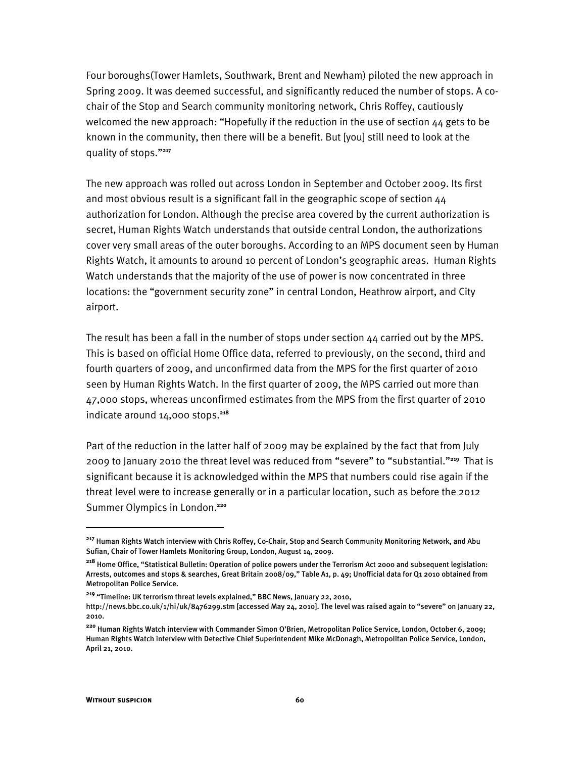Four boroughs(Tower Hamlets, Southwark, Brent and Newham) piloted the new approach in Spring 2009. It was deemed successful, and significantly reduced the number of stops. A co-chair of the Stop and Search community monitoring network, Chris Roffey, cautiously welcomed the new approach: "Hopefully if the reduction in the use of section 44 gets to be known in the community, then there will be a benefit. But [you] still need to look at the quality of stops."[217]

The new approach was rolled out across London in September and October 2009. Its first and most obvious result is a significant fall in the geographic scope of section 44 authorization for London. Although the precise area covered by the current authorization is secret, Human Rights Watch understands that outside central London, the authorizations cover very small areas of the outer boroughs. According to an MPS document seen by Human Rights Watch, it amounts to around 10 percent of London's geographic areas. Human Rights Watch understands that the majority of the use of power is now concentrated in three locations: the "government security zone" in central London, Heathrow airport, and City airport.

The result has been a fall in the number of stops under section 44 carried out by the MPS. This is based on official Home Office data, referred to previously, on the second, third and fourth quarters of 2009, and unconfirmed data from the MPS for the first quarter of 2010 seen by Human Rights Watch. In the first quarter of 2009, the MPS carried out more than 47,000 stops, whereas unconfirmed estimates from the MPS from the first quarter of 2010 indicate around 14,000 stops.[218]

Part of the reduction in the latter half of 2009 may be explained by the fact that from July 2009 to January 2010 the threat level was reduced from "severe" to "substantial."[219] That is significant because it is acknowledged within the MPS that numbers could rise again if the threat level were to increase generally or in a particular location, such as before the 2012 Summer Olympics in London.[220]

---

[217] Human Rights Watch interview with Chris Roffey, Co-Chair, Stop and Search Community Monitoring Network, and Abu Sufian, Chair of Tower Hamlets Monitoring Group, London, August 14, 2009.

[218] Home Office, "Statistical Bulletin: Operation of police powers under the Terrorism Act 2000 and subsequent legislation: Arrests, outcomes and stops & searches, Great Britain 2008/09," Table A1, p. 49; Unofficial data for Q1 2010 obtained from Metropolitan Police Service.

[219] "Timeline: UK terrorism threat levels explained," BBC News, January 22, 2010, http://news.bbc.co.uk/1/hi/uk/8476299.stm [accessed May 24, 2010]. The level was raised again to "severe" on January 22, 2010.

[220] Human Rights Watch interview with Commander Simon O'Brien, Metropolitan Police Service, London, October 6, 2009; Human Rights Watch interview with Detective Chief Superintendent Mike McDonagh, Metropolitan Police Service, London, April 21, 2010.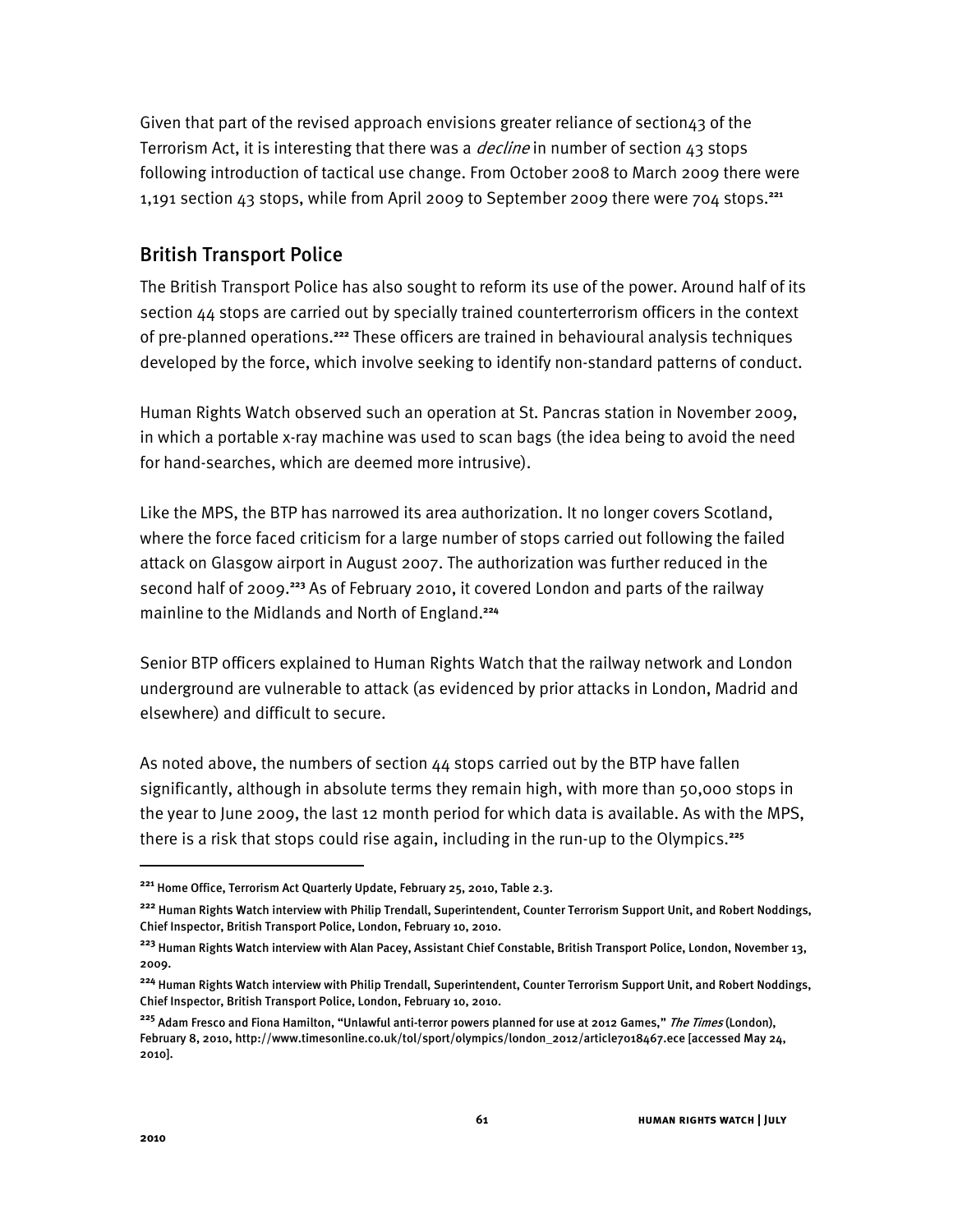Given that part of the revised approach envisions greater reliance of section43 of the Terrorism Act, it is interesting that there was a *decline* in number of section 43 stops following introduction of tactical use change. From October 2008 to March 2009 there were 1,191 section 43 stops, while from April 2009 to September 2009 there were 704 stops.[221]

## British Transport Police

The British Transport Police has also sought to reform its use of the power. Around half of its section 44 stops are carried out by specially trained counterterrorism officers in the context of pre-planned operations.[222] These officers are trained in behavioural analysis techniques developed by the force, which involve seeking to identify non-standard patterns of conduct.

Human Rights Watch observed such an operation at St. Pancras station in November 2009, in which a portable x-ray machine was used to scan bags (the idea being to avoid the need for hand-searches, which are deemed more intrusive).

Like the MPS, the BTP has narrowed its area authorization. It no longer covers Scotland, where the force faced criticism for a large number of stops carried out following the failed attack on Glasgow airport in August 2007. The authorization was further reduced in the second half of 2009.[223] As of February 2010, it covered London and parts of the railway mainline to the Midlands and North of England.[224]

Senior BTP officers explained to Human Rights Watch that the railway network and London underground are vulnerable to attack (as evidenced by prior attacks in London, Madrid and elsewhere) and difficult to secure.

As noted above, the numbers of section 44 stops carried out by the BTP have fallen significantly, although in absolute terms they remain high, with more than 50,000 stops in the year to June 2009, the last 12 month period for which data is available. As with the MPS, there is a risk that stops could rise again, including in the run-up to the Olympics.[225]

---

[221] Home Office, Terrorism Act Quarterly Update, February 25, 2010, Table 2.3.

[222] Human Rights Watch interview with Philip Trendall, Superintendent, Counter Terrorism Support Unit, and Robert Noddings, Chief Inspector, British Transport Police, London, February 10, 2010.

[223] Human Rights Watch interview with Alan Pacey, Assistant Chief Constable, British Transport Police, London, November 13, 2009.

[224] Human Rights Watch interview with Philip Trendall, Superintendent, Counter Terrorism Support Unit, and Robert Noddings, Chief Inspector, British Transport Police, London, February 10, 2010.

[225] Adam Fresco and Fiona Hamilton, "Unlawful anti-terror powers planned for use at 2012 Games," *The Times* (London), February 8, 2010, http://www.timesonline.co.uk/tol/sport/olympics/london_2012/article7018467.ece [accessed May 24, 2010].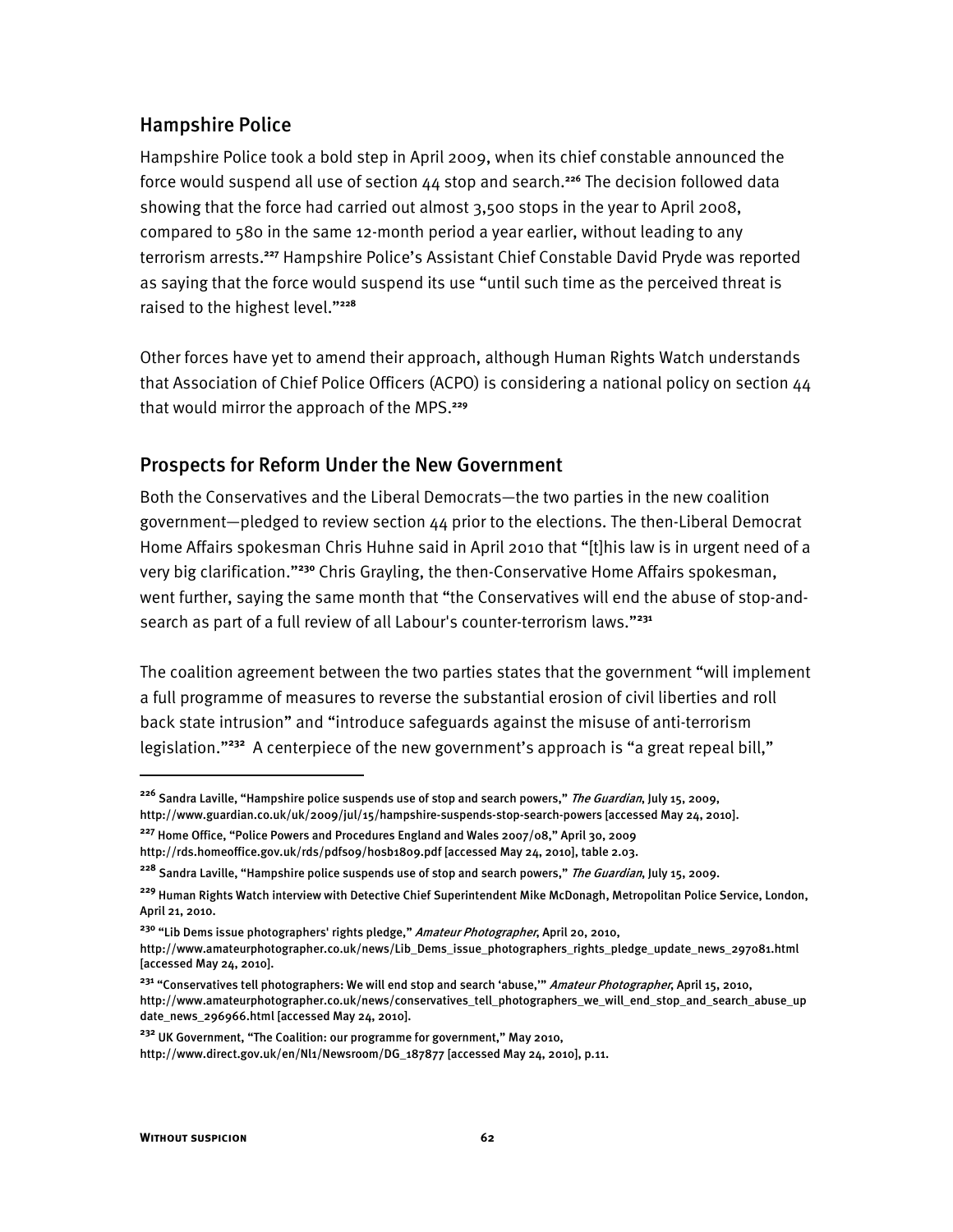## Hampshire Police

Hampshire Police took a bold step in April 2009, when its chief constable announced the force would suspend all use of section 44 stop and search.[226] The decision followed data showing that the force had carried out almost 3,500 stops in the year to April 2008, compared to 580 in the same 12-month period a year earlier, without leading to any terrorism arrests.[227] Hampshire Police's Assistant Chief Constable David Pryde was reported as saying that the force would suspend its use "until such time as the perceived threat is raised to the highest level."[228]

Other forces have yet to amend their approach, although Human Rights Watch understands that Association of Chief Police Officers (ACPO) is considering a national policy on section 44 that would mirror the approach of the MPS.[229]

## Prospects for Reform Under the New Government

Both the Conservatives and the Liberal Democrats—the two parties in the new coalition government—pledged to review section 44 prior to the elections. The then-Liberal Democrat Home Affairs spokesman Chris Huhne said in April 2010 that "[t]his law is in urgent need of a very big clarification."[230] Chris Grayling, the then-Conservative Home Affairs spokesman, went further, saying the same month that "the Conservatives will end the abuse of stop-and-search as part of a full review of all Labour's counter-terrorism laws."[231]

The coalition agreement between the two parties states that the government "will implement a full programme of measures to reverse the substantial erosion of civil liberties and roll back state intrusion" and "introduce safeguards against the misuse of anti-terrorism legislation."[232] A centerpiece of the new government's approach is "a great repeal bill,"

---

[226] Sandra Laville, "Hampshire police suspends use of stop and search powers," *The Guardian*, July 15, 2009, http://www.guardian.co.uk/uk/2009/jul/15/hampshire-suspends-stop-search-powers [accessed May 24, 2010].

[227] Home Office, "Police Powers and Procedures England and Wales 2007/08," April 30, 2009 http://rds.homeoffice.gov.uk/rds/pdfs09/hosb1809.pdf [accessed May 24, 2010], table 2.03.

[228] Sandra Laville, "Hampshire police suspends use of stop and search powers," *The Guardian*, July 15, 2009.

[229] Human Rights Watch interview with Detective Chief Superintendent Mike McDonagh, Metropolitan Police Service, London, April 21, 2010.

[230] "Lib Dems issue photographers' rights pledge," *Amateur Photographer*, April 20, 2010, http://www.amateurphotographer.co.uk/news/Lib_Dems_issue_photographers_rights_pledge_update_news_297081.html [accessed May 24, 2010].

[231] "Conservatives tell photographers: We will end stop and search 'abuse,'" *Amateur Photographer*, April 15, 2010, http://www.amateurphotographer.co.uk/news/conservatives_tell_photographers_we_will_end_stop_and_search_abuse_update_news_296966.html [accessed May 24, 2010].

[232] UK Government, "The Coalition: our programme for government," May 2010, http://www.direct.gov.uk/en/Nl1/Newsroom/DG_187877 [accessed May 24, 2010], p.11.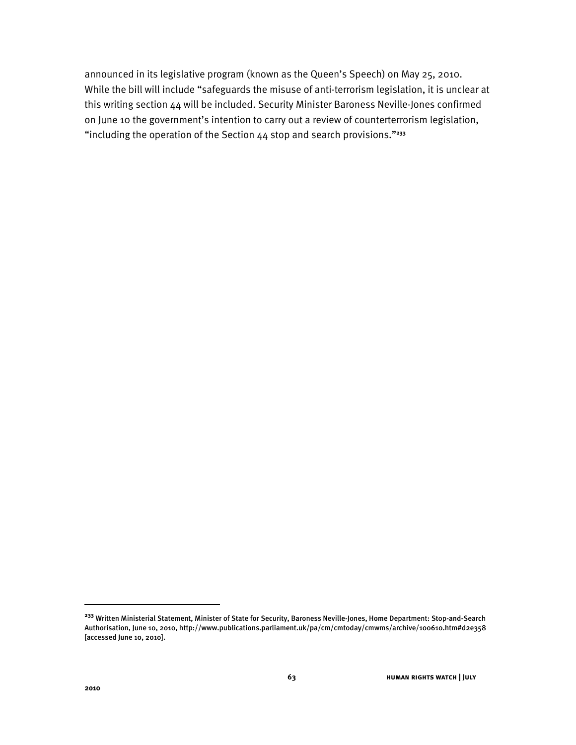announced in its legislative program (known as the Queen's Speech) on May 25, 2010. While the bill will include "safeguards the misuse of anti-terrorism legislation, it is unclear at this writing section 44 will be included. Security Minister Baroness Neville-Jones confirmed on June 10 the government's intention to carry out a review of counterterrorism legislation, "including the operation of the Section 44 stop and search provisions."[233]

---

[233] Written Ministerial Statement, Minister of State for Security, Baroness Neville-Jones, Home Department: Stop-and-Search Authorisation, June 10, 2010, http://www.publications.parliament.uk/pa/cm/cmtoday/cmwms/archive/100610.htm#d2e358 [accessed June 10, 2010].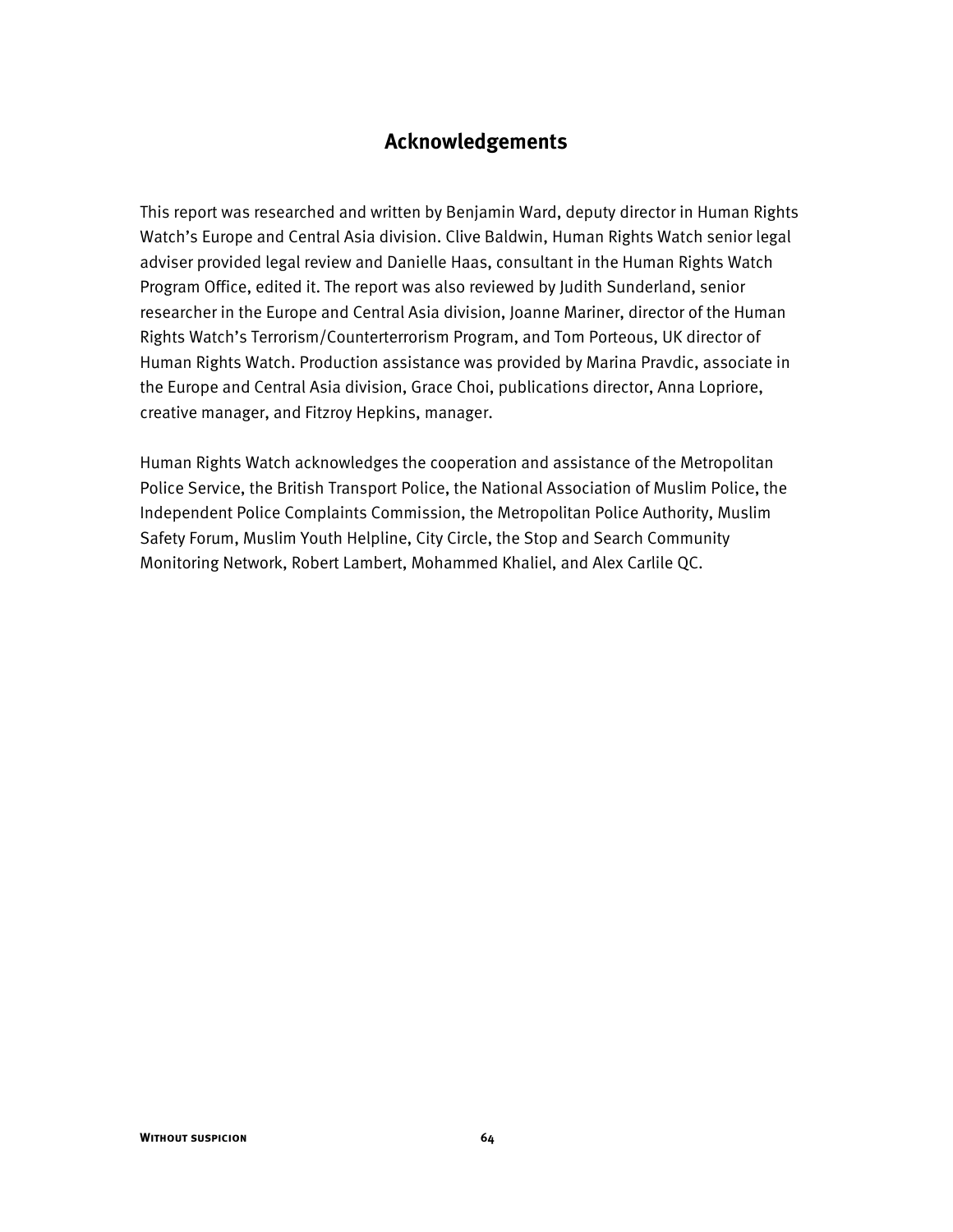## Acknowledgements

This report was researched and written by Benjamin Ward, deputy director in Human Rights Watch's Europe and Central Asia division. Clive Baldwin, Human Rights Watch senior legal adviser provided legal review and Danielle Haas, consultant in the Human Rights Watch Program Office, edited it. The report was also reviewed by Judith Sunderland, senior researcher in the Europe and Central Asia division, Joanne Mariner, director of the Human Rights Watch's Terrorism/Counterterrorism Program, and Tom Porteous, UK director of Human Rights Watch. Production assistance was provided by Marina Pravdic, associate in the Europe and Central Asia division, Grace Choi, publications director, Anna Lopriore, creative manager, and Fitzroy Hepkins, manager.

Human Rights Watch acknowledges the cooperation and assistance of the Metropolitan Police Service, the British Transport Police, the National Association of Muslim Police, the Independent Police Complaints Commission, the Metropolitan Police Authority, Muslim Safety Forum, Muslim Youth Helpline, City Circle, the Stop and Search Community Monitoring Network, Robert Lambert, Mohammed Khaliel, and Alex Carlile QC.